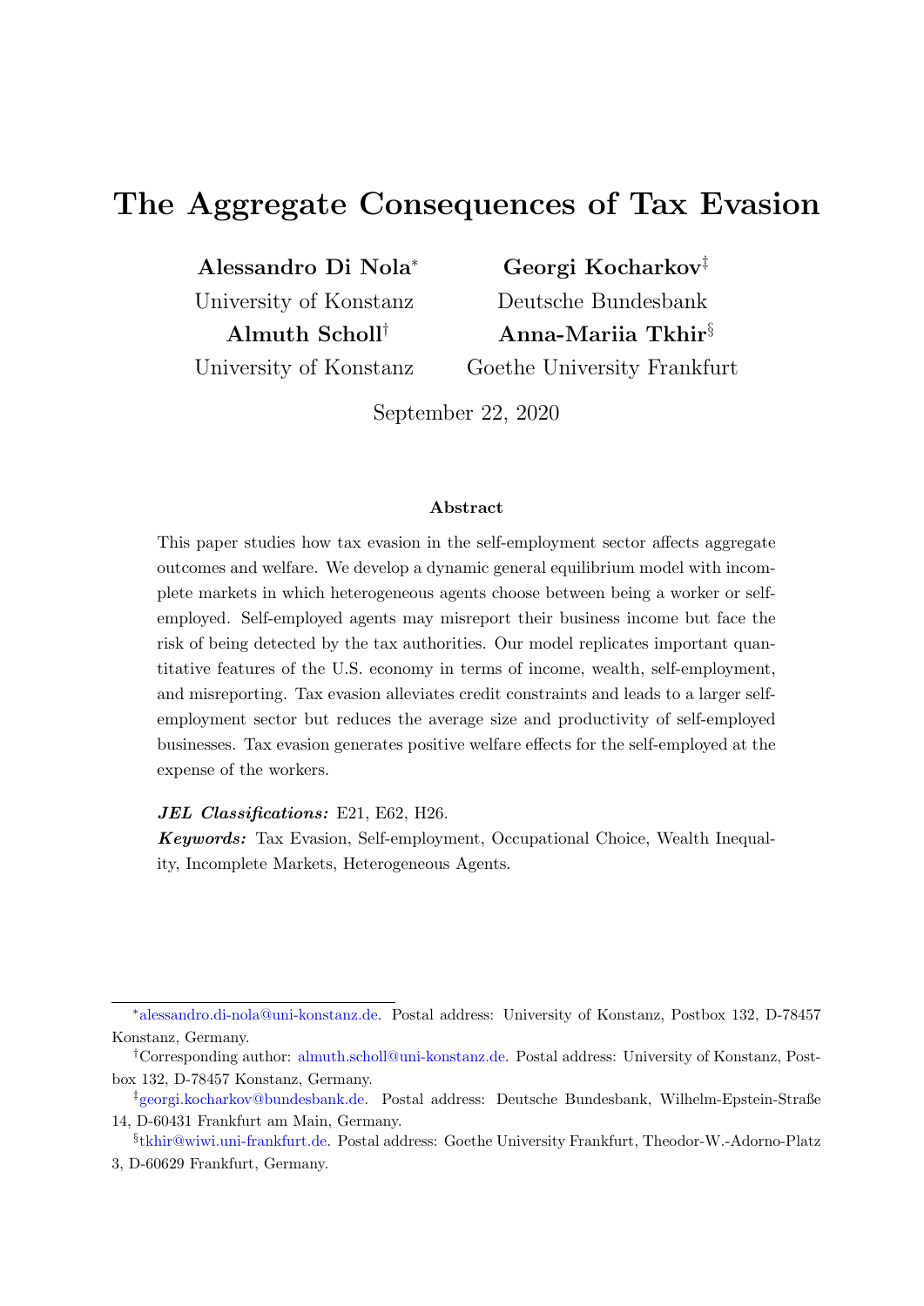# The Aggregate Consequences of Tax Evasion

**Alessandro Di Nola**[*]
University of Konstanz

**Georgi Kocharkov**[‡]
Deutsche Bundesbank

**Almuth Scholl**[†]
University of Konstanz

**Anna-Mariia Tkhir**[§]
Goethe University Frankfurt

September 22, 2020

### Abstract

This paper studies how tax evasion in the self-employment sector affects aggregate outcomes and welfare. We develop a dynamic general equilibrium model with incomplete markets in which heterogeneous agents choose between being a worker or self-employed. Self-employed agents may misreport their business income but face the risk of being detected by the tax authorities. Our model replicates important quantitative features of the U.S. economy in terms of income, wealth, self-employment, and misreporting. Tax evasion alleviates credit constraints and leads to a larger self-employment sector but reduces the average size and productivity of self-employed businesses. Tax evasion generates positive welfare effects for the self-employed at the expense of the workers.

***JEL Classifications:*** E21, E62, H26.

***Keywords:*** Tax Evasion, Self-employment, Occupational Choice, Wealth Inequality, Incomplete Markets, Heterogeneous Agents.

---

[*] alessandro.di-nola@uni-konstanz.de. Postal address: University of Konstanz, Postbox 132, D-78457 Konstanz, Germany.

[†] Corresponding author: almuth.scholl@uni-konstanz.de. Postal address: University of Konstanz, Postbox 132, D-78457 Konstanz, Germany.

[‡] georgi.kocharkov@bundesbank.de. Postal address: Deutsche Bundesbank, Wilhelm-Epstein-Straße 14, D-60431 Frankfurt am Main, Germany.

[§] tkhir@wiwi.uni-frankfurt.de. Postal address: Goethe University Frankfurt, Theodor-W.-Adorno-Platz 3, D-60629 Frankfurt, Germany.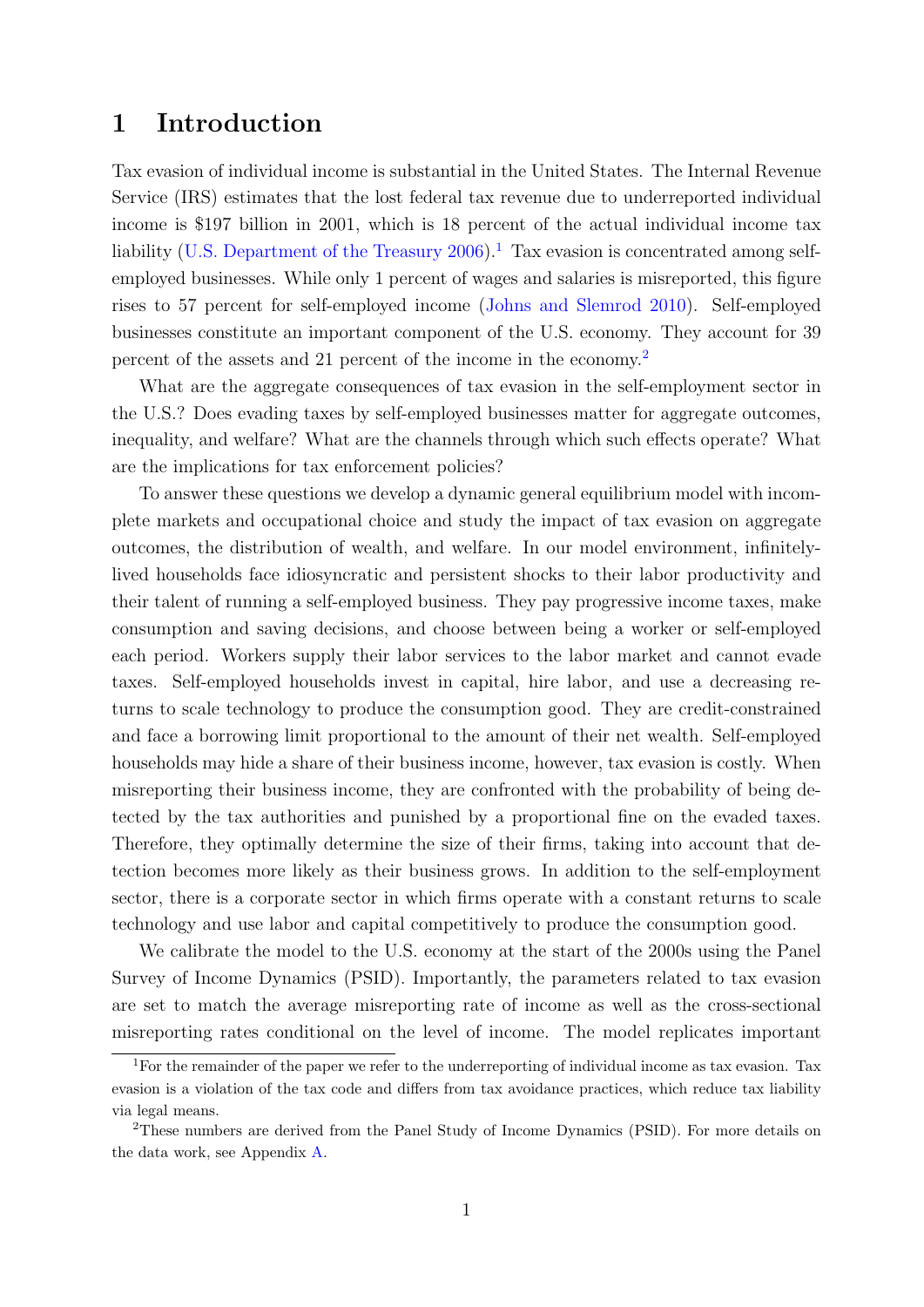# 1 Introduction

Tax evasion of individual income is substantial in the United States. The Internal Revenue Service (IRS) estimates that the lost federal tax revenue due to underreported individual income is $197 billion in 2001, which is 18 percent of the actual individual income tax liability (U.S. Department of the Treasury 2006).[1] Tax evasion is concentrated among self-employed businesses. While only 1 percent of wages and salaries is misreported, this figure rises to 57 percent for self-employed income (Johns and Slemrod 2010). Self-employed businesses constitute an important component of the U.S. economy. They account for 39 percent of the assets and 21 percent of the income in the economy.[2]

What are the aggregate consequences of tax evasion in the self-employment sector in the U.S.? Does evading taxes by self-employed businesses matter for aggregate outcomes, inequality, and welfare? What are the channels through which such effects operate? What are the implications for tax enforcement policies?

To answer these questions we develop a dynamic general equilibrium model with incomplete markets and occupational choice and study the impact of tax evasion on aggregate outcomes, the distribution of wealth, and welfare. In our model environment, infinitely-lived households face idiosyncratic and persistent shocks to their labor productivity and their talent of running a self-employed business. They pay progressive income taxes, make consumption and saving decisions, and choose between being a worker or self-employed each period. Workers supply their labor services to the labor market and cannot evade taxes. Self-employed households invest in capital, hire labor, and use a decreasing returns to scale technology to produce the consumption good. They are credit-constrained and face a borrowing limit proportional to the amount of their net wealth. Self-employed households may hide a share of their business income, however, tax evasion is costly. When misreporting their business income, they are confronted with the probability of being detected by the tax authorities and punished by a proportional fine on the evaded taxes. Therefore, they optimally determine the size of their firms, taking into account that detection becomes more likely as their business grows. In addition to the self-employment sector, there is a corporate sector in which firms operate with a constant returns to scale technology and use labor and capital competitively to produce the consumption good.

We calibrate the model to the U.S. economy at the start of the 2000s using the Panel Survey of Income Dynamics (PSID). Importantly, the parameters related to tax evasion are set to match the average misreporting rate of income as well as the cross-sectional misreporting rates conditional on the level of income. The model replicates important

[1] For the remainder of the paper we refer to the underreporting of individual income as tax evasion. Tax evasion is a violation of the tax code and differs from tax avoidance practices, which reduce tax liability via legal means.

[2] These numbers are derived from the Panel Study of Income Dynamics (PSID). For more details on the data work, see Appendix A.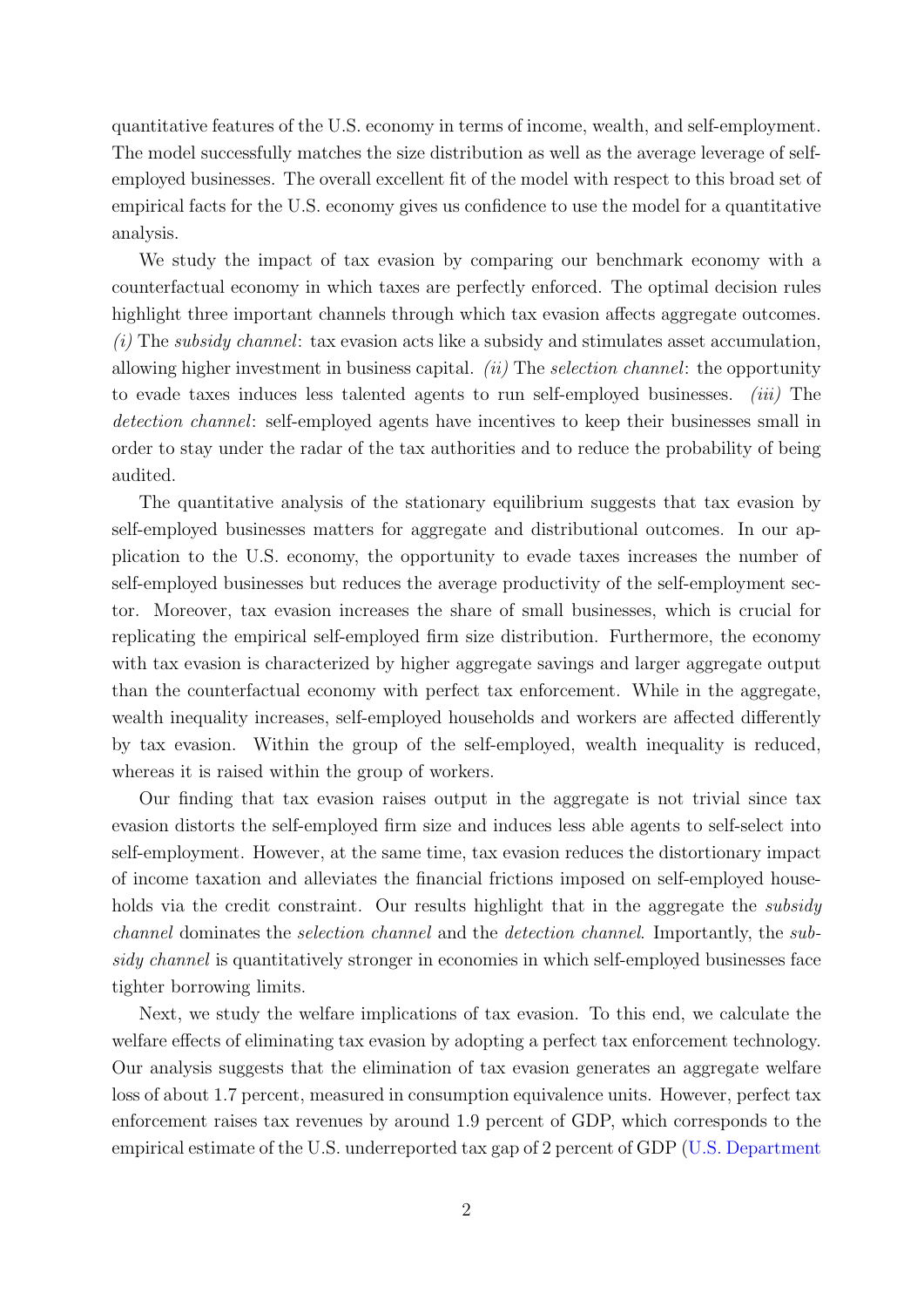quantitative features of the U.S. economy in terms of income, wealth, and self-employment. The model successfully matches the size distribution as well as the average leverage of self-employed businesses. The overall excellent fit of the model with respect to this broad set of empirical facts for the U.S. economy gives us confidence to use the model for a quantitative analysis.

We study the impact of tax evasion by comparing our benchmark economy with a counterfactual economy in which taxes are perfectly enforced. The optimal decision rules highlight three important channels through which tax evasion affects aggregate outcomes. *(i)* The *subsidy channel*: tax evasion acts like a subsidy and stimulates asset accumulation, allowing higher investment in business capital. *(ii)* The *selection channel*: the opportunity to evade taxes induces less talented agents to run self-employed businesses. *(iii)* The *detection channel*: self-employed agents have incentives to keep their businesses small in order to stay under the radar of the tax authorities and to reduce the probability of being audited.

The quantitative analysis of the stationary equilibrium suggests that tax evasion by self-employed businesses matters for aggregate and distributional outcomes. In our application to the U.S. economy, the opportunity to evade taxes increases the number of self-employed businesses but reduces the average productivity of the self-employment sector. Moreover, tax evasion increases the share of small businesses, which is crucial for replicating the empirical self-employed firm size distribution. Furthermore, the economy with tax evasion is characterized by higher aggregate savings and larger aggregate output than the counterfactual economy with perfect tax enforcement. While in the aggregate, wealth inequality increases, self-employed households and workers are affected differently by tax evasion. Within the group of the self-employed, wealth inequality is reduced, whereas it is raised within the group of workers.

Our finding that tax evasion raises output in the aggregate is not trivial since tax evasion distorts the self-employed firm size and induces less able agents to self-select into self-employment. However, at the same time, tax evasion reduces the distortionary impact of income taxation and alleviates the financial frictions imposed on self-employed households via the credit constraint. Our results highlight that in the aggregate the *subsidy channel* dominates the *selection channel* and the *detection channel*. Importantly, the *subsidy channel* is quantitatively stronger in economies in which self-employed businesses face tighter borrowing limits.

Next, we study the welfare implications of tax evasion. To this end, we calculate the welfare effects of eliminating tax evasion by adopting a perfect tax enforcement technology. Our analysis suggests that the elimination of tax evasion generates an aggregate welfare loss of about 1.7 percent, measured in consumption equivalence units. However, perfect tax enforcement raises tax revenues by around 1.9 percent of GDP, which corresponds to the empirical estimate of the U.S. underreported tax gap of 2 percent of GDP (U.S. Department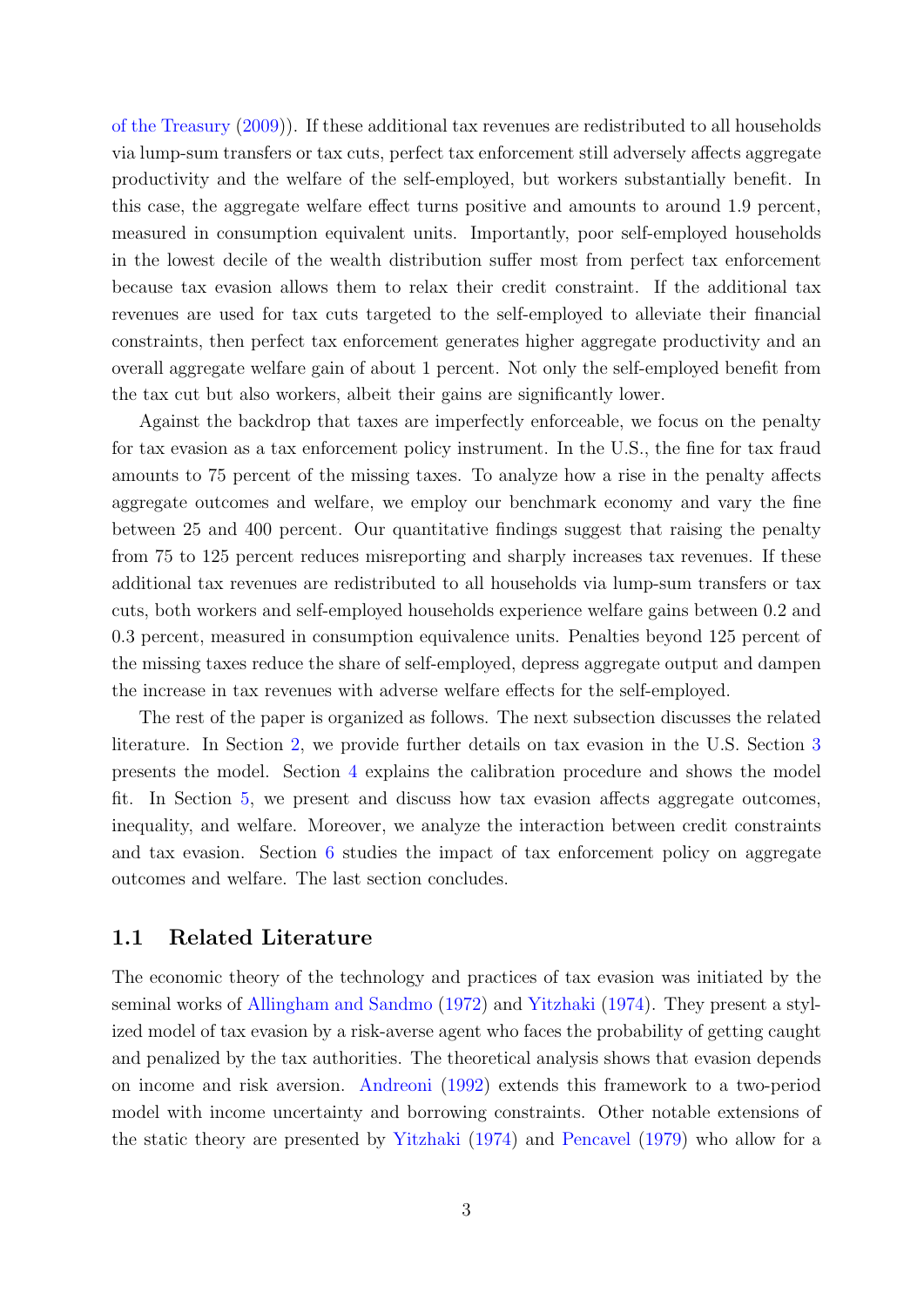of the Treasury (2009)). If these additional tax revenues are redistributed to all households via lump-sum transfers or tax cuts, perfect tax enforcement still adversely affects aggregate productivity and the welfare of the self-employed, but workers substantially benefit. In this case, the aggregate welfare effect turns positive and amounts to around 1.9 percent, measured in consumption equivalent units. Importantly, poor self-employed households in the lowest decile of the wealth distribution suffer most from perfect tax enforcement because tax evasion allows them to relax their credit constraint. If the additional tax revenues are used for tax cuts targeted to the self-employed to alleviate their financial constraints, then perfect tax enforcement generates higher aggregate productivity and an overall aggregate welfare gain of about 1 percent. Not only the self-employed benefit from the tax cut but also workers, albeit their gains are significantly lower.

Against the backdrop that taxes are imperfectly enforceable, we focus on the penalty for tax evasion as a tax enforcement policy instrument. In the U.S., the fine for tax fraud amounts to 75 percent of the missing taxes. To analyze how a rise in the penalty affects aggregate outcomes and welfare, we employ our benchmark economy and vary the fine between 25 and 400 percent. Our quantitative findings suggest that raising the penalty from 75 to 125 percent reduces misreporting and sharply increases tax revenues. If these additional tax revenues are redistributed to all households via lump-sum transfers or tax cuts, both workers and self-employed households experience welfare gains between 0.2 and 0.3 percent, measured in consumption equivalence units. Penalties beyond 125 percent of the missing taxes reduce the share of self-employed, depress aggregate output and dampen the increase in tax revenues with adverse welfare effects for the self-employed.

The rest of the paper is organized as follows. The next subsection discusses the related literature. In Section 2, we provide further details on tax evasion in the U.S. Section 3 presents the model. Section 4 explains the calibration procedure and shows the model fit. In Section 5, we present and discuss how tax evasion affects aggregate outcomes, inequality, and welfare. Moreover, we analyze the interaction between credit constraints and tax evasion. Section 6 studies the impact of tax enforcement policy on aggregate outcomes and welfare. The last section concludes.

### 1.1 Related Literature

The economic theory of the technology and practices of tax evasion was initiated by the seminal works of Allingham and Sandmo (1972) and Yitzhaki (1974). They present a stylized model of tax evasion by a risk-averse agent who faces the probability of getting caught and penalized by the tax authorities. The theoretical analysis shows that evasion depends on income and risk aversion. Andreoni (1992) extends this framework to a two-period model with income uncertainty and borrowing constraints. Other notable extensions of the static theory are presented by Yitzhaki (1974) and Pencavel (1979) who allow for a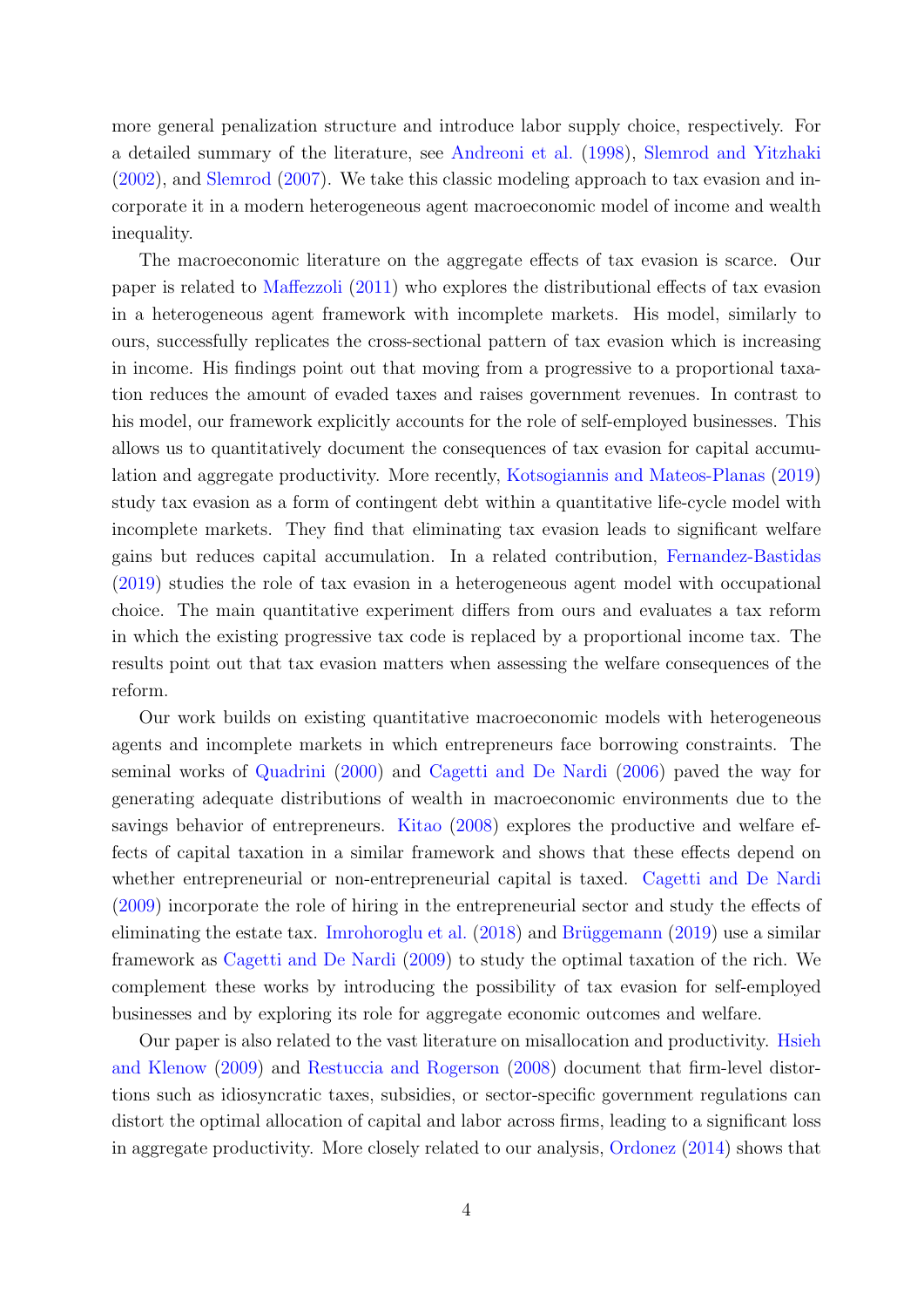more general penalization structure and introduce labor supply choice, respectively. For a detailed summary of the literature, see Andreoni et al. (1998), Slemrod and Yitzhaki (2002), and Slemrod (2007). We take this classic modeling approach to tax evasion and incorporate it in a modern heterogeneous agent macroeconomic model of income and wealth inequality.

The macroeconomic literature on the aggregate effects of tax evasion is scarce. Our paper is related to Maffezzoli (2011) who explores the distributional effects of tax evasion in a heterogeneous agent framework with incomplete markets. His model, similarly to ours, successfully replicates the cross-sectional pattern of tax evasion which is increasing in income. His findings point out that moving from a progressive to a proportional taxation reduces the amount of evaded taxes and raises government revenues. In contrast to his model, our framework explicitly accounts for the role of self-employed businesses. This allows us to quantitatively document the consequences of tax evasion for capital accumulation and aggregate productivity. More recently, Kotsogiannis and Mateos-Planas (2019) study tax evasion as a form of contingent debt within a quantitative life-cycle model with incomplete markets. They find that eliminating tax evasion leads to significant welfare gains but reduces capital accumulation. In a related contribution, Fernandez-Bastidas (2019) studies the role of tax evasion in a heterogeneous agent model with occupational choice. The main quantitative experiment differs from ours and evaluates a tax reform in which the existing progressive tax code is replaced by a proportional income tax. The results point out that tax evasion matters when assessing the welfare consequences of the reform.

Our work builds on existing quantitative macroeconomic models with heterogeneous agents and incomplete markets in which entrepreneurs face borrowing constraints. The seminal works of Quadrini (2000) and Cagetti and De Nardi (2006) paved the way for generating adequate distributions of wealth in macroeconomic environments due to the savings behavior of entrepreneurs. Kitao (2008) explores the productive and welfare effects of capital taxation in a similar framework and shows that these effects depend on whether entrepreneurial or non-entrepreneurial capital is taxed. Cagetti and De Nardi (2009) incorporate the role of hiring in the entrepreneurial sector and study the effects of eliminating the estate tax. Imrohoroglu et al. (2018) and Brüggemann (2019) use a similar framework as Cagetti and De Nardi (2009) to study the optimal taxation of the rich. We complement these works by introducing the possibility of tax evasion for self-employed businesses and by exploring its role for aggregate economic outcomes and welfare.

Our paper is also related to the vast literature on misallocation and productivity. Hsieh and Klenow (2009) and Restuccia and Rogerson (2008) document that firm-level distortions such as idiosyncratic taxes, subsidies, or sector-specific government regulations can distort the optimal allocation of capital and labor across firms, leading to a significant loss in aggregate productivity. More closely related to our analysis, Ordonez (2014) shows that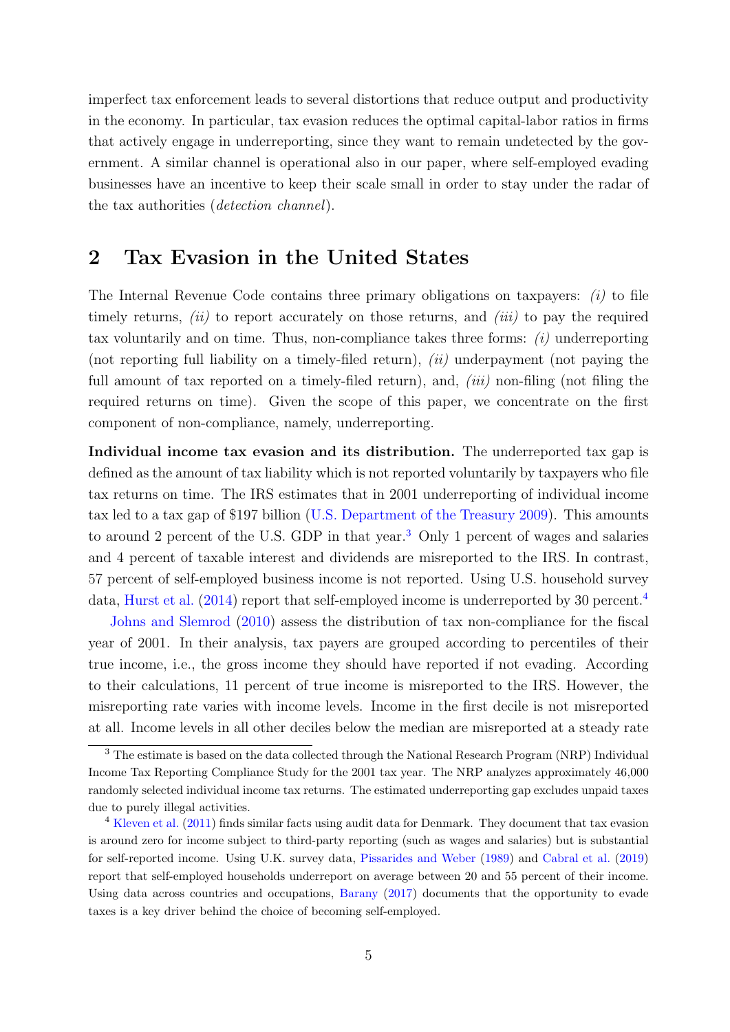imperfect tax enforcement leads to several distortions that reduce output and productivity in the economy. In particular, tax evasion reduces the optimal capital-labor ratios in firms that actively engage in underreporting, since they want to remain undetected by the government. A similar channel is operational also in our paper, where self-employed evading businesses have an incentive to keep their scale small in order to stay under the radar of the tax authorities (*detection channel*).

## 2 Tax Evasion in the United States

The Internal Revenue Code contains three primary obligations on taxpayers: *(i)* to file timely returns, *(ii)* to report accurately on those returns, and *(iii)* to pay the required tax voluntarily and on time. Thus, non-compliance takes three forms: *(i)* underreporting (not reporting full liability on a timely-filed return), *(ii)* underpayment (not paying the full amount of tax reported on a timely-filed return), and, *(iii)* non-filing (not filing the required returns on time). Given the scope of this paper, we concentrate on the first component of non-compliance, namely, underreporting.

**Individual income tax evasion and its distribution.** The underreported tax gap is defined as the amount of tax liability which is not reported voluntarily by taxpayers who file tax returns on time. The IRS estimates that in 2001 underreporting of individual income tax led to a tax gap of $197 billion (U.S. Department of the Treasury 2009). This amounts to around 2 percent of the U.S. GDP in that year.[3] Only 1 percent of wages and salaries and 4 percent of taxable interest and dividends are misreported to the IRS. In contrast, 57 percent of self-employed business income is not reported. Using U.S. household survey data, Hurst et al. (2014) report that self-employed income is underreported by 30 percent.[4]

Johns and Slemrod (2010) assess the distribution of tax non-compliance for the fiscal year of 2001. In their analysis, tax payers are grouped according to percentiles of their true income, i.e., the gross income they should have reported if not evading. According to their calculations, 11 percent of true income is misreported to the IRS. However, the misreporting rate varies with income levels. Income in the first decile is not misreported at all. Income levels in all other deciles below the median are misreported at a steady rate

---

[3] The estimate is based on the data collected through the National Research Program (NRP) Individual Income Tax Reporting Compliance Study for the 2001 tax year. The NRP analyzes approximately 46,000 randomly selected individual income tax returns. The estimated underreporting gap excludes unpaid taxes due to purely illegal activities.

[4] Kleven et al. (2011) finds similar facts using audit data for Denmark. They document that tax evasion is around zero for income subject to third-party reporting (such as wages and salaries) but is substantial for self-reported income. Using U.K. survey data, Pissarides and Weber (1989) and Cabral et al. (2019) report that self-employed households underreport on average between 20 and 55 percent of their income. Using data across countries and occupations, Barany (2017) documents that the opportunity to evade taxes is a key driver behind the choice of becoming self-employed.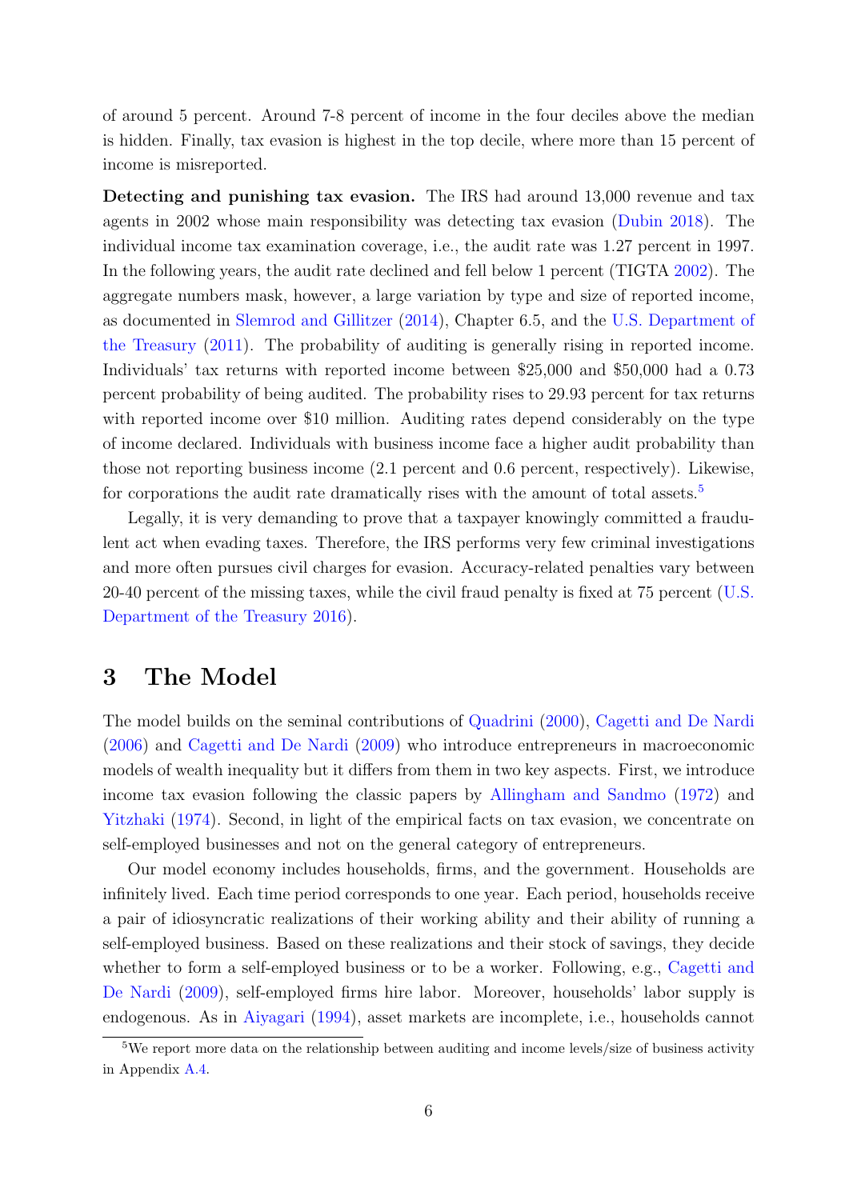of around 5 percent. Around 7-8 percent of income in the four deciles above the median is hidden. Finally, tax evasion is highest in the top decile, where more than 15 percent of income is misreported.

**Detecting and punishing tax evasion.** The IRS had around 13,000 revenue and tax agents in 2002 whose main responsibility was detecting tax evasion (Dubin 2018). The individual income tax examination coverage, i.e., the audit rate was 1.27 percent in 1997. In the following years, the audit rate declined and fell below 1 percent (TIGTA 2002). The aggregate numbers mask, however, a large variation by type and size of reported income, as documented in Slemrod and Gillitzer (2014), Chapter 6.5, and the U.S. Department of the Treasury (2011). The probability of auditing is generally rising in reported income. Individuals' tax returns with reported income between $25,000 and $50,000 had a 0.73 percent probability of being audited. The probability rises to 29.93 percent for tax returns with reported income over $10 million. Auditing rates depend considerably on the type of income declared. Individuals with business income face a higher audit probability than those not reporting business income (2.1 percent and 0.6 percent, respectively). Likewise, for corporations the audit rate dramatically rises with the amount of total assets.[5]

Legally, it is very demanding to prove that a taxpayer knowingly committed a fraudulent act when evading taxes. Therefore, the IRS performs very few criminal investigations and more often pursues civil charges for evasion. Accuracy-related penalties vary between 20-40 percent of the missing taxes, while the civil fraud penalty is fixed at 75 percent (U.S. Department of the Treasury 2016).

# 3 The Model

The model builds on the seminal contributions of Quadrini (2000), Cagetti and De Nardi (2006) and Cagetti and De Nardi (2009) who introduce entrepreneurs in macroeconomic models of wealth inequality but it differs from them in two key aspects. First, we introduce income tax evasion following the classic papers by Allingham and Sandmo (1972) and Yitzhaki (1974). Second, in light of the empirical facts on tax evasion, we concentrate on self-employed businesses and not on the general category of entrepreneurs.

Our model economy includes households, firms, and the government. Households are infinitely lived. Each time period corresponds to one year. Each period, households receive a pair of idiosyncratic realizations of their working ability and their ability of running a self-employed business. Based on these realizations and their stock of savings, they decide whether to form a self-employed business or to be a worker. Following, e.g., Cagetti and De Nardi (2009), self-employed firms hire labor. Moreover, households' labor supply is endogenous. As in Aiyagari (1994), asset markets are incomplete, i.e., households cannot

[5]We report more data on the relationship between auditing and income levels/size of business activity in Appendix A.4.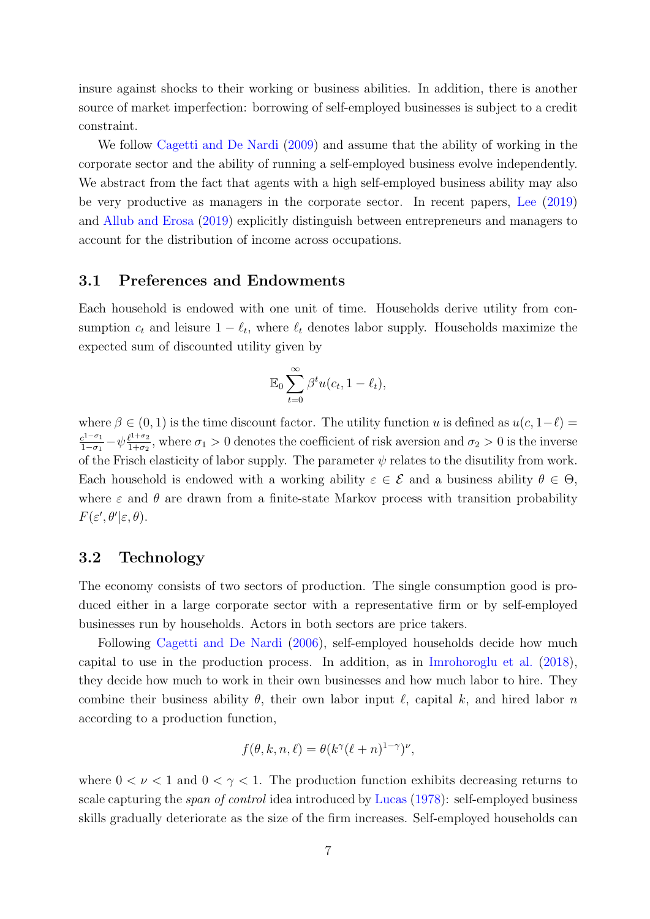insure against shocks to their working or business abilities. In addition, there is another source of market imperfection: borrowing of self-employed businesses is subject to a credit constraint.

We follow Cagetti and De Nardi (2009) and assume that the ability of working in the corporate sector and the ability of running a self-employed business evolve independently. We abstract from the fact that agents with a high self-employed business ability may also be very productive as managers in the corporate sector. In recent papers, Lee (2019) and Allub and Erosa (2019) explicitly distinguish between entrepreneurs and managers to account for the distribution of income across occupations.

## 3.1 Preferences and Endowments

Each household is endowed with one unit of time. Households derive utility from consumption $c_t$ and leisure $1 - \ell_t$, where $\ell_t$ denotes labor supply. Households maximize the expected sum of discounted utility given by

$$\mathbb{E}_0 \sum_{t=0}^{\infty} \beta^t u(c_t, 1 - \ell_t),$$

where $\beta \in (0, 1)$ is the time discount factor. The utility function $u$ is defined as $u(c, 1-\ell) = \frac{c^{1-\sigma_1}}{1-\sigma_1} - \psi \frac{\ell^{1+\sigma_2}}{1+\sigma_2}$, where $\sigma_1 > 0$ denotes the coefficient of risk aversion and $\sigma_2 > 0$ is the inverse of the Frisch elasticity of labor supply. The parameter $\psi$ relates to the disutility from work. Each household is endowed with a working ability $\varepsilon \in \mathcal{E}$ and a business ability $\theta \in \Theta$, where $\varepsilon$ and $\theta$ are drawn from a finite-state Markov process with transition probability $F(\varepsilon', \theta' | \varepsilon, \theta)$.

## 3.2 Technology

The economy consists of two sectors of production. The single consumption good is produced either in a large corporate sector with a representative firm or by self-employed businesses run by households. Actors in both sectors are price takers.

Following Cagetti and De Nardi (2006), self-employed households decide how much capital to use in the production process. In addition, as in Imrohoroglu et al. (2018), they decide how much to work in their own businesses and how much labor to hire. They combine their business ability $\theta$, their own labor input $\ell$, capital $k$, and hired labor $n$ according to a production function,

$$f(\theta, k, n, \ell) = \theta (k^{\gamma} (\ell + n)^{1-\gamma})^{\nu},$$

where $0 < \nu < 1$ and $0 < \gamma < 1$. The production function exhibits decreasing returns to scale capturing the *span of control* idea introduced by Lucas (1978): self-employed business skills gradually deteriorate as the size of the firm increases. Self-employed households can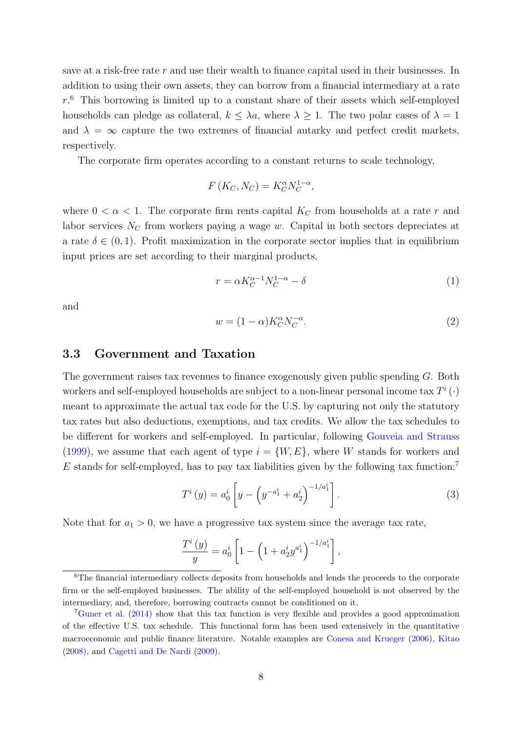save at a risk-free rate $r$ and use their wealth to finance capital used in their businesses. In addition to using their own assets, they can borrow from a financial intermediary at a rate $r$.[6] This borrowing is limited up to a constant share of their assets which self-employed households can pledge as collateral, $k \leq \lambda a$, where $\lambda \geq 1$. The two polar cases of $\lambda = 1$ and $\lambda = \infty$ capture the two extremes of financial autarky and perfect credit markets, respectively.

The corporate firm operates according to a constant returns to scale technology,

$$F\left(K_C, N_C\right) = K_C^{\alpha} N_C^{1-\alpha},$$

where $0 < \alpha < 1$. The corporate firm rents capital $K_C$ from households at a rate $r$ and labor services $N_C$ from workers paying a wage $w$. Capital in both sectors depreciates at a rate $\delta \in (0, 1)$. Profit maximization in the corporate sector implies that in equilibrium input prices are set according to their marginal products,

$$r = \alpha K_C^{\alpha-1} N_C^{1-\alpha} - \delta \tag{1}$$

and

$$w = (1-\alpha) K_C^{\alpha} N_C^{-\alpha}. \tag{2}$$

### 3.3 Government and Taxation

The government raises tax revenues to finance exogenously given public spending $G$. Both workers and self-employed households are subject to a non-linear personal income tax $T^i(\cdot)$ meant to approximate the actual tax code for the U.S. by capturing not only the statutory tax rates but also deductions, exemptions, and tax credits. We allow the tax schedules to be different for workers and self-employed. In particular, following Gouveia and Strauss (1999), we assume that each agent of type $i = \{W, E\}$, where $W$ stands for workers and $E$ stands for self-employed, has to pay tax liabilities given by the following tax function:[7]

$$T^i(y) = a_0^i \left[ y - \left( y^{-a_1^i} + a_2^i \right)^{-1/a_1^i} \right]. \tag{3}$$

Note that for $a_1 > 0$, we have a progressive tax system since the average tax rate,

$$\frac{T^i(y)}{y} = a_0^i \left[ 1 - \left( 1 + a_2^i y^{a_1^i} \right)^{-1/a_1^i} \right],$$

---

[6] The financial intermediary collects deposits from households and lends the proceeds to the corporate firm or the self-employed businesses. The ability of the self-employed household is not observed by the intermediary, and, therefore, borrowing contracts cannot be conditioned on it.

[7] Guner et al. (2014) show that this tax function is very flexible and provides a good approximation of the effective U.S. tax schedule. This functional form has been used extensively in the quantitative macroeconomic and public finance literature. Notable examples are Conesa and Krueger (2006), Kitao (2008), and Cagetti and De Nardi (2009).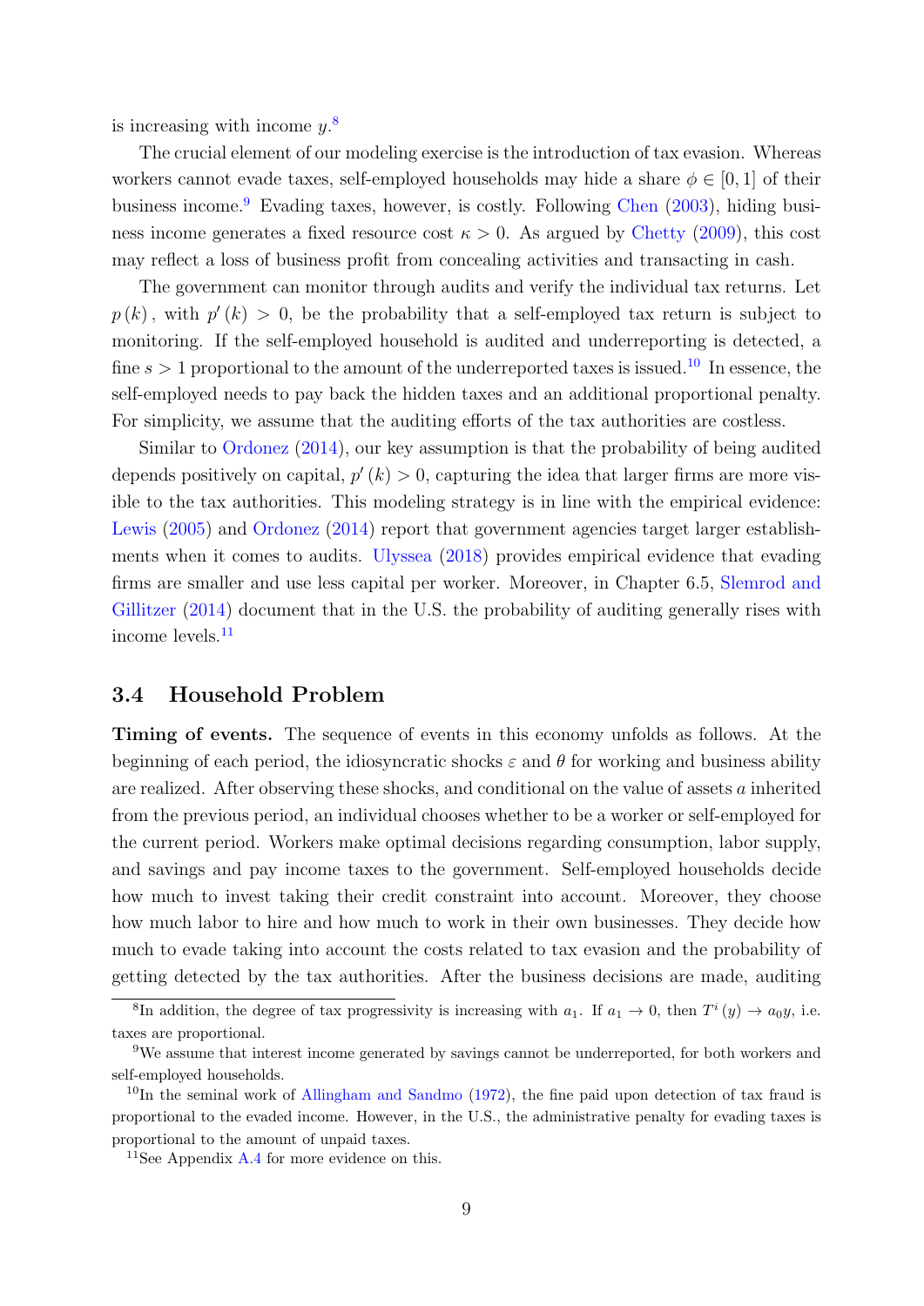is increasing with income $y$.[8]

The crucial element of our modeling exercise is the introduction of tax evasion. Whereas workers cannot evade taxes, self-employed households may hide a share $\phi \in [0,1]$ of their business income.[9] Evading taxes, however, is costly. Following Chen (2003), hiding business income generates a fixed resource cost $\kappa > 0$. As argued by Chetty (2009), this cost may reflect a loss of business profit from concealing activities and transacting in cash.

The government can monitor through audits and verify the individual tax returns. Let $p(k)$, with $p'(k) > 0$, be the probability that a self-employed tax return is subject to monitoring. If the self-employed household is audited and underreporting is detected, a fine $s > 1$ proportional to the amount of the underreported taxes is issued.[10] In essence, the self-employed needs to pay back the hidden taxes and an additional proportional penalty. For simplicity, we assume that the auditing efforts of the tax authorities are costless.

Similar to Ordonez (2014), our key assumption is that the probability of being audited depends positively on capital, $p'(k) > 0$, capturing the idea that larger firms are more visible to the tax authorities. This modeling strategy is in line with the empirical evidence: Lewis (2005) and Ordonez (2014) report that government agencies target larger establishments when it comes to audits. Ulyssea (2018) provides empirical evidence that evading firms are smaller and use less capital per worker. Moreover, in Chapter 6.5, Slemrod and Gillitzer (2014) document that in the U.S. the probability of auditing generally rises with income levels.[11]

## 3.4 Household Problem

**Timing of events.** The sequence of events in this economy unfolds as follows. At the beginning of each period, the idiosyncratic shocks $\varepsilon$ and $\theta$ for working and business ability are realized. After observing these shocks, and conditional on the value of assets $a$ inherited from the previous period, an individual chooses whether to be a worker or self-employed for the current period. Workers make optimal decisions regarding consumption, labor supply, and savings and pay income taxes to the government. Self-employed households decide how much to invest taking their credit constraint into account. Moreover, they choose how much labor to hire and how much to work in their own businesses. They decide how much to evade taking into account the costs related to tax evasion and the probability of getting detected by the tax authorities. After the business decisions are made, auditing

[8] In addition, the degree of tax progressivity is increasing with $a_1$. If $a_1 \to 0$, then $T^i(y) \to a_0 y$, i.e. taxes are proportional.

[9] We assume that interest income generated by savings cannot be underreported, for both workers and self-employed households.

[10] In the seminal work of Allingham and Sandmo (1972), the fine paid upon detection of tax fraud is proportional to the evaded income. However, in the U.S., the administrative penalty for evading taxes is proportional to the amount of unpaid taxes.

[11] See Appendix A.4 for more evidence on this.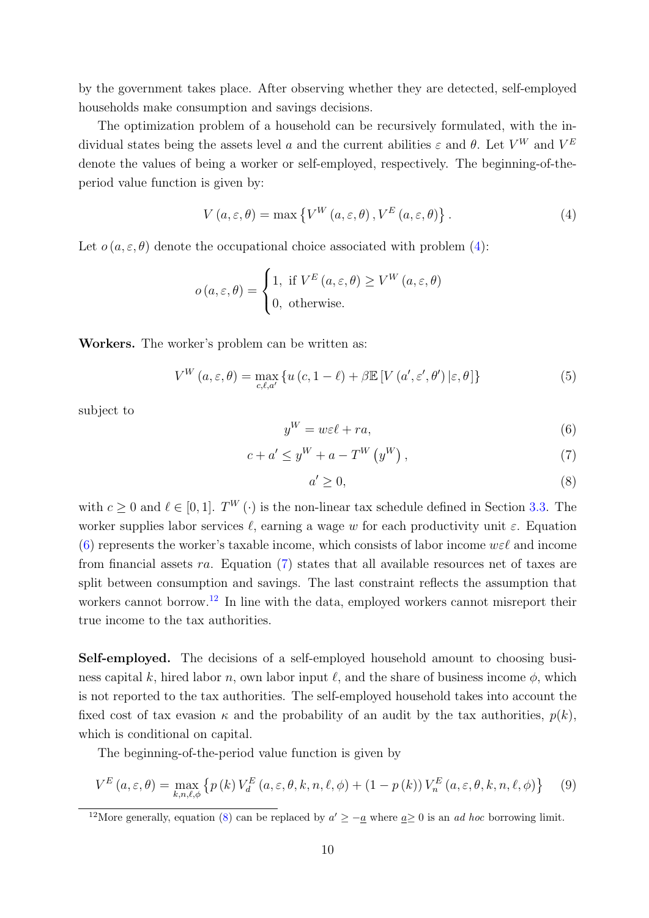by the government takes place. After observing whether they are detected, self-employed households make consumption and savings decisions.

The optimization problem of a household can be recursively formulated, with the individual states being the assets level $a$ and the current abilities $\varepsilon$ and $\theta$. Let $V^W$ and $V^E$ denote the values of being a worker or self-employed, respectively. The beginning-of-the-period value function is given by:

$$V(a, \varepsilon, \theta) = \max \left\{ V^W(a, \varepsilon, \theta), V^E(a, \varepsilon, \theta) \right\}. \tag{4}$$

Let $o(a, \varepsilon, \theta)$ denote the occupational choice associated with problem (4):

$$o(a, \varepsilon, \theta) = \begin{cases} 1, & \text{if } V^E(a, \varepsilon, \theta) \geq V^W(a, \varepsilon, \theta) \\ 0, & \text{otherwise.} \end{cases}$$

**Workers.** The worker's problem can be written as:

$$V^W(a, \varepsilon, \theta) = \max_{c, \ell, a'} \left\{ u(c, 1-\ell) + \beta \mathbb{E}\left[ V(a', \varepsilon', \theta') \,|\, \varepsilon, \theta \right] \right\} \tag{5}$$

subject to

$$y^W = w\varepsilon\ell + ra, \tag{6}$$

$$c + a' \leq y^W + a - T^W\left(y^W\right), \tag{7}$$

$$a' \geq 0, \tag{8}$$

with $c \geq 0$ and $\ell \in [0, 1]$. $T^W(\cdot)$ is the non-linear tax schedule defined in Section 3.3. The worker supplies labor services $\ell$, earning a wage $w$ for each productivity unit $\varepsilon$. Equation (6) represents the worker's taxable income, which consists of labor income $w\varepsilon\ell$ and income from financial assets $ra$. Equation (7) states that all available resources net of taxes are split between consumption and savings. The last constraint reflects the assumption that workers cannot borrow.[12] In line with the data, employed workers cannot misreport their true income to the tax authorities.

**Self-employed.** The decisions of a self-employed household amount to choosing business capital $k$, hired labor $n$, own labor input $\ell$, and the share of business income $\phi$, which is not reported to the tax authorities. The self-employed household takes into account the fixed cost of tax evasion $\kappa$ and the probability of an audit by the tax authorities, $p(k)$, which is conditional on capital.

The beginning-of-the-period value function is given by

$$V^E(a, \varepsilon, \theta) = \max_{k, n, \ell, \phi} \left\{ p(k) V_d^E(a, \varepsilon, \theta, k, n, \ell, \phi) + (1 - p(k)) V_n^E(a, \varepsilon, \theta, k, n, \ell, \phi) \right\} \tag{9}$$

[12] More generally, equation (8) can be replaced by $a' \geq -\underline{a}$ where $\underline{a} \geq 0$ is an *ad hoc* borrowing limit.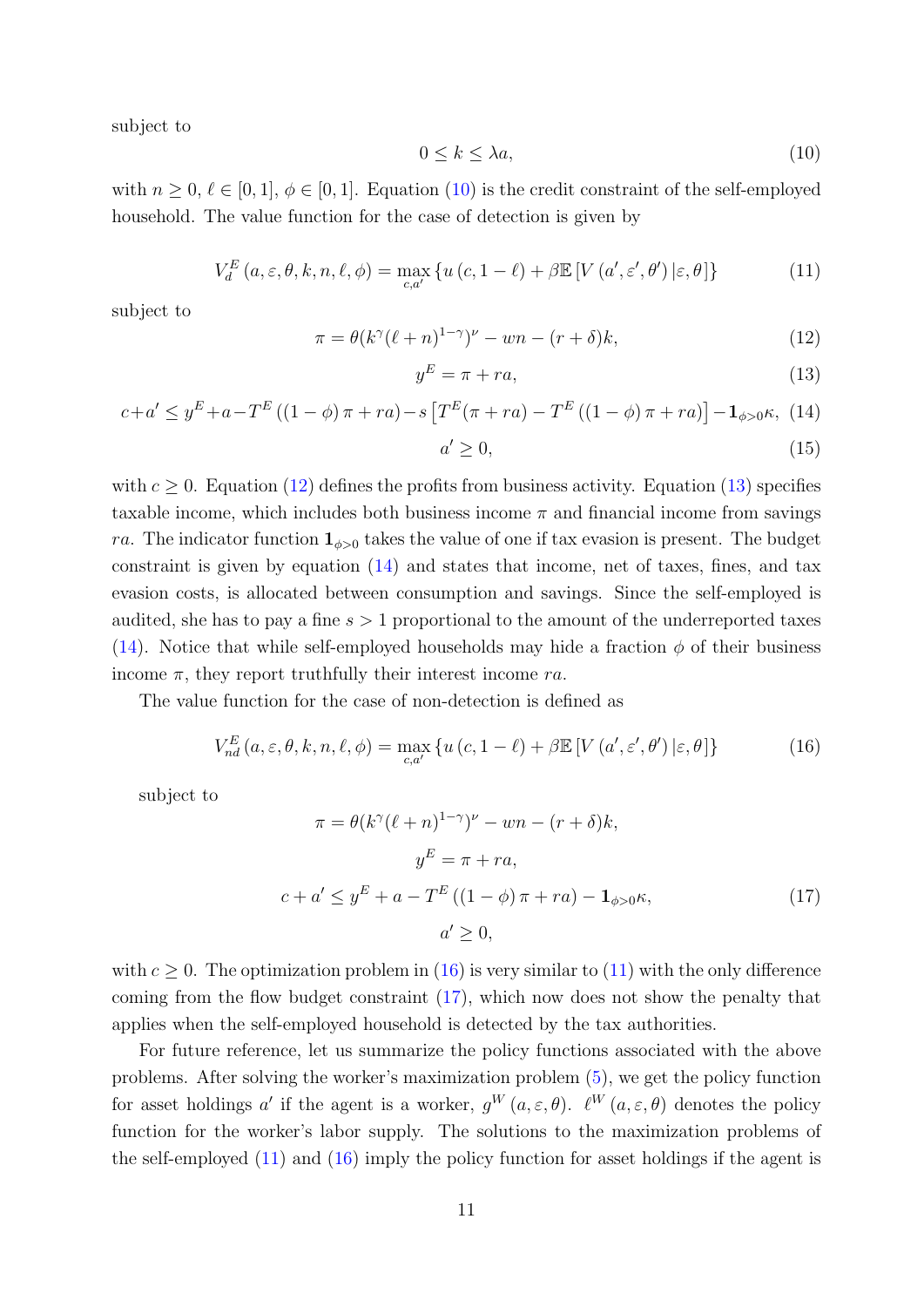subject to

$$0 \le k \le \lambda a, \tag{10}$$

with $n \geq 0$, $\ell \in [0,1]$, $\phi \in [0,1]$. Equation (10) is the credit constraint of the self-employed household. The value function for the case of detection is given by

$$V_d^E(a, \varepsilon, \theta, k, n, \ell, \phi) = \max_{c, a'} \{u(c, 1-\ell) + \beta \mathbb{E}[V(a', \varepsilon', \theta') | \varepsilon, \theta]\} \tag{11}$$

subject to

$$\pi = \theta (k^{\gamma} (\ell + n)^{1-\gamma})^{\nu} - wn - (r + \delta) k, \tag{12}$$

$$y^E = \pi + ra, \tag{13}$$

$$c + a' \le y^E + a - T^E((1-\phi)\pi + ra) - s\left[T^E(\pi + ra) - T^E((1-\phi)\pi + ra)\right] - \mathbf{1}_{\phi > 0}\kappa, \tag{14}$$

$$a' \geq 0, \tag{15}$$

with $c \geq 0$. Equation (12) defines the profits from business activity. Equation (13) specifies taxable income, which includes both business income $\pi$ and financial income from savings $ra$. The indicator function $\mathbf{1}_{\phi>0}$ takes the value of one if tax evasion is present. The budget constraint is given by equation (14) and states that income, net of taxes, fines, and tax evasion costs, is allocated between consumption and savings. Since the self-employed is audited, she has to pay a fine $s > 1$ proportional to the amount of the underreported taxes (14). Notice that while self-employed households may hide a fraction $\phi$ of their business income $\pi$, they report truthfully their interest income $ra$.

The value function for the case of non-detection is defined as

$$V_{nd}^E(a, \varepsilon, \theta, k, n, \ell, \phi) = \max_{c, a'} \{u(c, 1-\ell) + \beta \mathbb{E}[V(a', \varepsilon', \theta') | \varepsilon, \theta]\} \tag{16}$$

subject to

$$\pi = \theta (k^{\gamma} (\ell + n)^{1-\gamma})^{\nu} - wn - (r + \delta) k,$$

$$y^E = \pi + ra,$$

$$c + a' \le y^E + a - T^E((1-\phi)\pi + ra) - \mathbf{1}_{\phi > 0}\kappa, \tag{17}$$

$$a' \geq 0,$$

with $c \geq 0$. The optimization problem in (16) is very similar to (11) with the only difference coming from the flow budget constraint (17), which now does not show the penalty that applies when the self-employed household is detected by the tax authorities.

For future reference, let us summarize the policy functions associated with the above problems. After solving the worker's maximization problem (5), we get the policy function for asset holdings $a'$ if the agent is a worker, $g^W(a, \varepsilon, \theta)$. $\ell^W(a, \varepsilon, \theta)$ denotes the policy function for the worker's labor supply. The solutions to the maximization problems of the self-employed (11) and (16) imply the policy function for asset holdings if the agent is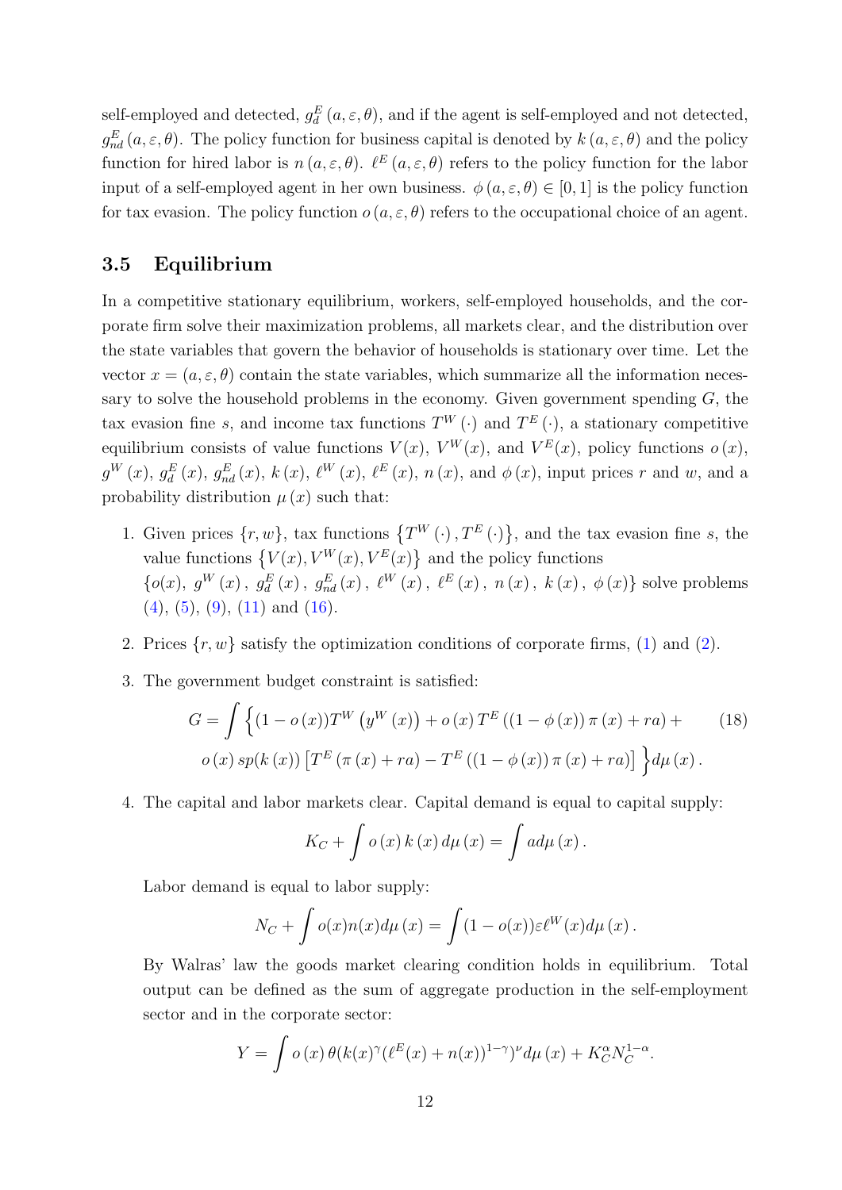self-employed and detected, $g^E_d(a,\varepsilon,\theta)$, and if the agent is self-employed and not detected, $g^E_{nd}(a,\varepsilon,\theta)$. The policy function for business capital is denoted by $k(a,\varepsilon,\theta)$ and the policy function for hired labor is $n(a,\varepsilon,\theta)$. $\ell^E(a,\varepsilon,\theta)$ refers to the policy function for the labor input of a self-employed agent in her own business. $\phi(a,\varepsilon,\theta) \in [0,1]$ is the policy function for tax evasion. The policy function $o(a,\varepsilon,\theta)$ refers to the occupational choice of an agent.

### 3.5 Equilibrium

In a competitive stationary equilibrium, workers, self-employed households, and the corporate firm solve their maximization problems, all markets clear, and the distribution over the state variables that govern the behavior of households is stationary over time. Let the vector $x = (a,\varepsilon,\theta)$ contain the state variables, which summarize all the information necessary to solve the household problems in the economy. Given government spending $G$, the tax evasion fine $s$, and income tax functions $T^W(\cdot)$ and $T^E(\cdot)$, a stationary competitive equilibrium consists of value functions $V(x)$, $V^W(x)$, and $V^E(x)$, policy functions $o(x)$, $g^W(x)$, $g^E_d(x)$, $g^E_{nd}(x)$, $k(x)$, $\ell^W(x)$, $\ell^E(x)$, $n(x)$, and $\phi(x)$, input prices $r$ and $w$, and a probability distribution $\mu(x)$ such that:

1. Given prices $\{r,w\}$, tax functions $\{T^W(\cdot), T^E(\cdot)\}$, and the tax evasion fine $s$, the value functions $\{V(x), V^W(x), V^E(x)\}$ and the policy functions $\{o(x),\ g^W(x),\ g^E_d(x),\ g^E_{nd}(x),\ \ell^W(x),\ \ell^E(x),\ n(x),\ k(x),\ \phi(x)\}$ solve problems (4), (5), (9), (11) and (16).

2. Prices $\{r,w\}$ satisfy the optimization conditions of corporate firms, (1) and (2).

3. The government budget constraint is satisfied:

$$G = \int \Big\{(1-o(x))T^W\left(y^W(x)\right) + o(x)\,T^E\left((1-\phi(x))\,\pi(x) + ra\right) + \quad (18)$$
$$o(x)\,sp(k(x))\left[T^E\left(\pi(x)+ra\right) - T^E\left((1-\phi(x))\,\pi(x)+ra\right)\right]\Big\}d\mu(x).$$

4. The capital and labor markets clear. Capital demand is equal to capital supply:

$$K_C + \int o(x)\,k(x)\,d\mu(x) = \int a\,d\mu(x).$$

Labor demand is equal to labor supply:

$$N_C + \int o(x)n(x)d\mu(x) = \int (1-o(x))\varepsilon\ell^W(x)d\mu(x).$$

By Walras' law the goods market clearing condition holds in equilibrium. Total output can be defined as the sum of aggregate production in the self-employment sector and in the corporate sector:

$$Y = \int o(x)\,\theta(k(x)^\gamma(\ell^E(x)+n(x))^{1-\gamma})^\nu d\mu(x) + K_C^\alpha N_C^{1-\alpha}.$$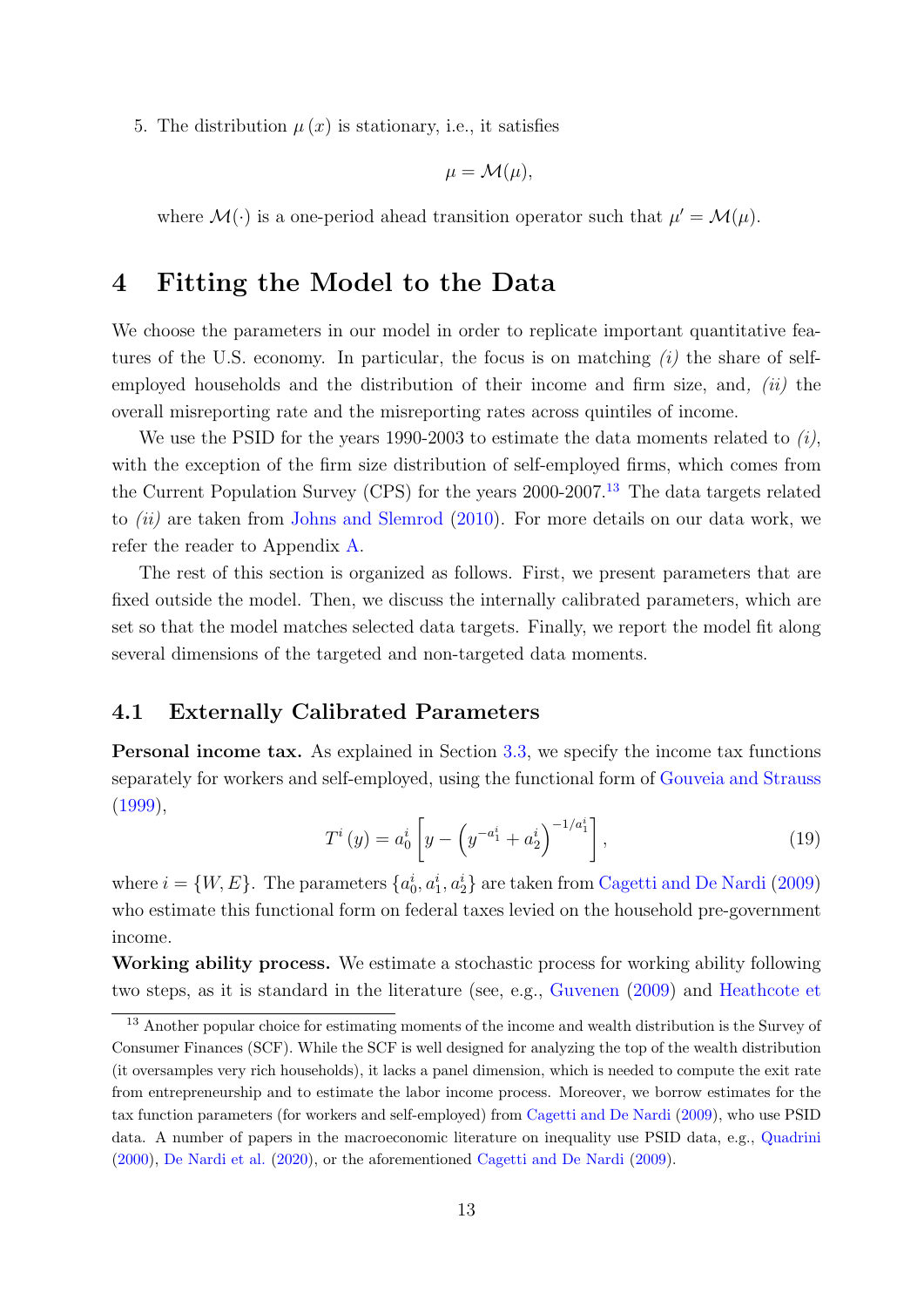5. The distribution $\mu(x)$ is stationary, i.e., it satisfies

$$\mu = \mathcal{M}(\mu),$$

where $\mathcal{M}(\cdot)$ is a one-period ahead transition operator such that $\mu' = \mathcal{M}(\mu)$.

# 4 Fitting the Model to the Data

We choose the parameters in our model in order to replicate important quantitative features of the U.S. economy. In particular, the focus is on matching *(i)* the share of self-employed households and the distribution of their income and firm size, and, *(ii)* the overall misreporting rate and the misreporting rates across quintiles of income.

We use the PSID for the years 1990-2003 to estimate the data moments related to *(i)*, with the exception of the firm size distribution of self-employed firms, which comes from the Current Population Survey (CPS) for the years 2000-2007.[13] The data targets related to *(ii)* are taken from Johns and Slemrod (2010). For more details on our data work, we refer the reader to Appendix A.

The rest of this section is organized as follows. First, we present parameters that are fixed outside the model. Then, we discuss the internally calibrated parameters, which are set so that the model matches selected data targets. Finally, we report the model fit along several dimensions of the targeted and non-targeted data moments.

## 4.1 Externally Calibrated Parameters

**Personal income tax.** As explained in Section 3.3, we specify the income tax functions separately for workers and self-employed, using the functional form of Gouveia and Strauss (1999),

$$T^{i}(y) = a_0^i \left[ y - \left( y^{-a_1^i} + a_2^i \right)^{-1/a_1^i} \right], \tag{19}$$

where $i = \{W, E\}$. The parameters $\{a_0^i, a_1^i, a_2^i\}$ are taken from Cagetti and De Nardi (2009) who estimate this functional form on federal taxes levied on the household pre-government income.

**Working ability process.** We estimate a stochastic process for working ability following two steps, as it is standard in the literature (see, e.g., Guvenen (2009) and Heathcote et

[13] Another popular choice for estimating moments of the income and wealth distribution is the Survey of Consumer Finances (SCF). While the SCF is well designed for analyzing the top of the wealth distribution (it oversamples very rich households), it lacks a panel dimension, which is needed to compute the exit rate from entrepreneurship and to estimate the labor income process. Moreover, we borrow estimates for the tax function parameters (for workers and self-employed) from Cagetti and De Nardi (2009), who use PSID data. A number of papers in the macroeconomic literature on inequality use PSID data, e.g., Quadrini (2000), De Nardi et al. (2020), or the aforementioned Cagetti and De Nardi (2009).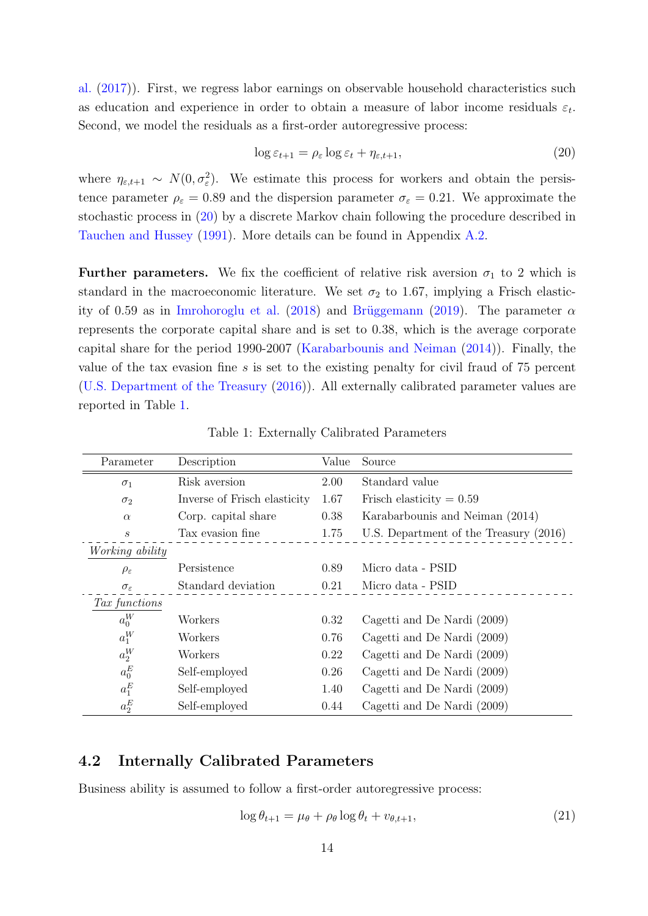al. (2017)). First, we regress labor earnings on observable household characteristics such as education and experience in order to obtain a measure of labor income residuals $\varepsilon_t$. Second, we model the residuals as a first-order autoregressive process:

$$\log \varepsilon_{t+1} = \rho_\varepsilon \log \varepsilon_t + \eta_{\varepsilon,t+1}, \tag{20}$$

where $\eta_{\varepsilon,t+1} \sim N(0, \sigma_\varepsilon^2)$. We estimate this process for workers and obtain the persistence parameter $\rho_\varepsilon = 0.89$ and the dispersion parameter $\sigma_\varepsilon = 0.21$. We approximate the stochastic process in (20) by a discrete Markov chain following the procedure described in Tauchen and Hussey (1991). More details can be found in Appendix A.2.

**Further parameters.** We fix the coefficient of relative risk aversion $\sigma_1$ to 2 which is standard in the macroeconomic literature. We set $\sigma_2$ to 1.67, implying a Frisch elasticity of 0.59 as in Imrohoroglu et al. (2018) and Brüggemann (2019). The parameter $\alpha$ represents the corporate capital share and is set to 0.38, which is the average corporate capital share for the period 1990-2007 (Karabarbounis and Neiman (2014)). Finally, the value of the tax evasion fine $s$ is set to the existing penalty for civil fraud of 75 percent (U.S. Department of the Treasury (2016)). All externally calibrated parameter values are reported in Table 1.

Table 1: Externally Calibrated Parameters

| Parameter | Description | Value | Source |
|---|---|---|---|
| $\sigma_1$ | Risk aversion | 2.00 | Standard value |
| $\sigma_2$ | Inverse of Frisch elasticity | 1.67 | Frisch elasticity = 0.59 |
| $\alpha$ | Corp. capital share | 0.38 | Karabarbounis and Neiman (2014) |
| $s$ | Tax evasion fine | 1.75 | U.S. Department of the Treasury (2016) |
| *Working ability* | | | |
| $\rho_\varepsilon$ | Persistence | 0.89 | Micro data - PSID |
| $\sigma_\varepsilon$ | Standard deviation | 0.21 | Micro data - PSID |
| *Tax functions* | | | |
| $a_0^W$ | Workers | 0.32 | Cagetti and De Nardi (2009) |
| $a_1^W$ | Workers | 0.76 | Cagetti and De Nardi (2009) |
| $a_2^W$ | Workers | 0.22 | Cagetti and De Nardi (2009) |
| $a_0^E$ | Self-employed | 0.26 | Cagetti and De Nardi (2009) |
| $a_1^E$ | Self-employed | 1.40 | Cagetti and De Nardi (2009) |
| $a_2^E$ | Self-employed | 0.44 | Cagetti and De Nardi (2009) |

## 4.2 Internally Calibrated Parameters

Business ability is assumed to follow a first-order autoregressive process:

$$\log \theta_{t+1} = \mu_\theta + \rho_\theta \log \theta_t + \upsilon_{\theta,t+1}, \tag{21}$$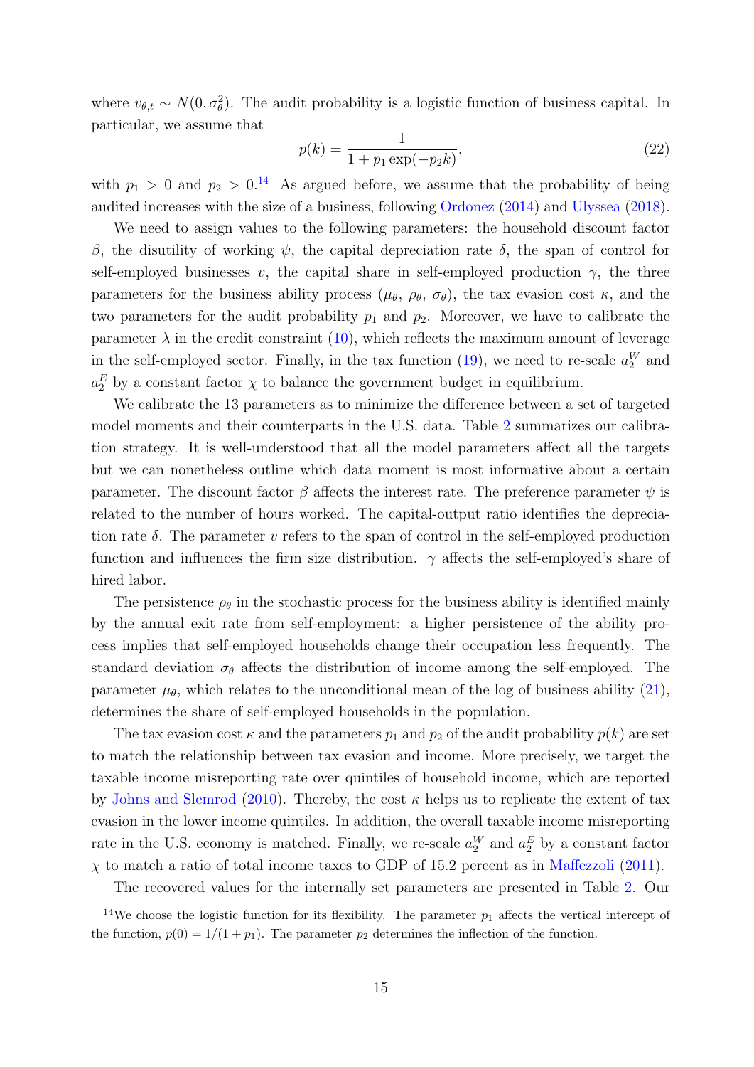where $v_{\theta,t} \sim N(0, \sigma_\theta^2)$. The audit probability is a logistic function of business capital. In particular, we assume that

$$p(k) = \frac{1}{1 + p_1 \exp(-p_2 k)}, \tag{22}$$

with $p_1 > 0$ and $p_2 > 0$.[14] As argued before, we assume that the probability of being audited increases with the size of a business, following Ordonez (2014) and Ulyssea (2018).

We need to assign values to the following parameters: the household discount factor $\beta$, the disutility of working $\psi$, the capital depreciation rate $\delta$, the span of control for self-employed businesses $\upsilon$, the capital share in self-employed production $\gamma$, the three parameters for the business ability process ($\mu_\theta$, $\rho_\theta$, $\sigma_\theta$), the tax evasion cost $\kappa$, and the two parameters for the audit probability $p_1$ and $p_2$. Moreover, we have to calibrate the parameter $\lambda$ in the credit constraint (10), which reflects the maximum amount of leverage in the self-employed sector. Finally, in the tax function (19), we need to re-scale $a_2^W$ and $a_2^E$ by a constant factor $\chi$ to balance the government budget in equilibrium.

We calibrate the 13 parameters as to minimize the difference between a set of targeted model moments and their counterparts in the U.S. data. Table 2 summarizes our calibration strategy. It is well-understood that all the model parameters affect all the targets but we can nonetheless outline which data moment is most informative about a certain parameter. The discount factor $\beta$ affects the interest rate. The preference parameter $\psi$ is related to the number of hours worked. The capital-output ratio identifies the depreciation rate $\delta$. The parameter $\upsilon$ refers to the span of control in the self-employed production function and influences the firm size distribution. $\gamma$ affects the self-employed's share of hired labor.

The persistence $\rho_\theta$ in the stochastic process for the business ability is identified mainly by the annual exit rate from self-employment: a higher persistence of the ability process implies that self-employed households change their occupation less frequently. The standard deviation $\sigma_\theta$ affects the distribution of income among the self-employed. The parameter $\mu_\theta$, which relates to the unconditional mean of the log of business ability (21), determines the share of self-employed households in the population.

The tax evasion cost $\kappa$ and the parameters $p_1$ and $p_2$ of the audit probability $p(k)$ are set to match the relationship between tax evasion and income. More precisely, we target the taxable income misreporting rate over quintiles of household income, which are reported by Johns and Slemrod (2010). Thereby, the cost $\kappa$ helps us to replicate the extent of tax evasion in the lower income quintiles. In addition, the overall taxable income misreporting rate in the U.S. economy is matched. Finally, we re-scale $a_2^W$ and $a_2^E$ by a constant factor $\chi$ to match a ratio of total income taxes to GDP of 15.2 percent as in Maffezzoli (2011).

The recovered values for the internally set parameters are presented in Table 2. Our

[14] We choose the logistic function for its flexibility. The parameter $p_1$ affects the vertical intercept of the function, $p(0) = 1/(1 + p_1)$. The parameter $p_2$ determines the inflection of the function.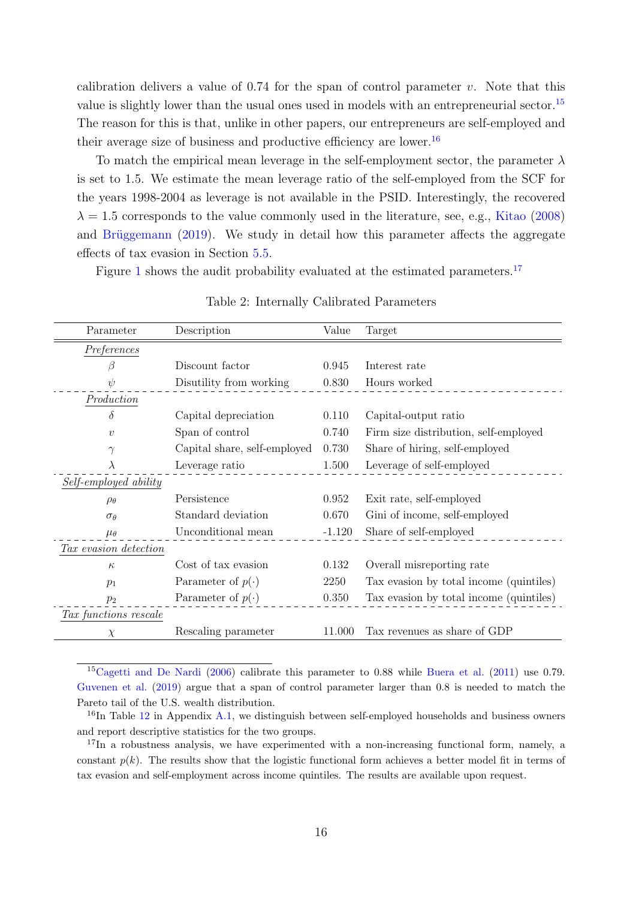calibration delivers a value of 0.74 for the span of control parameter $\upsilon$. Note that this value is slightly lower than the usual ones used in models with an entrepreneurial sector.[15] The reason for this is that, unlike in other papers, our entrepreneurs are self-employed and their average size of business and productive efficiency are lower.[16]

To match the empirical mean leverage in the self-employment sector, the parameter $\lambda$ is set to 1.5. We estimate the mean leverage ratio of the self-employed from the SCF for the years 1998-2004 as leverage is not available in the PSID. Interestingly, the recovered $\lambda = 1.5$ corresponds to the value commonly used in the literature, see, e.g., Kitao (2008) and Brüggemann (2019). We study in detail how this parameter affects the aggregate effects of tax evasion in Section 5.5.

Figure 1 shows the audit probability evaluated at the estimated parameters.[17]

Table 2: Internally Calibrated Parameters

| Parameter | Description | Value | Target |
|---|---|---|---|
| *Preferences* | | | |
| $\beta$ | Discount factor | 0.945 | Interest rate |
| $\psi$ | Disutility from working | 0.830 | Hours worked |
| *Production* | | | |
| $\delta$ | Capital depreciation | 0.110 | Capital-output ratio |
| $\upsilon$ | Span of control | 0.740 | Firm size distribution, self-employed |
| $\gamma$ | Capital share, self-employed | 0.730 | Share of hiring, self-employed |
| $\lambda$ | Leverage ratio | 1.500 | Leverage of self-employed |
| *Self-employed ability* | | | |
| $\rho_\theta$ | Persistence | 0.952 | Exit rate, self-employed |
| $\sigma_\theta$ | Standard deviation | 0.670 | Gini of income, self-employed |
| $\mu_\theta$ | Unconditional mean | -1.120 | Share of self-employed |
| *Tax evasion detection* | | | |
| $\kappa$ | Cost of tax evasion | 0.132 | Overall misreporting rate |
| $p_1$ | Parameter of $p(\cdot)$ | 2250 | Tax evasion by total income (quintiles) |
| $p_2$ | Parameter of $p(\cdot)$ | 0.350 | Tax evasion by total income (quintiles) |
| *Tax functions rescale* | | | |
| $\chi$ | Rescaling parameter | 11.000 | Tax revenues as share of GDP |

[15] Cagetti and De Nardi (2006) calibrate this parameter to 0.88 while Buera et al. (2011) use 0.79. Guvenen et al. (2019) argue that a span of control parameter larger than 0.8 is needed to match the Pareto tail of the U.S. wealth distribution.

[16] In Table 12 in Appendix A.1, we distinguish between self-employed households and business owners and report descriptive statistics for the two groups.

[17] In a robustness analysis, we have experimented with a non-increasing functional form, namely, a constant $p(k)$. The results show that the logistic functional form achieves a better model fit in terms of tax evasion and self-employment across income quintiles. The results are available upon request.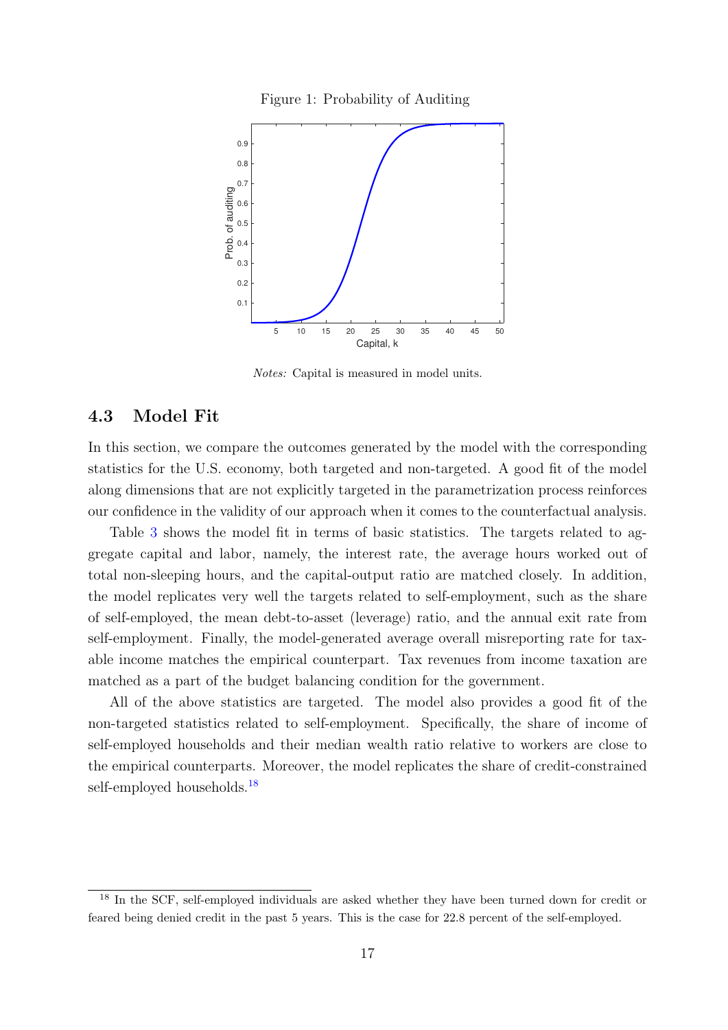Figure 1: Probability of Auditing

*Notes:* Capital is measured in model units.

## 4.3 Model Fit

In this section, we compare the outcomes generated by the model with the corresponding statistics for the U.S. economy, both targeted and non-targeted. A good fit of the model along dimensions that are not explicitly targeted in the parametrization process reinforces our confidence in the validity of our approach when it comes to the counterfactual analysis.

Table 3 shows the model fit in terms of basic statistics. The targets related to aggregate capital and labor, namely, the interest rate, the average hours worked out of total non-sleeping hours, and the capital-output ratio are matched closely. In addition, the model replicates very well the targets related to self-employment, such as the share of self-employed, the mean debt-to-asset (leverage) ratio, and the annual exit rate from self-employment. Finally, the model-generated average overall misreporting rate for taxable income matches the empirical counterpart. Tax revenues from income taxation are matched as a part of the budget balancing condition for the government.

All of the above statistics are targeted. The model also provides a good fit of the non-targeted statistics related to self-employment. Specifically, the share of income of self-employed households and their median wealth ratio relative to workers are close to the empirical counterparts. Moreover, the model replicates the share of credit-constrained self-employed households.[18]

[18] In the SCF, self-employed individuals are asked whether they have been turned down for credit or feared being denied credit in the past 5 years. This is the case for 22.8 percent of the self-employed.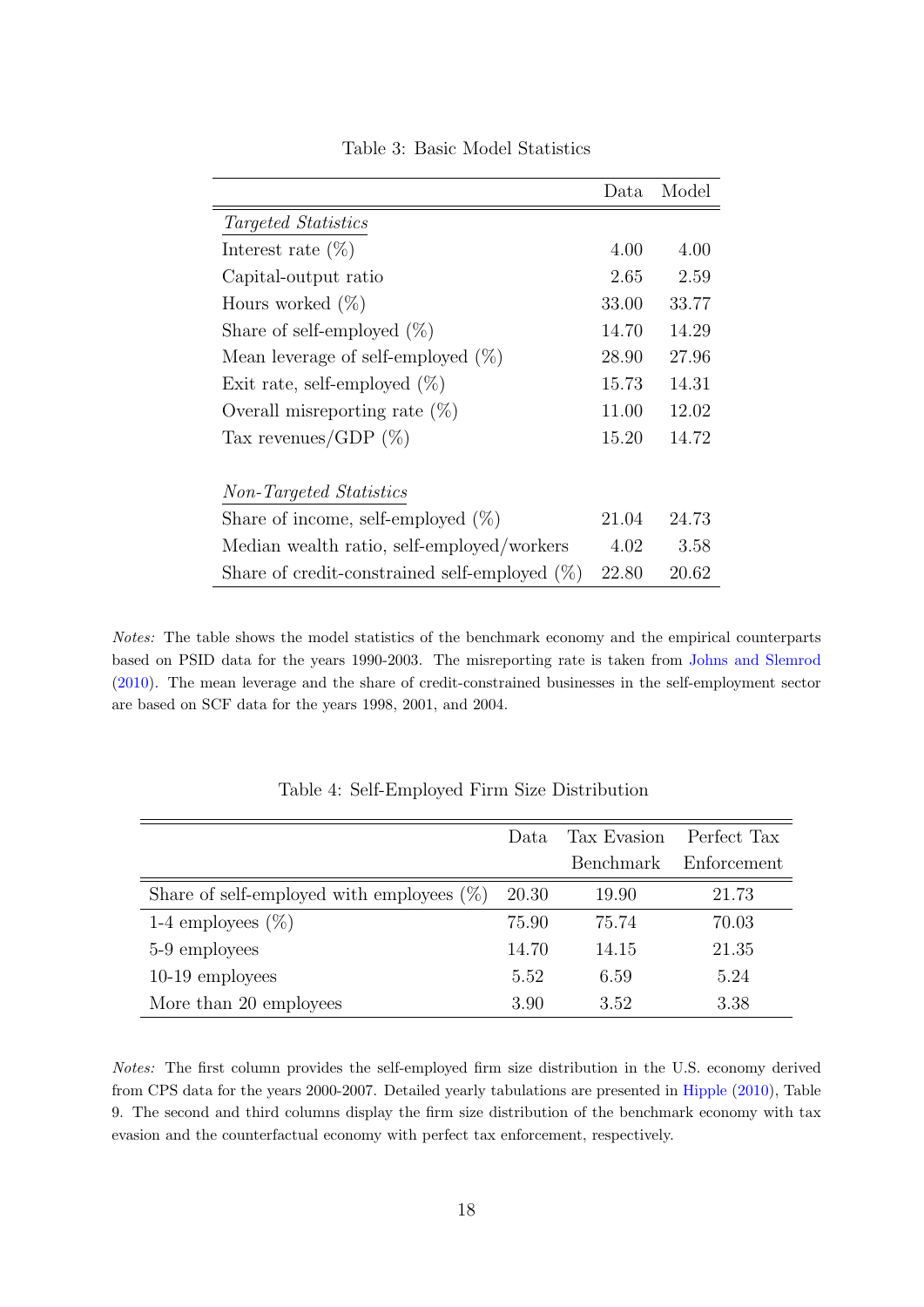Table 3: Basic Model Statistics

| | Data | Model |
|---|---|---|
| *Targeted Statistics* | | |
| Interest rate (%) | 4.00 | 4.00 |
| Capital-output ratio | 2.65 | 2.59 |
| Hours worked (%) | 33.00 | 33.77 |
| Share of self-employed (%) | 14.70 | 14.29 |
| Mean leverage of self-employed (%) | 28.90 | 27.96 |
| Exit rate, self-employed (%) | 15.73 | 14.31 |
| Overall misreporting rate (%) | 11.00 | 12.02 |
| Tax revenues/GDP (%) | 15.20 | 14.72 |
| *Non-Targeted Statistics* | | |
| Share of income, self-employed (%) | 21.04 | 24.73 |
| Median wealth ratio, self-employed/workers | 4.02 | 3.58 |
| Share of credit-constrained self-employed (%) | 22.80 | 20.62 |

*Notes:* The table shows the model statistics of the benchmark economy and the empirical counterparts based on PSID data for the years 1990-2003. The misreporting rate is taken from Johns and Slemrod (2010). The mean leverage and the share of credit-constrained businesses in the self-employment sector are based on SCF data for the years 1998, 2001, and 2004.

Table 4: Self-Employed Firm Size Distribution

| | Data | Tax Evasion Benchmark | Perfect Tax Enforcement |
|---|---|---|---|
| Share of self-employed with employees (%) | 20.30 | 19.90 | 21.73 |
| 1-4 employees (%) | 75.90 | 75.74 | 70.03 |
| 5-9 employees | 14.70 | 14.15 | 21.35 |
| 10-19 employees | 5.52 | 6.59 | 5.24 |
| More than 20 employees | 3.90 | 3.52 | 3.38 |

*Notes:* The first column provides the self-employed firm size distribution in the U.S. economy derived from CPS data for the years 2000-2007. Detailed yearly tabulations are presented in Hipple (2010), Table 9. The second and third columns display the firm size distribution of the benchmark economy with tax evasion and the counterfactual economy with perfect tax enforcement, respectively.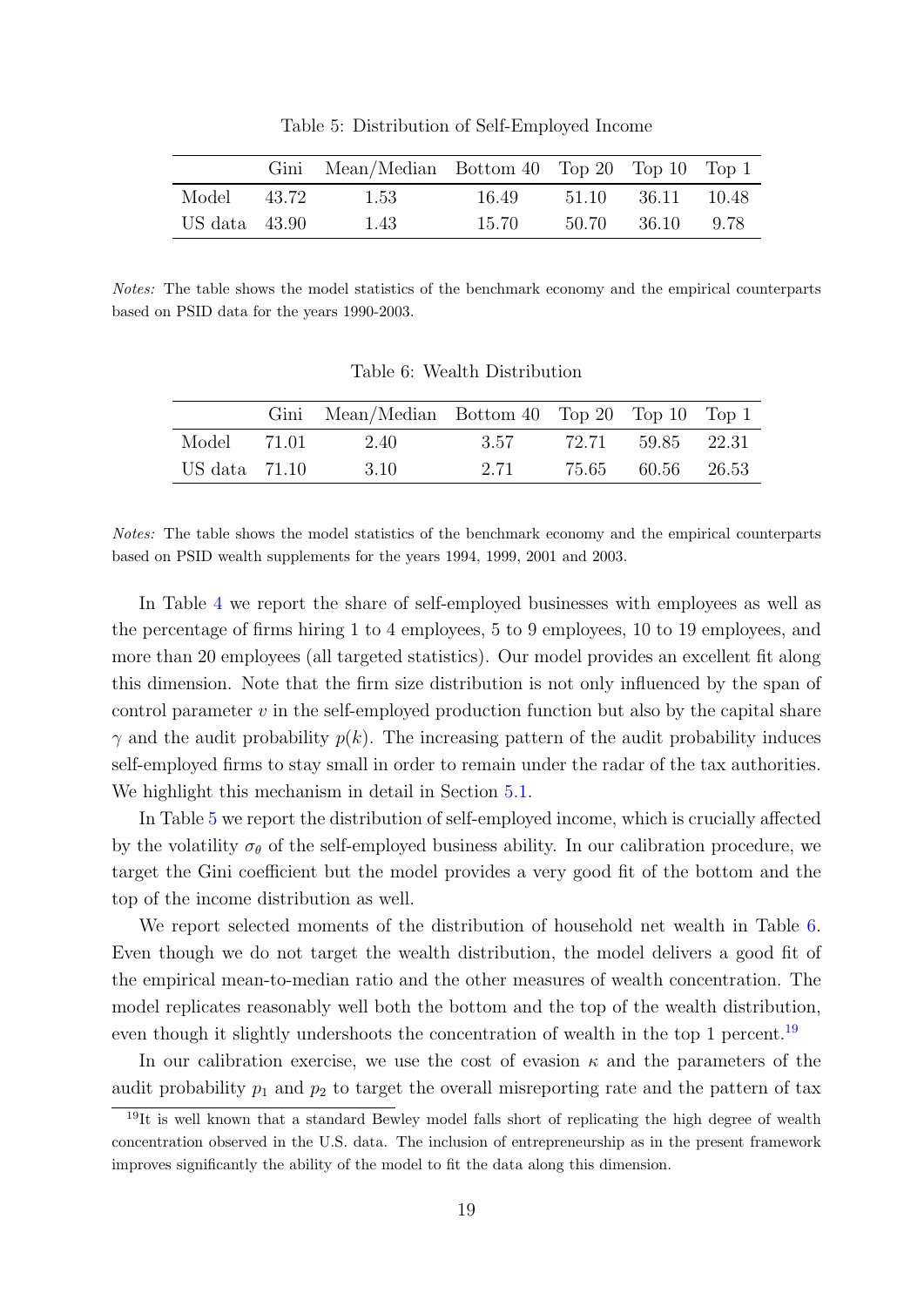Table 5: Distribution of Self-Employed Income

| | Gini | Mean/Median | Bottom 40 | Top 20 | Top 10 | Top 1 |
|---|---|---|---|---|---|---|
| Model | 43.72 | 1.53 | 16.49 | 51.10 | 36.11 | 10.48 |
| US data | 43.90 | 1.43 | 15.70 | 50.70 | 36.10 | 9.78 |

*Notes:* The table shows the model statistics of the benchmark economy and the empirical counterparts based on PSID data for the years 1990-2003.

Table 6: Wealth Distribution

| | Gini | Mean/Median | Bottom 40 | Top 20 | Top 10 | Top 1 |
|---|---|---|---|---|---|---|
| Model | 71.01 | 2.40 | 3.57 | 72.71 | 59.85 | 22.31 |
| US data | 71.10 | 3.10 | 2.71 | 75.65 | 60.56 | 26.53 |

*Notes:* The table shows the model statistics of the benchmark economy and the empirical counterparts based on PSID wealth supplements for the years 1994, 1999, 2001 and 2003.

In Table 4 we report the share of self-employed businesses with employees as well as the percentage of firms hiring 1 to 4 employees, 5 to 9 employees, 10 to 19 employees, and more than 20 employees (all targeted statistics). Our model provides an excellent fit along this dimension. Note that the firm size distribution is not only influenced by the span of control parameter $v$ in the self-employed production function but also by the capital share $\gamma$ and the audit probability $p(k)$. The increasing pattern of the audit probability induces self-employed firms to stay small in order to remain under the radar of the tax authorities. We highlight this mechanism in detail in Section 5.1.

In Table 5 we report the distribution of self-employed income, which is crucially affected by the volatility $\sigma_\theta$ of the self-employed business ability. In our calibration procedure, we target the Gini coefficient but the model provides a very good fit of the bottom and the top of the income distribution as well.

We report selected moments of the distribution of household net wealth in Table 6. Even though we do not target the wealth distribution, the model delivers a good fit of the empirical mean-to-median ratio and the other measures of wealth concentration. The model replicates reasonably well both the bottom and the top of the wealth distribution, even though it slightly undershoots the concentration of wealth in the top 1 percent.[19]

In our calibration exercise, we use the cost of evasion $\kappa$ and the parameters of the audit probability $p_1$ and $p_2$ to target the overall misreporting rate and the pattern of tax

[19] It is well known that a standard Bewley model falls short of replicating the high degree of wealth concentration observed in the U.S. data. The inclusion of entrepreneurship as in the present framework improves significantly the ability of the model to fit the data along this dimension.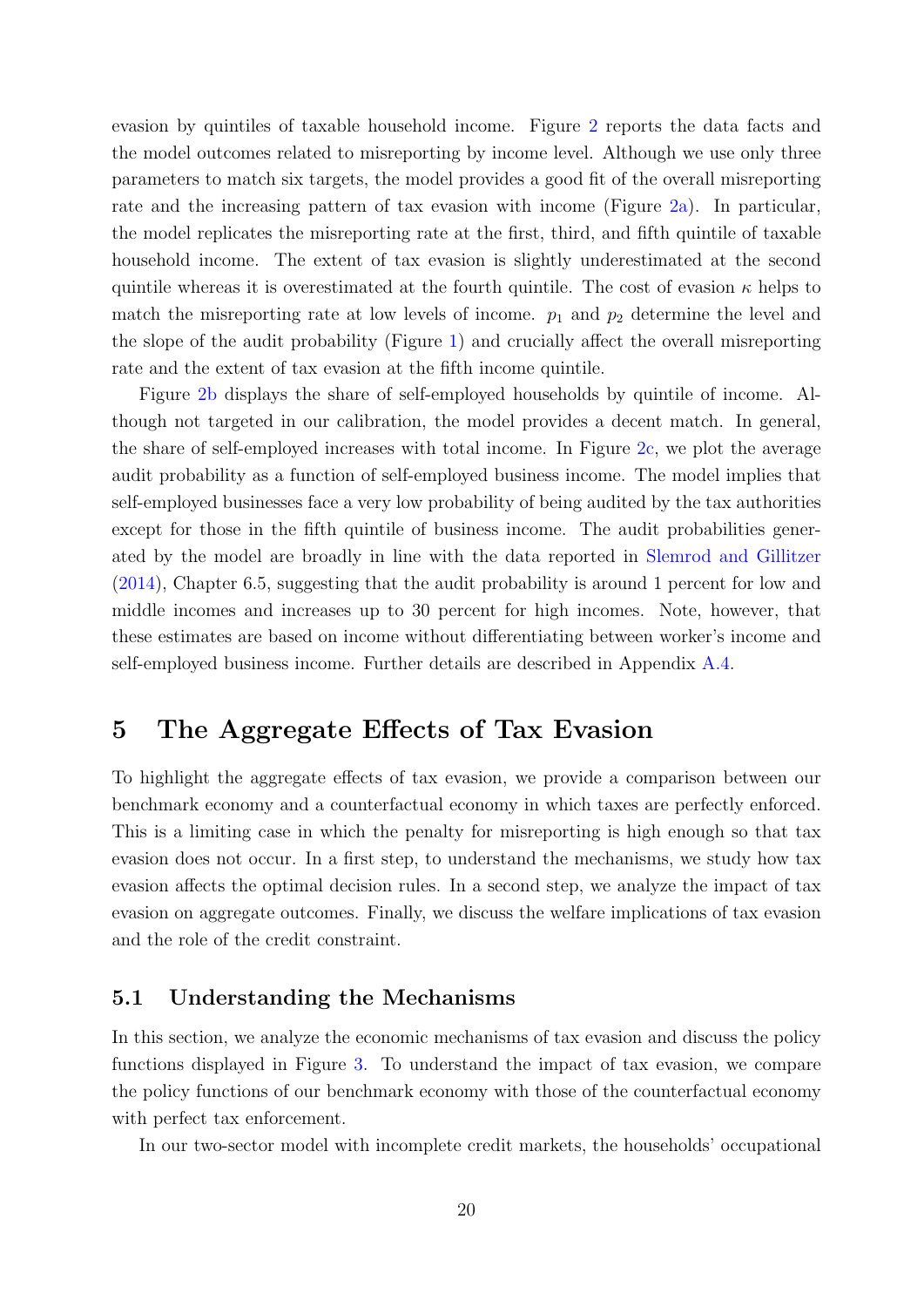evasion by quintiles of taxable household income. Figure 2 reports the data facts and the model outcomes related to misreporting by income level. Although we use only three parameters to match six targets, the model provides a good fit of the overall misreporting rate and the increasing pattern of tax evasion with income (Figure 2a). In particular, the model replicates the misreporting rate at the first, third, and fifth quintile of taxable household income. The extent of tax evasion is slightly underestimated at the second quintile whereas it is overestimated at the fourth quintile. The cost of evasion $\kappa$ helps to match the misreporting rate at low levels of income. $p_1$ and $p_2$ determine the level and the slope of the audit probability (Figure 1) and crucially affect the overall misreporting rate and the extent of tax evasion at the fifth income quintile.

Figure 2b displays the share of self-employed households by quintile of income. Although not targeted in our calibration, the model provides a decent match. In general, the share of self-employed increases with total income. In Figure 2c, we plot the average audit probability as a function of self-employed business income. The model implies that self-employed businesses face a very low probability of being audited by the tax authorities except for those in the fifth quintile of business income. The audit probabilities generated by the model are broadly in line with the data reported in Slemrod and Gillitzer (2014), Chapter 6.5, suggesting that the audit probability is around 1 percent for low and middle incomes and increases up to 30 percent for high incomes. Note, however, that these estimates are based on income without differentiating between worker's income and self-employed business income. Further details are described in Appendix A.4.

# 5 The Aggregate Effects of Tax Evasion

To highlight the aggregate effects of tax evasion, we provide a comparison between our benchmark economy and a counterfactual economy in which taxes are perfectly enforced. This is a limiting case in which the penalty for misreporting is high enough so that tax evasion does not occur. In a first step, to understand the mechanisms, we study how tax evasion affects the optimal decision rules. In a second step, we analyze the impact of tax evasion on aggregate outcomes. Finally, we discuss the welfare implications of tax evasion and the role of the credit constraint.

## 5.1 Understanding the Mechanisms

In this section, we analyze the economic mechanisms of tax evasion and discuss the policy functions displayed in Figure 3. To understand the impact of tax evasion, we compare the policy functions of our benchmark economy with those of the counterfactual economy with perfect tax enforcement.

In our two-sector model with incomplete credit markets, the households' occupational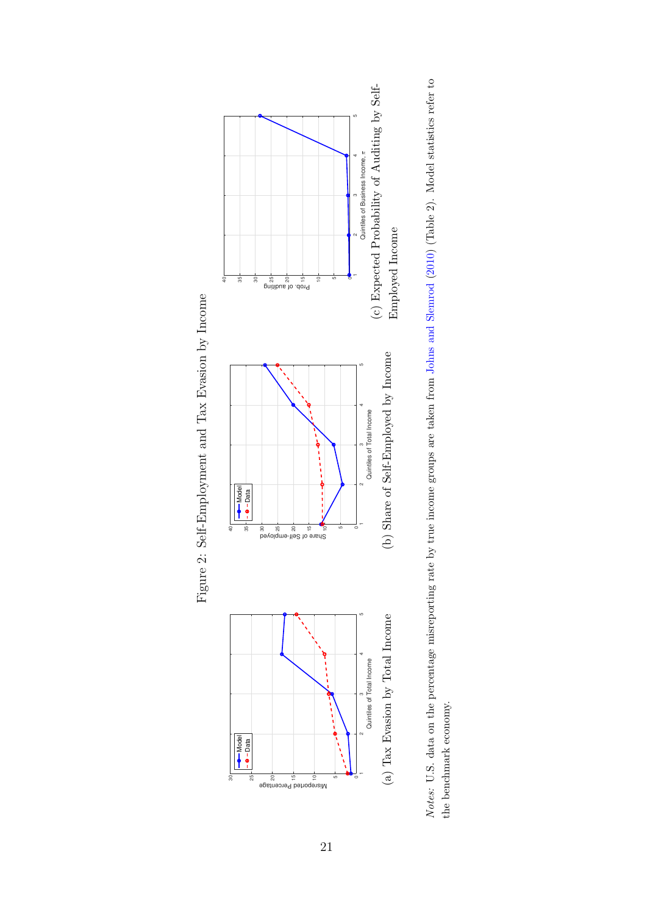Figure 2: Self-Employment and Tax Evasion by Income

(a) Tax Evasion by Total Income

(b) Share of Self-Employed by Income

(c) Expected Probability of Auditing by Self-Employed Income

*Notes:* U.S. data on the percentage misreporting rate by true income groups are taken from Johns and Slemrod (2010) (Table 2). Model statistics refer to the benchmark economy.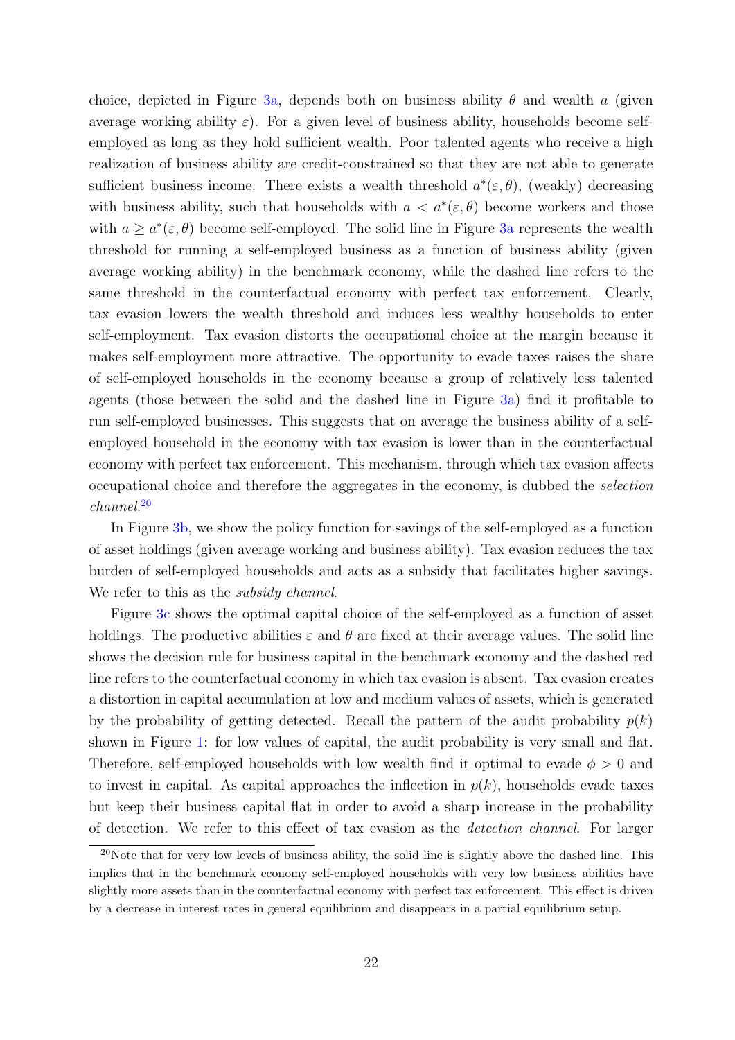choice, depicted in Figure 3a, depends both on business ability $\theta$ and wealth $a$ (given average working ability $\varepsilon$). For a given level of business ability, households become self-employed as long as they hold sufficient wealth. Poor talented agents who receive a high realization of business ability are credit-constrained so that they are not able to generate sufficient business income. There exists a wealth threshold $a^*(\varepsilon, \theta)$, (weakly) decreasing with business ability, such that households with $a < a^*(\varepsilon, \theta)$ become workers and those with $a \geq a^*(\varepsilon, \theta)$ become self-employed. The solid line in Figure 3a represents the wealth threshold for running a self-employed business as a function of business ability (given average working ability) in the benchmark economy, while the dashed line refers to the same threshold in the counterfactual economy with perfect tax enforcement. Clearly, tax evasion lowers the wealth threshold and induces less wealthy households to enter self-employment. Tax evasion distorts the occupational choice at the margin because it makes self-employment more attractive. The opportunity to evade taxes raises the share of self-employed households in the economy because a group of relatively less talented agents (those between the solid and the dashed line in Figure 3a) find it profitable to run self-employed businesses. This suggests that on average the business ability of a self-employed household in the economy with tax evasion is lower than in the counterfactual economy with perfect tax enforcement. This mechanism, through which tax evasion affects occupational choice and therefore the aggregates in the economy, is dubbed the *selection channel*.[20]

In Figure 3b, we show the policy function for savings of the self-employed as a function of asset holdings (given average working and business ability). Tax evasion reduces the tax burden of self-employed households and acts as a subsidy that facilitates higher savings. We refer to this as the *subsidy channel*.

Figure 3c shows the optimal capital choice of the self-employed as a function of asset holdings. The productive abilities $\varepsilon$ and $\theta$ are fixed at their average values. The solid line shows the decision rule for business capital in the benchmark economy and the dashed red line refers to the counterfactual economy in which tax evasion is absent. Tax evasion creates a distortion in capital accumulation at low and medium values of assets, which is generated by the probability of getting detected. Recall the pattern of the audit probability $p(k)$ shown in Figure 1: for low values of capital, the audit probability is very small and flat. Therefore, self-employed households with low wealth find it optimal to evade $\phi > 0$ and to invest in capital. As capital approaches the inflection in $p(k)$, households evade taxes but keep their business capital flat in order to avoid a sharp increase in the probability of detection. We refer to this effect of tax evasion as the *detection channel*. For larger

[20] Note that for very low levels of business ability, the solid line is slightly above the dashed line. This implies that in the benchmark economy self-employed households with very low business abilities have slightly more assets than in the counterfactual economy with perfect tax enforcement. This effect is driven by a decrease in interest rates in general equilibrium and disappears in a partial equilibrium setup.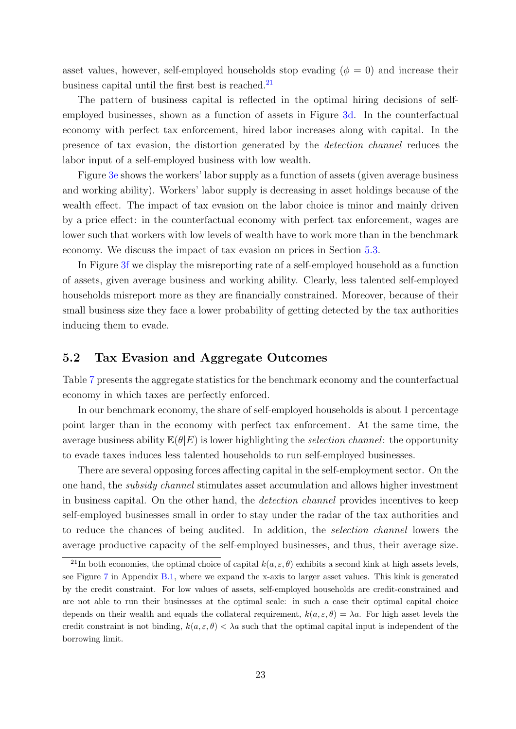asset values, however, self-employed households stop evading ($\phi = 0$) and increase their business capital until the first best is reached.[21]

The pattern of business capital is reflected in the optimal hiring decisions of self-employed businesses, shown as a function of assets in Figure 3d. In the counterfactual economy with perfect tax enforcement, hired labor increases along with capital. In the presence of tax evasion, the distortion generated by the *detection channel* reduces the labor input of a self-employed business with low wealth.

Figure 3e shows the workers' labor supply as a function of assets (given average business and working ability). Workers' labor supply is decreasing in asset holdings because of the wealth effect. The impact of tax evasion on the labor choice is minor and mainly driven by a price effect: in the counterfactual economy with perfect tax enforcement, wages are lower such that workers with low levels of wealth have to work more than in the benchmark economy. We discuss the impact of tax evasion on prices in Section 5.3.

In Figure 3f we display the misreporting rate of a self-employed household as a function of assets, given average business and working ability. Clearly, less talented self-employed households misreport more as they are financially constrained. Moreover, because of their small business size they face a lower probability of getting detected by the tax authorities inducing them to evade.

## 5.2 Tax Evasion and Aggregate Outcomes

Table 7 presents the aggregate statistics for the benchmark economy and the counterfactual economy in which taxes are perfectly enforced.

In our benchmark economy, the share of self-employed households is about 1 percentage point larger than in the economy with perfect tax enforcement. At the same time, the average business ability $\mathbb{E}(\theta|E)$ is lower highlighting the *selection channel*: the opportunity to evade taxes induces less talented households to run self-employed businesses.

There are several opposing forces affecting capital in the self-employment sector. On the one hand, the *subsidy channel* stimulates asset accumulation and allows higher investment in business capital. On the other hand, the *detection channel* provides incentives to keep self-employed businesses small in order to stay under the radar of the tax authorities and to reduce the chances of being audited. In addition, the *selection channel* lowers the average productive capacity of the self-employed businesses, and thus, their average size.

[21] In both economies, the optimal choice of capital $k(a, \varepsilon, \theta)$ exhibits a second kink at high assets levels, see Figure 7 in Appendix B.1, where we expand the x-axis to larger asset values. This kink is generated by the credit constraint. For low values of assets, self-employed households are credit-constrained and are not able to run their businesses at the optimal scale: in such a case their optimal capital choice depends on their wealth and equals the collateral requirement, $k(a, \varepsilon, \theta) = \lambda a$. For high asset levels the credit constraint is not binding, $k(a, \varepsilon, \theta) < \lambda a$ such that the optimal capital input is independent of the borrowing limit.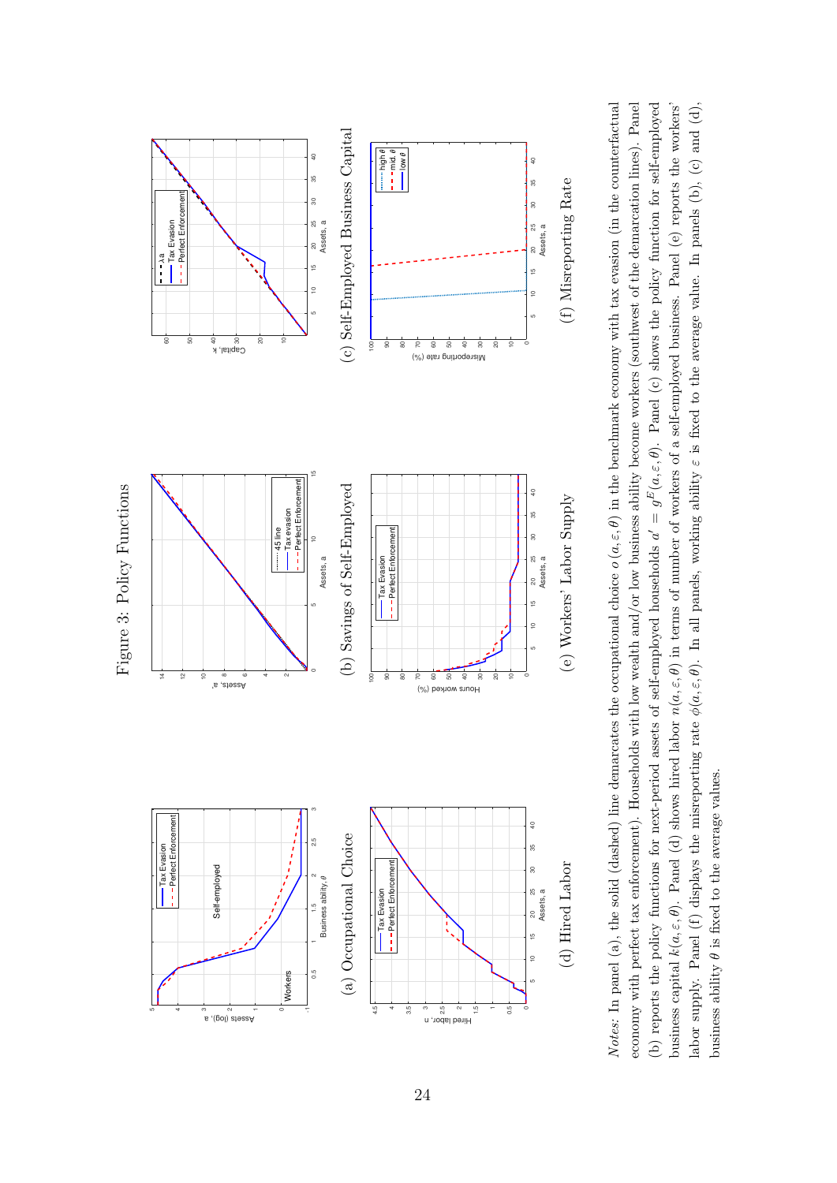# Figure 3: Policy Functions

(a) Occupational Choice

(b) Savings of Self-Employed

(c) Self-Employed Business Capital

(d) Hired Labor

(e) Workers' Labor Supply

(f) Misreporting Rate

*Notes:* In panel (a), the solid (dashed) line demarcates the occupational choice $o(a, \varepsilon, \theta)$ in the benchmark economy with tax evasion (in the counterfactual economy with perfect tax enforcement). Households with low wealth and/or low business ability become workers (southwest of the demarcation lines). Panel (b) reports the policy functions for next-period assets of self-employed households $a' = g^E(a, \varepsilon, \theta)$. Panel (c) shows the policy function for self-employed business capital $k(a, \varepsilon, \theta)$. Panel (d) shows hired labor $n(a, \varepsilon, \theta)$ in terms of number of workers of a self-employed business. Panel (e) reports the workers' labor supply. Panel (f) displays the misreporting rate $\phi(a, \varepsilon, \theta)$. In all panels, working ability $\varepsilon$ is fixed to the average value. In panels (b), (c) and (d), business ability $\theta$ is fixed to the average values.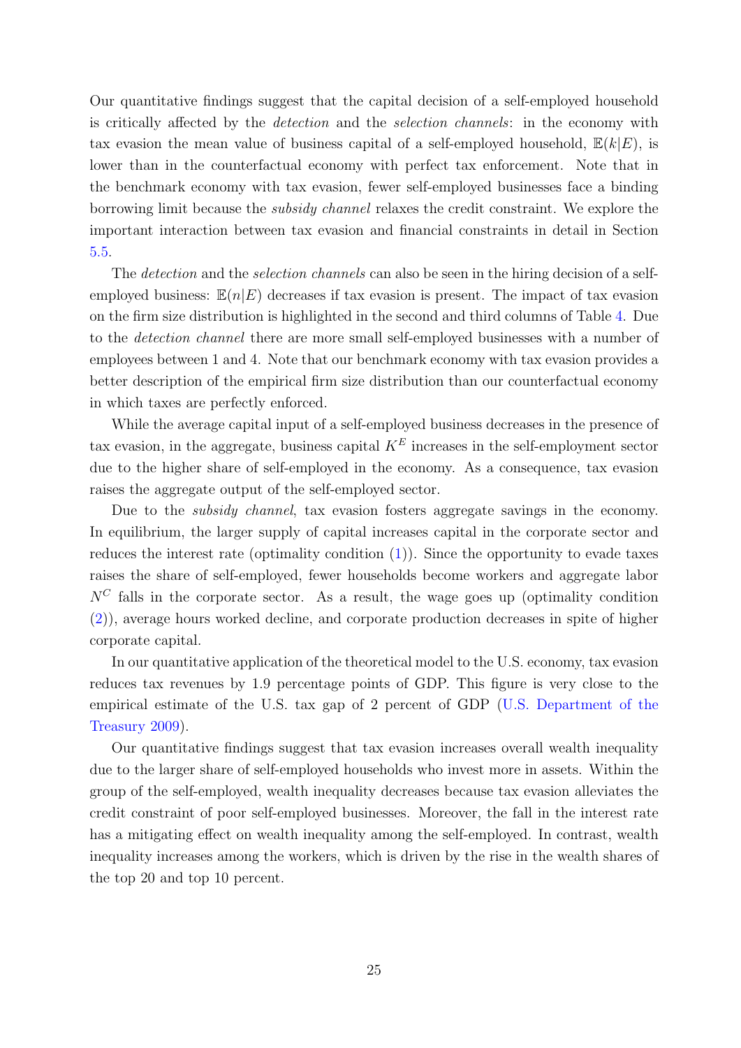Our quantitative findings suggest that the capital decision of a self-employed household is critically affected by the *detection* and the *selection channels*: in the economy with tax evasion the mean value of business capital of a self-employed household, $\mathbb{E}(k|E)$, is lower than in the counterfactual economy with perfect tax enforcement. Note that in the benchmark economy with tax evasion, fewer self-employed businesses face a binding borrowing limit because the *subsidy channel* relaxes the credit constraint. We explore the important interaction between tax evasion and financial constraints in detail in Section 5.5.

The *detection* and the *selection channels* can also be seen in the hiring decision of a self-employed business: $\mathbb{E}(n|E)$ decreases if tax evasion is present. The impact of tax evasion on the firm size distribution is highlighted in the second and third columns of Table 4. Due to the *detection channel* there are more small self-employed businesses with a number of employees between 1 and 4. Note that our benchmark economy with tax evasion provides a better description of the empirical firm size distribution than our counterfactual economy in which taxes are perfectly enforced.

While the average capital input of a self-employed business decreases in the presence of tax evasion, in the aggregate, business capital $K^E$ increases in the self-employment sector due to the higher share of self-employed in the economy. As a consequence, tax evasion raises the aggregate output of the self-employed sector.

Due to the *subsidy channel*, tax evasion fosters aggregate savings in the economy. In equilibrium, the larger supply of capital increases capital in the corporate sector and reduces the interest rate (optimality condition (1)). Since the opportunity to evade taxes raises the share of self-employed, fewer households become workers and aggregate labor $N^C$ falls in the corporate sector. As a result, the wage goes up (optimality condition (2)), average hours worked decline, and corporate production decreases in spite of higher corporate capital.

In our quantitative application of the theoretical model to the U.S. economy, tax evasion reduces tax revenues by 1.9 percentage points of GDP. This figure is very close to the empirical estimate of the U.S. tax gap of 2 percent of GDP (U.S. Department of the Treasury 2009).

Our quantitative findings suggest that tax evasion increases overall wealth inequality due to the larger share of self-employed households who invest more in assets. Within the group of the self-employed, wealth inequality decreases because tax evasion alleviates the credit constraint of poor self-employed businesses. Moreover, the fall in the interest rate has a mitigating effect on wealth inequality among the self-employed. In contrast, wealth inequality increases among the workers, which is driven by the rise in the wealth shares of the top 20 and top 10 percent.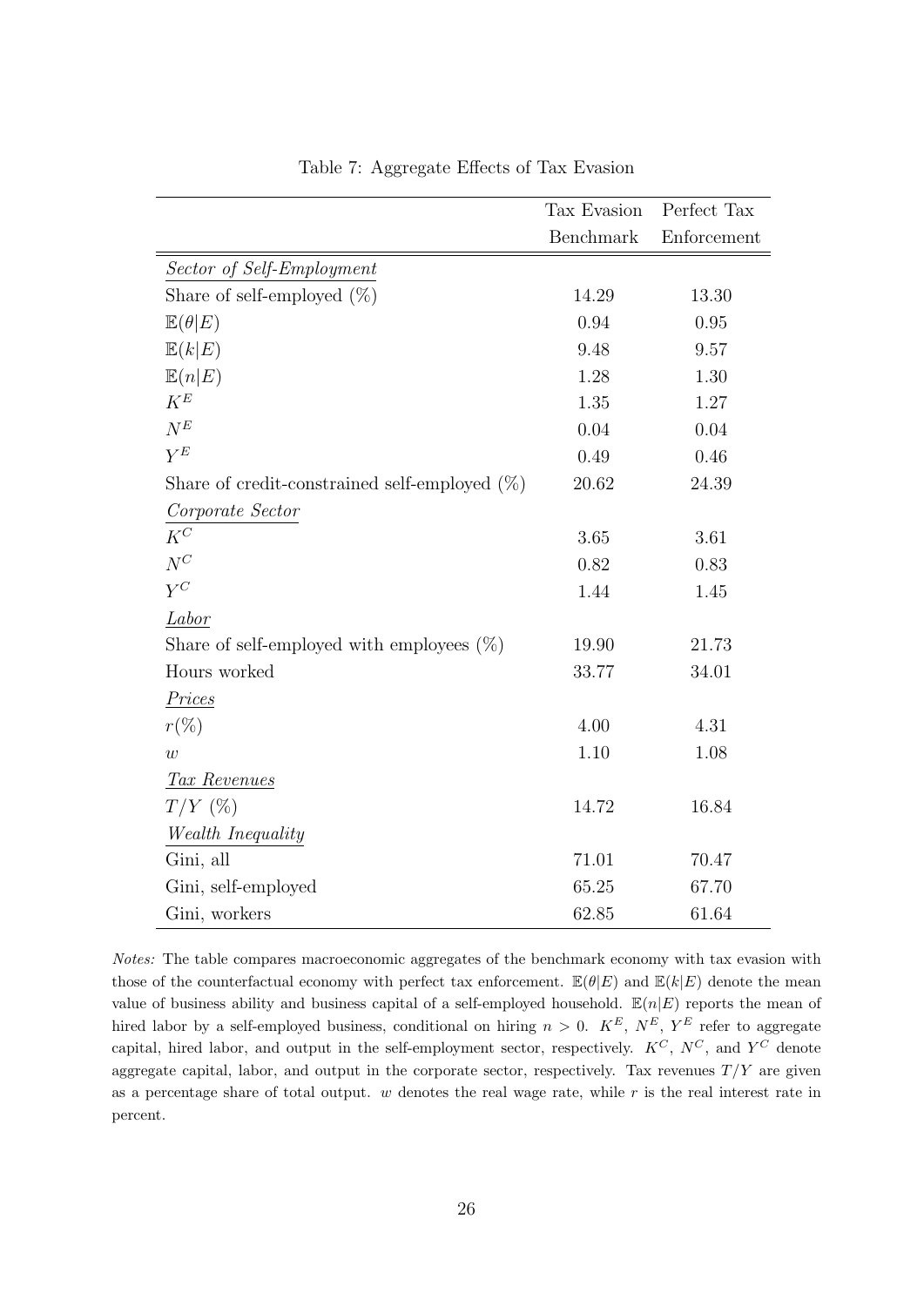Table 7: Aggregate Effects of Tax Evasion

| | Tax Evasion Benchmark | Perfect Tax Enforcement |
|---|---|---|
| *Sector of Self-Employment* | | |
| Share of self-employed (%) | 14.29 | 13.30 |
| $\mathbb{E}(\theta\|E)$ | 0.94 | 0.95 |
| $\mathbb{E}(k\|E)$ | 9.48 | 9.57 |
| $\mathbb{E}(n\|E)$ | 1.28 | 1.30 |
| $K^E$ | 1.35 | 1.27 |
| $N^E$ | 0.04 | 0.04 |
| $Y^E$ | 0.49 | 0.46 |
| Share of credit-constrained self-employed (%) | 20.62 | 24.39 |
| *Corporate Sector* | | |
| $K^C$ | 3.65 | 3.61 |
| $N^C$ | 0.82 | 0.83 |
| $Y^C$ | 1.44 | 1.45 |
| *Labor* | | |
| Share of self-employed with employees (%) | 19.90 | 21.73 |
| Hours worked | 33.77 | 34.01 |
| *Prices* | | |
| $r$(%) | 4.00 | 4.31 |
| $w$ | 1.10 | 1.08 |
| *Tax Revenues* | | |
| $T/Y$ (%) | 14.72 | 16.84 |
| *Wealth Inequality* | | |
| Gini, all | 71.01 | 70.47 |
| Gini, self-employed | 65.25 | 67.70 |
| Gini, workers | 62.85 | 61.64 |

*Notes:* The table compares macroeconomic aggregates of the benchmark economy with tax evasion with those of the counterfactual economy with perfect tax enforcement. $\mathbb{E}(\theta|E)$ and $\mathbb{E}(k|E)$ denote the mean value of business ability and business capital of a self-employed household. $\mathbb{E}(n|E)$ reports the mean of hired labor by a self-employed business, conditional on hiring $n > 0$. $K^E$, $N^E$, $Y^E$ refer to aggregate capital, hired labor, and output in the self-employment sector, respectively. $K^C$, $N^C$, and $Y^C$ denote aggregate capital, labor, and output in the corporate sector, respectively. Tax revenues $T/Y$ are given as a percentage share of total output. $w$ denotes the real wage rate, while $r$ is the real interest rate in percent.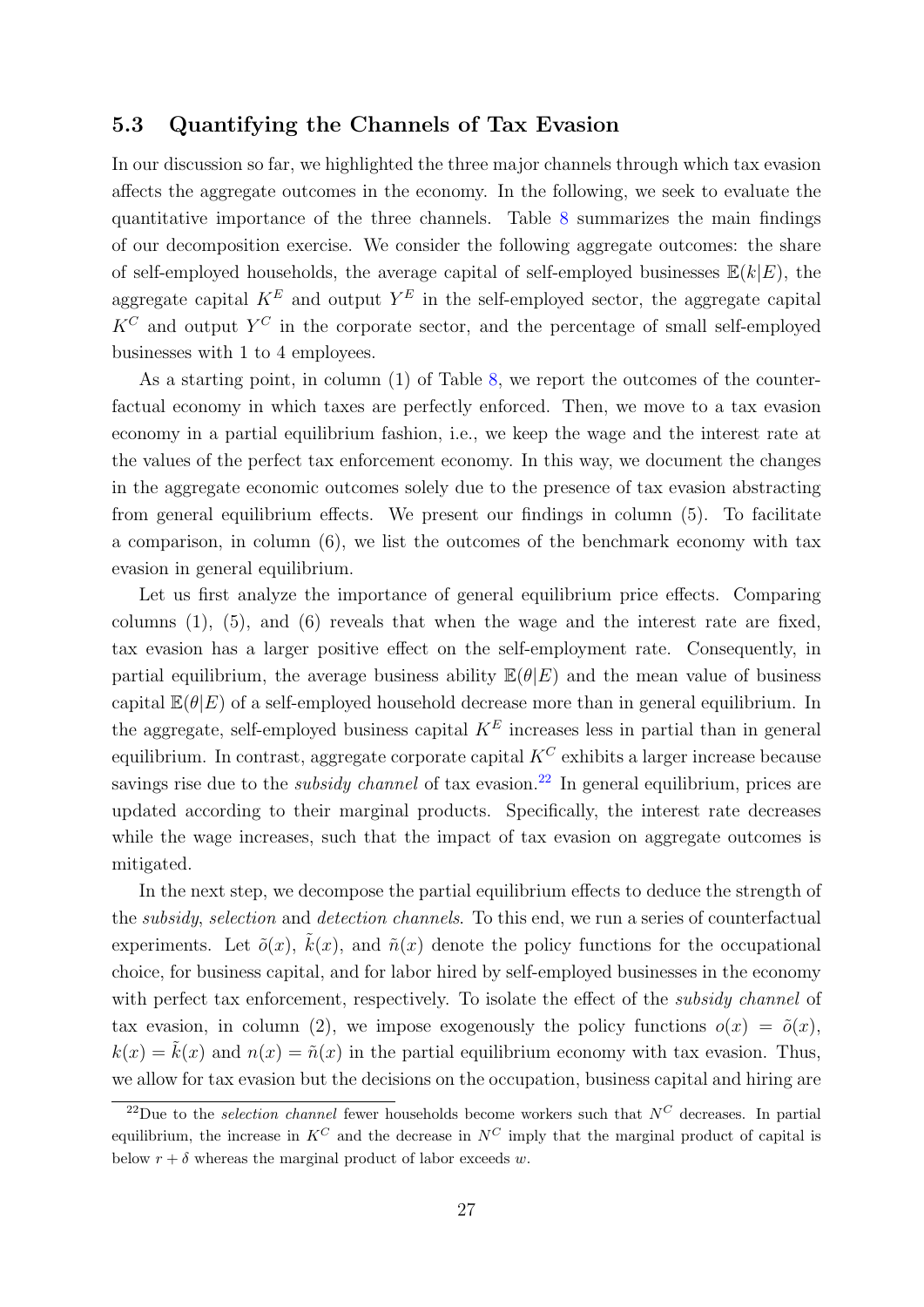### 5.3 Quantifying the Channels of Tax Evasion

In our discussion so far, we highlighted the three major channels through which tax evasion affects the aggregate outcomes in the economy. In the following, we seek to evaluate the quantitative importance of the three channels. Table 8 summarizes the main findings of our decomposition exercise. We consider the following aggregate outcomes: the share of self-employed households, the average capital of self-employed businesses $\mathbb{E}(k|E)$, the aggregate capital $K^E$ and output $Y^E$ in the self-employed sector, the aggregate capital $K^C$ and output $Y^C$ in the corporate sector, and the percentage of small self-employed businesses with 1 to 4 employees.

As a starting point, in column (1) of Table 8, we report the outcomes of the counterfactual economy in which taxes are perfectly enforced. Then, we move to a tax evasion economy in a partial equilibrium fashion, i.e., we keep the wage and the interest rate at the values of the perfect tax enforcement economy. In this way, we document the changes in the aggregate economic outcomes solely due to the presence of tax evasion abstracting from general equilibrium effects. We present our findings in column (5). To facilitate a comparison, in column (6), we list the outcomes of the benchmark economy with tax evasion in general equilibrium.

Let us first analyze the importance of general equilibrium price effects. Comparing columns (1), (5), and (6) reveals that when the wage and the interest rate are fixed, tax evasion has a larger positive effect on the self-employment rate. Consequently, in partial equilibrium, the average business ability $\mathbb{E}(\theta|E)$ and the mean value of business capital $\mathbb{E}(\theta|E)$ of a self-employed household decrease more than in general equilibrium. In the aggregate, self-employed business capital $K^E$ increases less in partial than in general equilibrium. In contrast, aggregate corporate capital $K^C$ exhibits a larger increase because savings rise due to the *subsidy channel* of tax evasion.[22] In general equilibrium, prices are updated according to their marginal products. Specifically, the interest rate decreases while the wage increases, such that the impact of tax evasion on aggregate outcomes is mitigated.

In the next step, we decompose the partial equilibrium effects to deduce the strength of the *subsidy*, *selection* and *detection channels*. To this end, we run a series of counterfactual experiments. Let $\tilde{o}(x)$, $\tilde{k}(x)$, and $\tilde{n}(x)$ denote the policy functions for the occupational choice, for business capital, and for labor hired by self-employed businesses in the economy with perfect tax enforcement, respectively. To isolate the effect of the *subsidy channel* of tax evasion, in column (2), we impose exogenously the policy functions $o(x) = \tilde{o}(x)$, $k(x) = \tilde{k}(x)$ and $n(x) = \tilde{n}(x)$ in the partial equilibrium economy with tax evasion. Thus, we allow for tax evasion but the decisions on the occupation, business capital and hiring are

[22] Due to the *selection channel* fewer households become workers such that $N^C$ decreases. In partial equilibrium, the increase in $K^C$ and the decrease in $N^C$ imply that the marginal product of capital is below $r + \delta$ whereas the marginal product of labor exceeds $w$.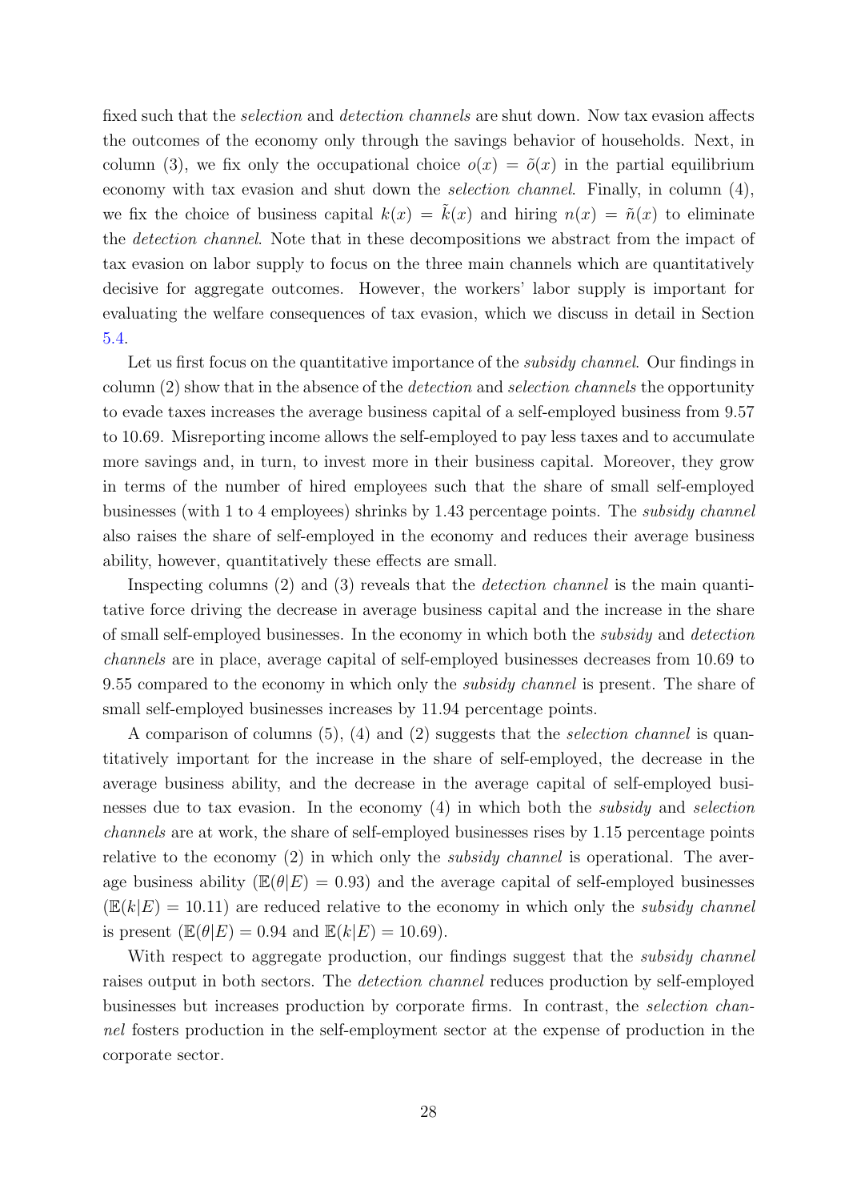fixed such that the *selection* and *detection channels* are shut down. Now tax evasion affects the outcomes of the economy only through the savings behavior of households. Next, in column (3), we fix only the occupational choice $o(x) = \tilde{o}(x)$ in the partial equilibrium economy with tax evasion and shut down the *selection channel*. Finally, in column (4), we fix the choice of business capital $k(x) = \tilde{k}(x)$ and hiring $n(x) = \tilde{n}(x)$ to eliminate the *detection channel*. Note that in these decompositions we abstract from the impact of tax evasion on labor supply to focus on the three main channels which are quantitatively decisive for aggregate outcomes. However, the workers' labor supply is important for evaluating the welfare consequences of tax evasion, which we discuss in detail in Section 5.4.

Let us first focus on the quantitative importance of the *subsidy channel*. Our findings in column (2) show that in the absence of the *detection* and *selection channels* the opportunity to evade taxes increases the average business capital of a self-employed business from 9.57 to 10.69. Misreporting income allows the self-employed to pay less taxes and to accumulate more savings and, in turn, to invest more in their business capital. Moreover, they grow in terms of the number of hired employees such that the share of small self-employed businesses (with 1 to 4 employees) shrinks by 1.43 percentage points. The *subsidy channel* also raises the share of self-employed in the economy and reduces their average business ability, however, quantitatively these effects are small.

Inspecting columns (2) and (3) reveals that the *detection channel* is the main quantitative force driving the decrease in average business capital and the increase in the share of small self-employed businesses. In the economy in which both the *subsidy* and *detection channels* are in place, average capital of self-employed businesses decreases from 10.69 to 9.55 compared to the economy in which only the *subsidy channel* is present. The share of small self-employed businesses increases by 11.94 percentage points.

A comparison of columns (5), (4) and (2) suggests that the *selection channel* is quantitatively important for the increase in the share of self-employed, the decrease in the average business ability, and the decrease in the average capital of self-employed businesses due to tax evasion. In the economy (4) in which both the *subsidy* and *selection channels* are at work, the share of self-employed businesses rises by 1.15 percentage points relative to the economy (2) in which only the *subsidy channel* is operational. The average business ability ($\mathbb{E}(\theta|E) = 0.93$) and the average capital of self-employed businesses ($\mathbb{E}(k|E) = 10.11$) are reduced relative to the economy in which only the *subsidy channel* is present ($\mathbb{E}(\theta|E) = 0.94$ and $\mathbb{E}(k|E) = 10.69$).

With respect to aggregate production, our findings suggest that the *subsidy channel* raises output in both sectors. The *detection channel* reduces production by self-employed businesses but increases production by corporate firms. In contrast, the *selection channel* fosters production in the self-employment sector at the expense of production in the corporate sector.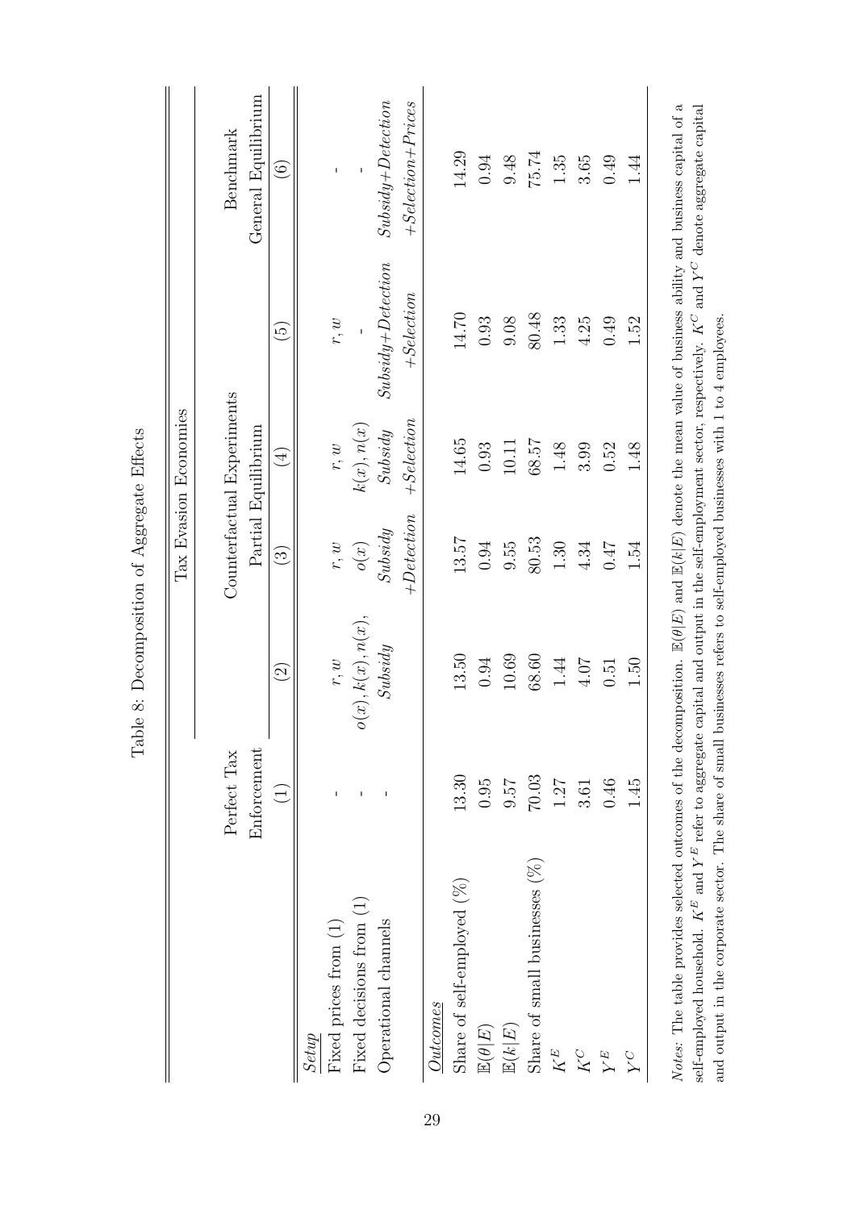Table 8: Decomposition of Aggregate Effects

| | Perfect Tax Enforcement | Tax Evasion Economies | | | | |
|---|---|---|---|---|---|---|
| | | Counterfactual Experiments | | | | Benchmark |
| | | | Partial Equilibrium | | | General Equilibrium |
| | (1) | (2) | (3) | (4) | (5) | (6) |
| *Setup* | | | | | | |
| Fixed prices from (1) | - | $r, w$ | $r, w$ | $r, w$ | $r, w$ | - |
| Fixed decisions from (1) | - | $o(x), k(x), n(x)$, | $o(x)$ | $k(x), n(x)$ | - | - |
| Operational channels | - | *Subsidy* | *Subsidy +Detection* | *Subsidy +Selection* | *Subsidy+Detection +Selection* | *Subsidy+Detection +Selection+Prices* |
| *Outcomes* | | | | | | |
| Share of self-employed (%) | 13.30 | 13.50 | 13.57 | 14.65 | 14.70 | 14.29 |
| $\mathbb{E}(\theta\|E)$ | 0.95 | 0.94 | 0.94 | 0.93 | 0.93 | 0.94 |
| $\mathbb{E}(k\|E)$ | 9.57 | 10.69 | 9.55 | 10.11 | 9.08 | 9.48 |
| Share of small businesses (%) | 70.03 | 68.60 | 80.53 | 68.57 | 80.48 | 75.74 |
| $K^E$ | 1.27 | 1.44 | 1.30 | 1.48 | 1.33 | 1.35 |
| $K^C$ | 3.61 | 4.07 | 4.34 | 3.99 | 4.25 | 3.65 |
| $Y^E$ | 0.46 | 0.51 | 0.47 | 0.52 | 0.49 | 0.49 |
| $Y^C$ | 1.45 | 1.50 | 1.54 | 1.48 | 1.52 | 1.44 |

*Notes:* The table provides selected outcomes of the decomposition. $\mathbb{E}(\theta|E)$ and $\mathbb{E}(k|E)$ denote the mean value of business ability and business capital of a self-employed household. $K^E$ and $Y^E$ refer to aggregate capital and output in the self-employment sector, respectively. $K^C$ and $Y^C$ denote aggregate capital and output in the corporate sector. The share of small businesses refers to self-employed businesses with 1 to 4 employees.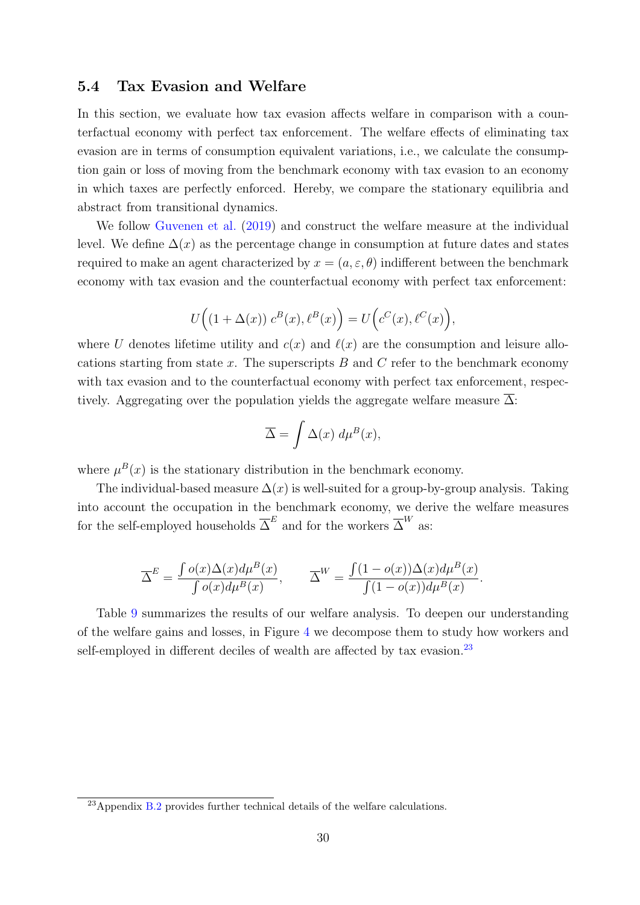### 5.4 Tax Evasion and Welfare

In this section, we evaluate how tax evasion affects welfare in comparison with a counterfactual economy with perfect tax enforcement. The welfare effects of eliminating tax evasion are in terms of consumption equivalent variations, i.e., we calculate the consumption gain or loss of moving from the benchmark economy with tax evasion to an economy in which taxes are perfectly enforced. Hereby, we compare the stationary equilibria and abstract from transitional dynamics.

We follow Guvenen et al. (2019) and construct the welfare measure at the individual level. We define $\Delta(x)$ as the percentage change in consumption at future dates and states required to make an agent characterized by $x = (a, \varepsilon, \theta)$ indifferent between the benchmark economy with tax evasion and the counterfactual economy with perfect tax enforcement:

$$U\Big((1 + \Delta(x))\, c^B(x), \ell^B(x)\Big) = U\Big(c^C(x), \ell^C(x)\Big),$$

where $U$ denotes lifetime utility and $c(x)$ and $\ell(x)$ are the consumption and leisure allocations starting from state $x$. The superscripts $B$ and $C$ refer to the benchmark economy with tax evasion and to the counterfactual economy with perfect tax enforcement, respectively. Aggregating over the population yields the aggregate welfare measure $\overline{\Delta}$:

$$\overline{\Delta} = \int \Delta(x)\; d\mu^B(x),$$

where $\mu^B(x)$ is the stationary distribution in the benchmark economy.

The individual-based measure $\Delta(x)$ is well-suited for a group-by-group analysis. Taking into account the occupation in the benchmark economy, we derive the welfare measures for the self-employed households $\overline{\Delta}^E$ and for the workers $\overline{\Delta}^W$ as:

$$\overline{\Delta}^E = \frac{\int o(x)\Delta(x) d\mu^B(x)}{\int o(x) d\mu^B(x)}, \qquad \overline{\Delta}^W = \frac{\int (1 - o(x))\Delta(x) d\mu^B(x)}{\int (1 - o(x)) d\mu^B(x)}.$$

Table 9 summarizes the results of our welfare analysis. To deepen our understanding of the welfare gains and losses, in Figure 4 we decompose them to study how workers and self-employed in different deciles of wealth are affected by tax evasion.[23]

[23] Appendix B.2 provides further technical details of the welfare calculations.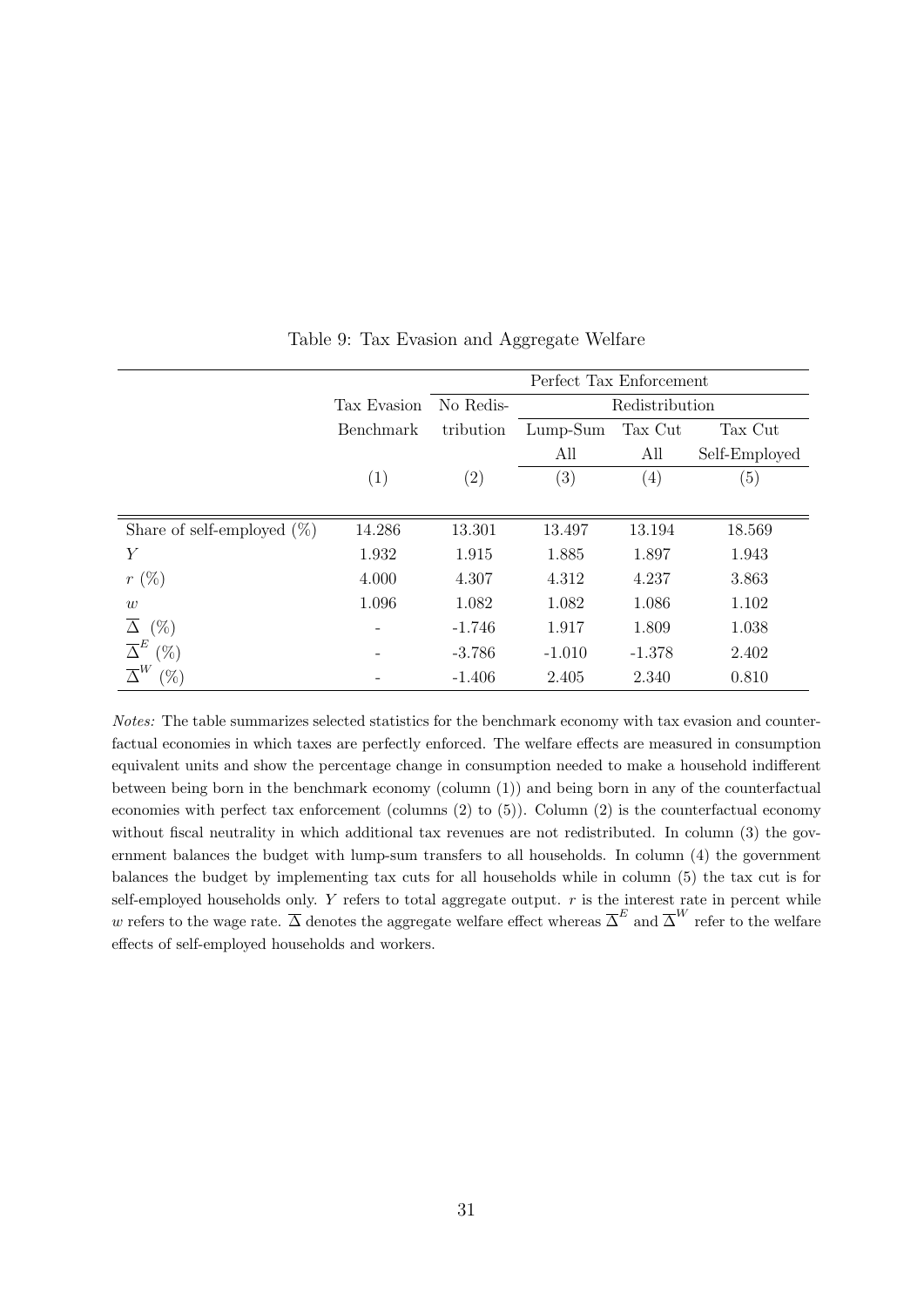Table 9: Tax Evasion and Aggregate Welfare

| | Tax Evasion | Perfect Tax Enforcement | | | |
|---|---|---|---|---|---|
| | | No Redis- | Redistribution | | |
| | Benchmark | tribution | Lump-Sum All | Tax Cut All | Tax Cut Self-Employed |
| | (1) | (2) | (3) | (4) | (5) |
| Share of self-employed (%) | 14.286 | 13.301 | 13.497 | 13.194 | 18.569 |
| $Y$ | 1.932 | 1.915 | 1.885 | 1.897 | 1.943 |
| $r$ (%) | 4.000 | 4.307 | 4.312 | 4.237 | 3.863 |
| $w$ | 1.096 | 1.082 | 1.082 | 1.086 | 1.102 |
| $\overline{\Delta}$ (%) | - | -1.746 | 1.917 | 1.809 | 1.038 |
| $\overline{\Delta}^E$ (%) | - | -3.786 | -1.010 | -1.378 | 2.402 |
| $\overline{\Delta}^W$ (%) | - | -1.406 | 2.405 | 2.340 | 0.810 |

*Notes:* The table summarizes selected statistics for the benchmark economy with tax evasion and counterfactual economies in which taxes are perfectly enforced. The welfare effects are measured in consumption equivalent units and show the percentage change in consumption needed to make a household indifferent between being born in the benchmark economy (column (1)) and being born in any of the counterfactual economies with perfect tax enforcement (columns (2) to (5)). Column (2) is the counterfactual economy without fiscal neutrality in which additional tax revenues are not redistributed. In column (3) the government balances the budget with lump-sum transfers to all households. In column (4) the government balances the budget by implementing tax cuts for all households while in column (5) the tax cut is for self-employed households only. $Y$ refers to total aggregate output. $r$ is the interest rate in percent while $w$ refers to the wage rate. $\overline{\Delta}$ denotes the aggregate welfare effect whereas $\overline{\Delta}^E$ and $\overline{\Delta}^W$ refer to the welfare effects of self-employed households and workers.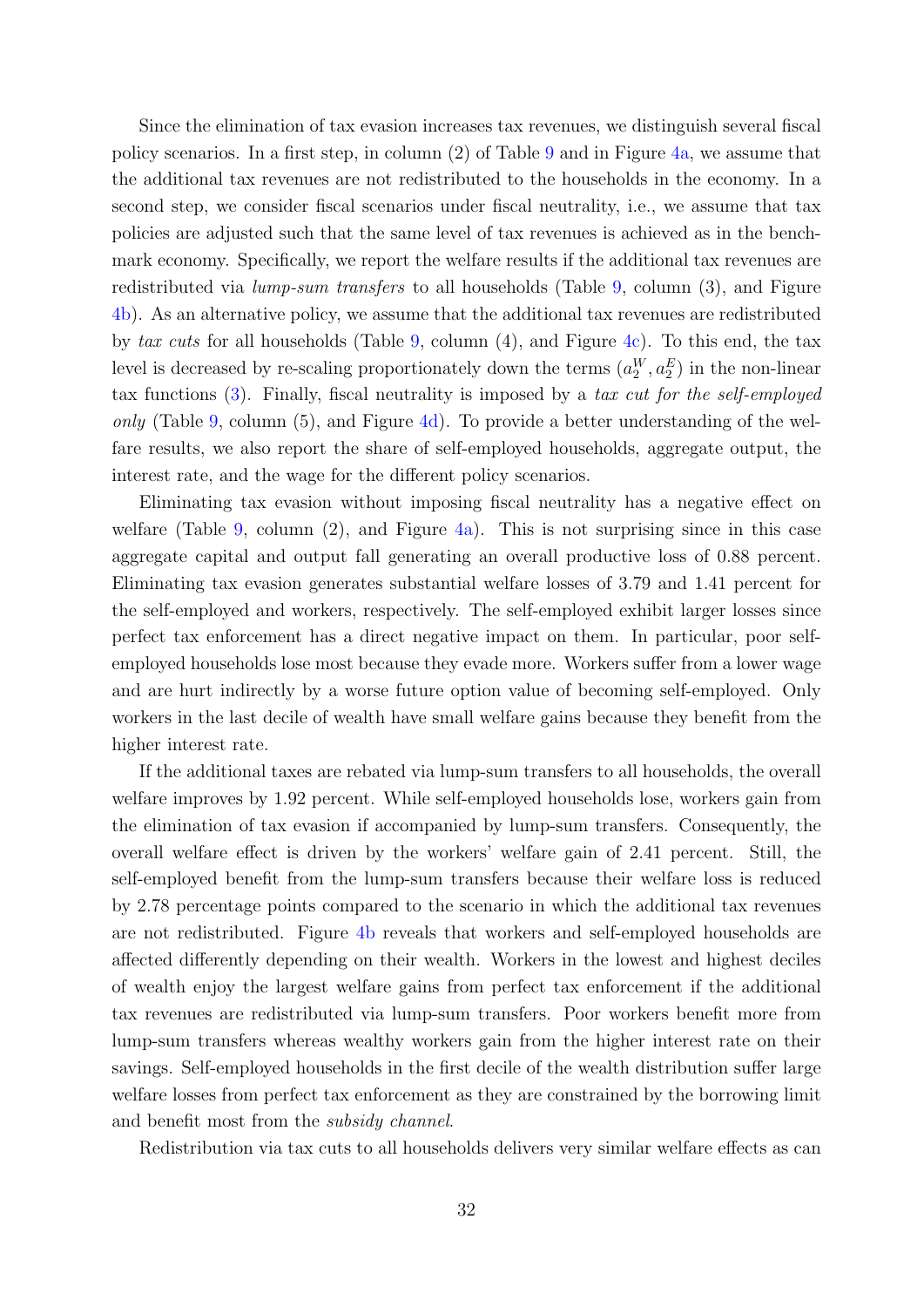Since the elimination of tax evasion increases tax revenues, we distinguish several fiscal policy scenarios. In a first step, in column (2) of Table 9 and in Figure 4a, we assume that the additional tax revenues are not redistributed to the households in the economy. In a second step, we consider fiscal scenarios under fiscal neutrality, i.e., we assume that tax policies are adjusted such that the same level of tax revenues is achieved as in the benchmark economy. Specifically, we report the welfare results if the additional tax revenues are redistributed via *lump-sum transfers* to all households (Table 9, column (3), and Figure 4b). As an alternative policy, we assume that the additional tax revenues are redistributed by *tax cuts* for all households (Table 9, column (4), and Figure 4c). To this end, the tax level is decreased by re-scaling proportionately down the terms $(a_2^W, a_2^E)$ in the non-linear tax functions (3). Finally, fiscal neutrality is imposed by a *tax cut for the self-employed only* (Table 9, column (5), and Figure 4d). To provide a better understanding of the welfare results, we also report the share of self-employed households, aggregate output, the interest rate, and the wage for the different policy scenarios.

Eliminating tax evasion without imposing fiscal neutrality has a negative effect on welfare (Table 9, column (2), and Figure 4a). This is not surprising since in this case aggregate capital and output fall generating an overall productive loss of 0.88 percent. Eliminating tax evasion generates substantial welfare losses of 3.79 and 1.41 percent for the self-employed and workers, respectively. The self-employed exhibit larger losses since perfect tax enforcement has a direct negative impact on them. In particular, poor self-employed households lose most because they evade more. Workers suffer from a lower wage and are hurt indirectly by a worse future option value of becoming self-employed. Only workers in the last decile of wealth have small welfare gains because they benefit from the higher interest rate.

If the additional taxes are rebated via lump-sum transfers to all households, the overall welfare improves by 1.92 percent. While self-employed households lose, workers gain from the elimination of tax evasion if accompanied by lump-sum transfers. Consequently, the overall welfare effect is driven by the workers' welfare gain of 2.41 percent. Still, the self-employed benefit from the lump-sum transfers because their welfare loss is reduced by 2.78 percentage points compared to the scenario in which the additional tax revenues are not redistributed. Figure 4b reveals that workers and self-employed households are affected differently depending on their wealth. Workers in the lowest and highest deciles of wealth enjoy the largest welfare gains from perfect tax enforcement if the additional tax revenues are redistributed via lump-sum transfers. Poor workers benefit more from lump-sum transfers whereas wealthy workers gain from the higher interest rate on their savings. Self-employed households in the first decile of the wealth distribution suffer large welfare losses from perfect tax enforcement as they are constrained by the borrowing limit and benefit most from the *subsidy channel*.

Redistribution via tax cuts to all households delivers very similar welfare effects as can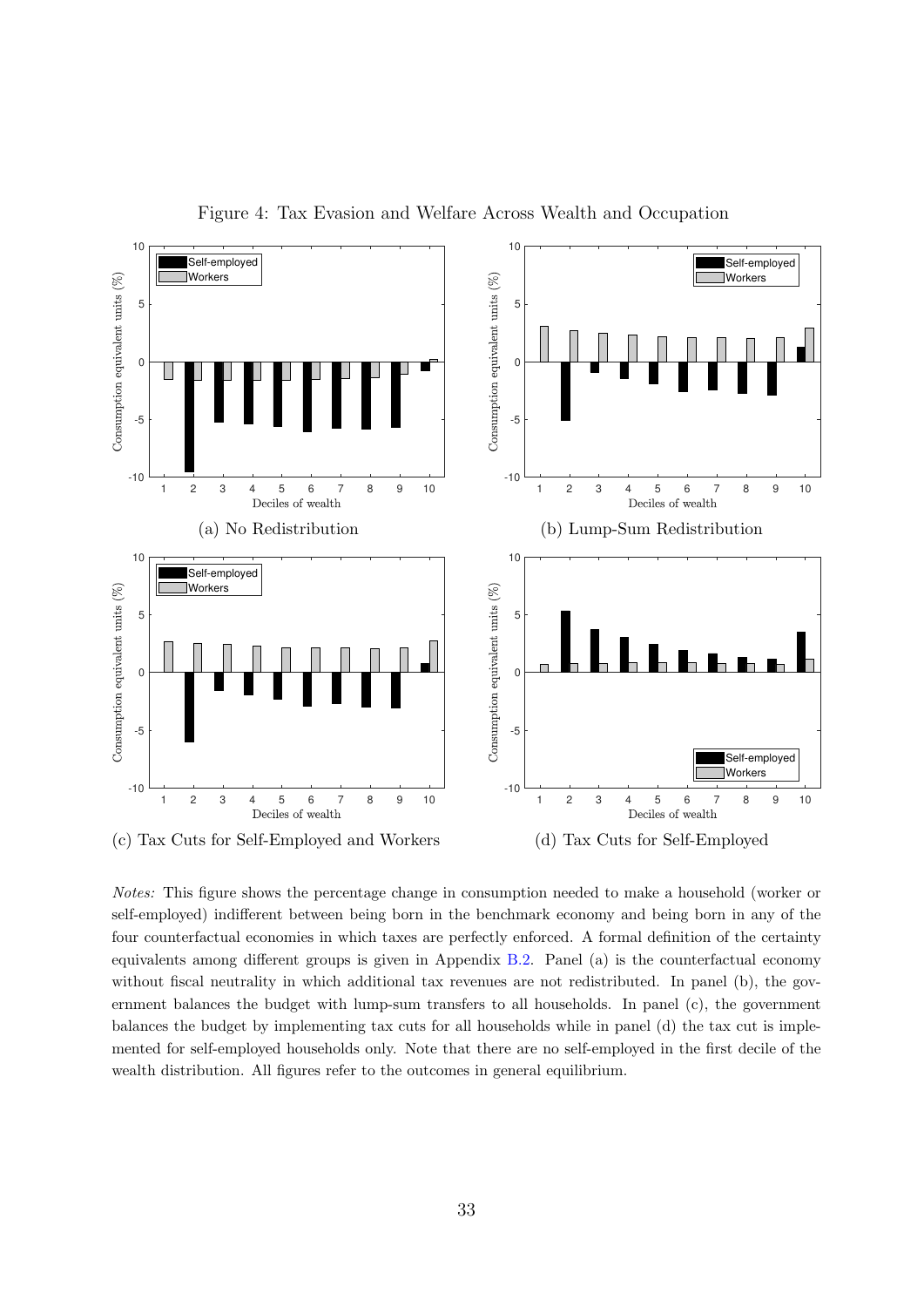Figure 4: Tax Evasion and Welfare Across Wealth and Occupation

(a) No Redistribution

(b) Lump-Sum Redistribution

(c) Tax Cuts for Self-Employed and Workers

(d) Tax Cuts for Self-Employed

*Notes:* This figure shows the percentage change in consumption needed to make a household (worker or self-employed) indifferent between being born in the benchmark economy and being born in any of the four counterfactual economies in which taxes are perfectly enforced. A formal definition of the certainty equivalents among different groups is given in Appendix B.2. Panel (a) is the counterfactual economy without fiscal neutrality in which additional tax revenues are not redistributed. In panel (b), the government balances the budget with lump-sum transfers to all households. In panel (c), the government balances the budget by implementing tax cuts for all households while in panel (d) the tax cut is implemented for self-employed households only. Note that there are no self-employed in the first decile of the wealth distribution. All figures refer to the outcomes in general equilibrium.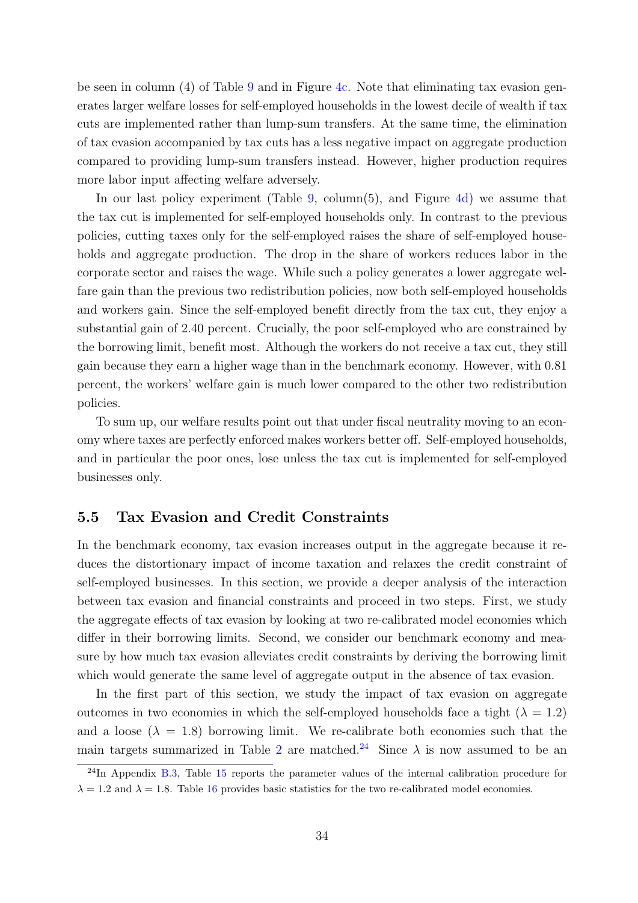be seen in column (4) of Table 9 and in Figure 4c. Note that eliminating tax evasion generates larger welfare losses for self-employed households in the lowest decile of wealth if tax cuts are implemented rather than lump-sum transfers. At the same time, the elimination of tax evasion accompanied by tax cuts has a less negative impact on aggregate production compared to providing lump-sum transfers instead. However, higher production requires more labor input affecting welfare adversely.

In our last policy experiment (Table 9, column(5), and Figure 4d) we assume that the tax cut is implemented for self-employed households only. In contrast to the previous policies, cutting taxes only for the self-employed raises the share of self-employed households and aggregate production. The drop in the share of workers reduces labor in the corporate sector and raises the wage. While such a policy generates a lower aggregate welfare gain than the previous two redistribution policies, now both self-employed households and workers gain. Since the self-employed benefit directly from the tax cut, they enjoy a substantial gain of 2.40 percent. Crucially, the poor self-employed who are constrained by the borrowing limit, benefit most. Although the workers do not receive a tax cut, they still gain because they earn a higher wage than in the benchmark economy. However, with 0.81 percent, the workers' welfare gain is much lower compared to the other two redistribution policies.

To sum up, our welfare results point out that under fiscal neutrality moving to an economy where taxes are perfectly enforced makes workers better off. Self-employed households, and in particular the poor ones, lose unless the tax cut is implemented for self-employed businesses only.

## 5.5 Tax Evasion and Credit Constraints

In the benchmark economy, tax evasion increases output in the aggregate because it reduces the distortionary impact of income taxation and relaxes the credit constraint of self-employed businesses. In this section, we provide a deeper analysis of the interaction between tax evasion and financial constraints and proceed in two steps. First, we study the aggregate effects of tax evasion by looking at two re-calibrated model economies which differ in their borrowing limits. Second, we consider our benchmark economy and measure by how much tax evasion alleviates credit constraints by deriving the borrowing limit which would generate the same level of aggregate output in the absence of tax evasion.

In the first part of this section, we study the impact of tax evasion on aggregate outcomes in two economies in which the self-employed households face a tight ($\lambda = 1.2$) and a loose ($\lambda = 1.8$) borrowing limit. We re-calibrate both economies such that the main targets summarized in Table 2 are matched.[24] Since $\lambda$ is now assumed to be an

[24] In Appendix B.3, Table 15 reports the parameter values of the internal calibration procedure for $\lambda = 1.2$ and $\lambda = 1.8$. Table 16 provides basic statistics for the two re-calibrated model economies.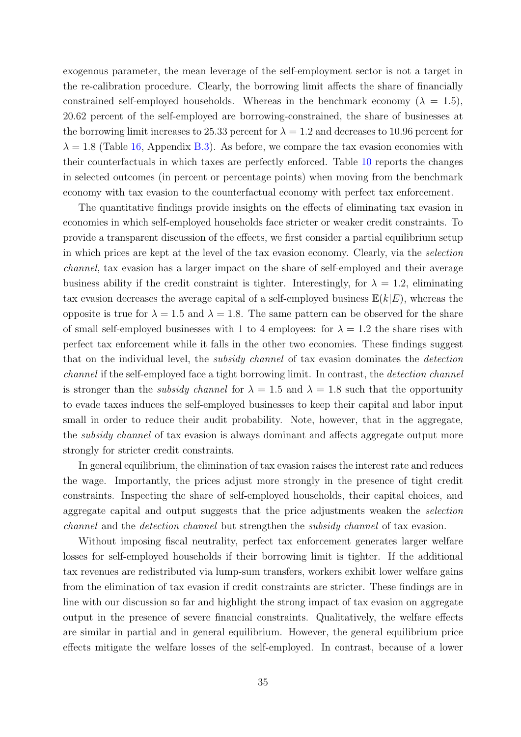exogenous parameter, the mean leverage of the self-employment sector is not a target in the re-calibration procedure. Clearly, the borrowing limit affects the share of financially constrained self-employed households. Whereas in the benchmark economy ($\lambda = 1.5$), 20.62 percent of the self-employed are borrowing-constrained, the share of businesses at the borrowing limit increases to 25.33 percent for $\lambda = 1.2$ and decreases to 10.96 percent for $\lambda = 1.8$ (Table 16, Appendix B.3). As before, we compare the tax evasion economies with their counterfactuals in which taxes are perfectly enforced. Table 10 reports the changes in selected outcomes (in percent or percentage points) when moving from the benchmark economy with tax evasion to the counterfactual economy with perfect tax enforcement.

The quantitative findings provide insights on the effects of eliminating tax evasion in economies in which self-employed households face stricter or weaker credit constraints. To provide a transparent discussion of the effects, we first consider a partial equilibrium setup in which prices are kept at the level of the tax evasion economy. Clearly, via the *selection channel*, tax evasion has a larger impact on the share of self-employed and their average business ability if the credit constraint is tighter. Interestingly, for $\lambda = 1.2$, eliminating tax evasion decreases the average capital of a self-employed business $\mathbb{E}(k|E)$, whereas the opposite is true for $\lambda = 1.5$ and $\lambda = 1.8$. The same pattern can be observed for the share of small self-employed businesses with 1 to 4 employees: for $\lambda = 1.2$ the share rises with perfect tax enforcement while it falls in the other two economies. These findings suggest that on the individual level, the *subsidy channel* of tax evasion dominates the *detection channel* if the self-employed face a tight borrowing limit. In contrast, the *detection channel* is stronger than the *subsidy channel* for $\lambda = 1.5$ and $\lambda = 1.8$ such that the opportunity to evade taxes induces the self-employed businesses to keep their capital and labor input small in order to reduce their audit probability. Note, however, that in the aggregate, the *subsidy channel* of tax evasion is always dominant and affects aggregate output more strongly for stricter credit constraints.

In general equilibrium, the elimination of tax evasion raises the interest rate and reduces the wage. Importantly, the prices adjust more strongly in the presence of tight credit constraints. Inspecting the share of self-employed households, their capital choices, and aggregate capital and output suggests that the price adjustments weaken the *selection channel* and the *detection channel* but strengthen the *subsidy channel* of tax evasion.

Without imposing fiscal neutrality, perfect tax enforcement generates larger welfare losses for self-employed households if their borrowing limit is tighter. If the additional tax revenues are redistributed via lump-sum transfers, workers exhibit lower welfare gains from the elimination of tax evasion if credit constraints are stricter. These findings are in line with our discussion so far and highlight the strong impact of tax evasion on aggregate output in the presence of severe financial constraints. Qualitatively, the welfare effects are similar in partial and in general equilibrium. However, the general equilibrium price effects mitigate the welfare losses of the self-employed. In contrast, because of a lower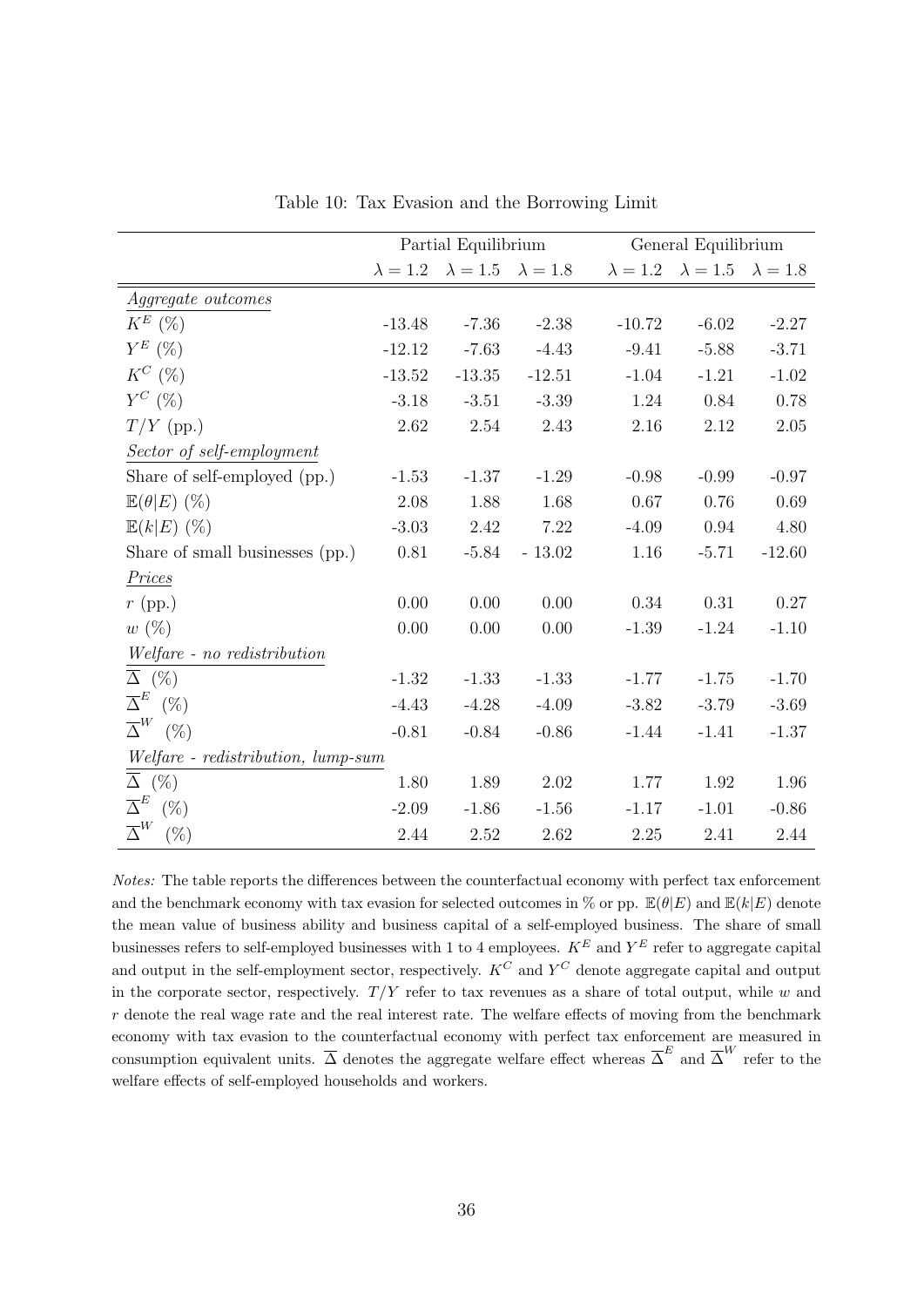Table 10: Tax Evasion and the Borrowing Limit

| | Partial Equilibrium | | | General Equilibrium | | |
|---|---|---|---|---|---|---|
| | $\lambda = 1.2$ | $\lambda = 1.5$ | $\lambda = 1.8$ | $\lambda = 1.2$ | $\lambda = 1.5$ | $\lambda = 1.8$ |
| *Aggregate outcomes* | | | | | | |
| $K^E$ (%) | -13.48 | -7.36 | -2.38 | -10.72 | -6.02 | -2.27 |
| $Y^E$ (%) | -12.12 | -7.63 | -4.43 | -9.41 | -5.88 | -3.71 |
| $K^C$ (%) | -13.52 | -13.35 | -12.51 | -1.04 | -1.21 | -1.02 |
| $Y^C$ (%) | -3.18 | -3.51 | -3.39 | 1.24 | 0.84 | 0.78 |
| $T/Y$ (pp.) | 2.62 | 2.54 | 2.43 | 2.16 | 2.12 | 2.05 |
| *Sector of self-employment* | | | | | | |
| Share of self-employed (pp.) | -1.53 | -1.37 | -1.29 | -0.98 | -0.99 | -0.97 |
| $\mathbb{E}(\theta\|E)$ (%) | 2.08 | 1.88 | 1.68 | 0.67 | 0.76 | 0.69 |
| $\mathbb{E}(k\|E)$ (%) | -3.03 | 2.42 | 7.22 | -4.09 | 0.94 | 4.80 |
| Share of small businesses (pp.) | 0.81 | -5.84 | - 13.02 | 1.16 | -5.71 | -12.60 |
| *Prices* | | | | | | |
| $r$ (pp.) | 0.00 | 0.00 | 0.00 | 0.34 | 0.31 | 0.27 |
| $w$ (%) | 0.00 | 0.00 | 0.00 | -1.39 | -1.24 | -1.10 |
| *Welfare - no redistribution* | | | | | | |
| $\overline{\Delta}$ (%) | -1.32 | -1.33 | -1.33 | -1.77 | -1.75 | -1.70 |
| $\overline{\Delta}^E$ (%) | -4.43 | -4.28 | -4.09 | -3.82 | -3.79 | -3.69 |
| $\overline{\Delta}^W$ (%) | -0.81 | -0.84 | -0.86 | -1.44 | -1.41 | -1.37 |
| *Welfare - redistribution, lump-sum* | | | | | | |
| $\overline{\Delta}$ (%) | 1.80 | 1.89 | 2.02 | 1.77 | 1.92 | 1.96 |
| $\overline{\Delta}^E$ (%) | -2.09 | -1.86 | -1.56 | -1.17 | -1.01 | -0.86 |
| $\overline{\Delta}^W$ (%) | 2.44 | 2.52 | 2.62 | 2.25 | 2.41 | 2.44 |

*Notes:* The table reports the differences between the counterfactual economy with perfect tax enforcement and the benchmark economy with tax evasion for selected outcomes in % or pp. $\mathbb{E}(\theta|E)$ and $\mathbb{E}(k|E)$ denote the mean value of business ability and business capital of a self-employed business. The share of small businesses refers to self-employed businesses with 1 to 4 employees. $K^E$ and $Y^E$ refer to aggregate capital and output in the self-employment sector, respectively. $K^C$ and $Y^C$ denote aggregate capital and output in the corporate sector, respectively. $T/Y$ refer to tax revenues as a share of total output, while $w$ and $r$ denote the real wage rate and the real interest rate. The welfare effects of moving from the benchmark economy with tax evasion to the counterfactual economy with perfect tax enforcement are measured in consumption equivalent units. $\overline{\Delta}$ denotes the aggregate welfare effect whereas $\overline{\Delta}^E$ and $\overline{\Delta}^W$ refer to the welfare effects of self-employed households and workers.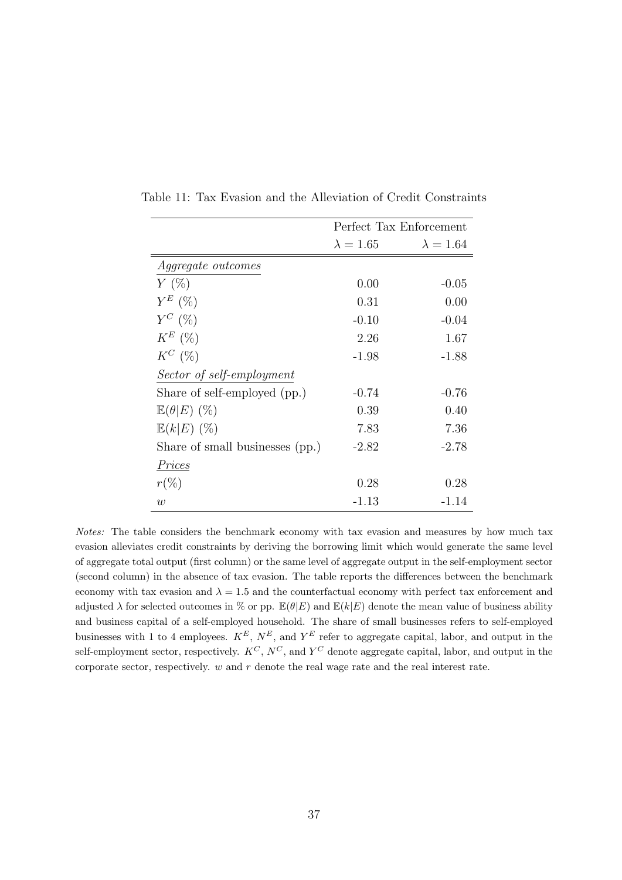Table 11: Tax Evasion and the Alleviation of Credit Constraints

| | Perfect Tax Enforcement | |
|---|---|---|
| | $\lambda = 1.65$ | $\lambda = 1.64$ |
| *Aggregate outcomes* | | |
| $Y$ (%) | 0.00 | -0.05 |
| $Y^E$ (%) | 0.31 | 0.00 |
| $Y^C$ (%) | -0.10 | -0.04 |
| $K^E$ (%) | 2.26 | 1.67 |
| $K^C$ (%) | -1.98 | -1.88 |
| *Sector of self-employment* | | |
| Share of self-employed (pp.) | -0.74 | -0.76 |
| $\mathbb{E}(\theta\|E)$ (%) | 0.39 | 0.40 |
| $\mathbb{E}(k\|E)$ (%) | 7.83 | 7.36 |
| Share of small businesses (pp.) | -2.82 | -2.78 |
| *Prices* | | |
| $r$(%) | 0.28 | 0.28 |
| $w$ | -1.13 | -1.14 |

*Notes:* The table considers the benchmark economy with tax evasion and measures by how much tax evasion alleviates credit constraints by deriving the borrowing limit which would generate the same level of aggregate total output (first column) or the same level of aggregate output in the self-employment sector (second column) in the absence of tax evasion. The table reports the differences between the benchmark economy with tax evasion and $\lambda = 1.5$ and the counterfactual economy with perfect tax enforcement and adjusted $\lambda$ for selected outcomes in % or pp. $\mathbb{E}(\theta|E)$ and $\mathbb{E}(k|E)$ denote the mean value of business ability and business capital of a self-employed household. The share of small businesses refers to self-employed businesses with 1 to 4 employees. $K^E$, $N^E$, and $Y^E$ refer to aggregate capital, labor, and output in the self-employment sector, respectively. $K^C$, $N^C$, and $Y^C$ denote aggregate capital, labor, and output in the corporate sector, respectively. $w$ and $r$ denote the real wage rate and the real interest rate.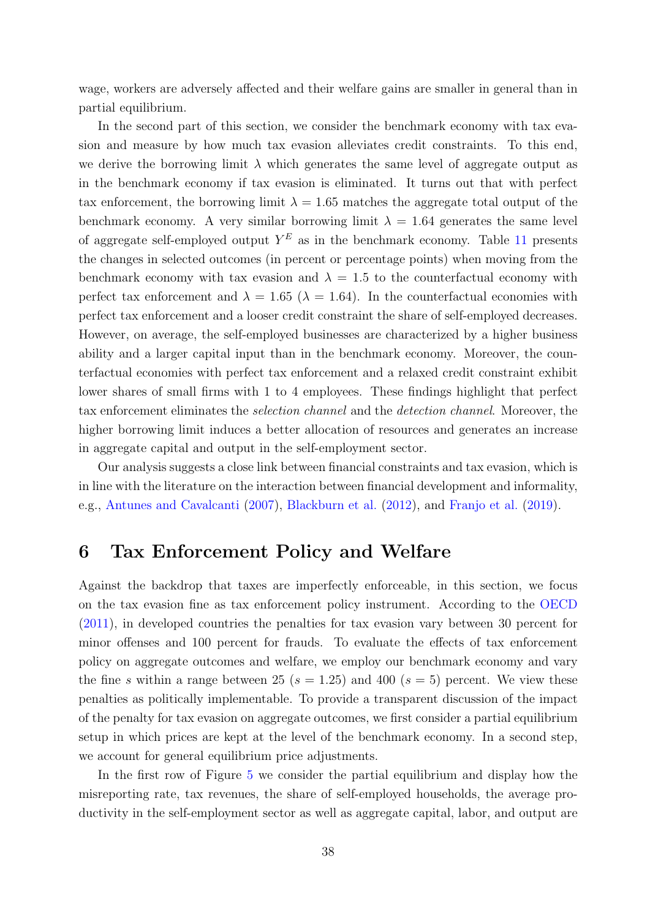wage, workers are adversely affected and their welfare gains are smaller in general than in partial equilibrium.

In the second part of this section, we consider the benchmark economy with tax evasion and measure by how much tax evasion alleviates credit constraints. To this end, we derive the borrowing limit $\lambda$ which generates the same level of aggregate output as in the benchmark economy if tax evasion is eliminated. It turns out that with perfect tax enforcement, the borrowing limit $\lambda = 1.65$ matches the aggregate total output of the benchmark economy. A very similar borrowing limit $\lambda = 1.64$ generates the same level of aggregate self-employed output $Y^E$ as in the benchmark economy. Table 11 presents the changes in selected outcomes (in percent or percentage points) when moving from the benchmark economy with tax evasion and $\lambda = 1.5$ to the counterfactual economy with perfect tax enforcement and $\lambda = 1.65$ ($\lambda = 1.64$). In the counterfactual economies with perfect tax enforcement and a looser credit constraint the share of self-employed decreases. However, on average, the self-employed businesses are characterized by a higher business ability and a larger capital input than in the benchmark economy. Moreover, the counterfactual economies with perfect tax enforcement and a relaxed credit constraint exhibit lower shares of small firms with 1 to 4 employees. These findings highlight that perfect tax enforcement eliminates the *selection channel* and the *detection channel*. Moreover, the higher borrowing limit induces a better allocation of resources and generates an increase in aggregate capital and output in the self-employment sector.

Our analysis suggests a close link between financial constraints and tax evasion, which is in line with the literature on the interaction between financial development and informality, e.g., Antunes and Cavalcanti (2007), Blackburn et al. (2012), and Franjo et al. (2019).

# 6 Tax Enforcement Policy and Welfare

Against the backdrop that taxes are imperfectly enforceable, in this section, we focus on the tax evasion fine as tax enforcement policy instrument. According to the OECD (2011), in developed countries the penalties for tax evasion vary between 30 percent for minor offenses and 100 percent for frauds. To evaluate the effects of tax enforcement policy on aggregate outcomes and welfare, we employ our benchmark economy and vary the fine $s$ within a range between 25 ($s = 1.25$) and 400 ($s = 5$) percent. We view these penalties as politically implementable. To provide a transparent discussion of the impact of the penalty for tax evasion on aggregate outcomes, we first consider a partial equilibrium setup in which prices are kept at the level of the benchmark economy. In a second step, we account for general equilibrium price adjustments.

In the first row of Figure 5 we consider the partial equilibrium and display how the misreporting rate, tax revenues, the share of self-employed households, the average productivity in the self-employment sector as well as aggregate capital, labor, and output are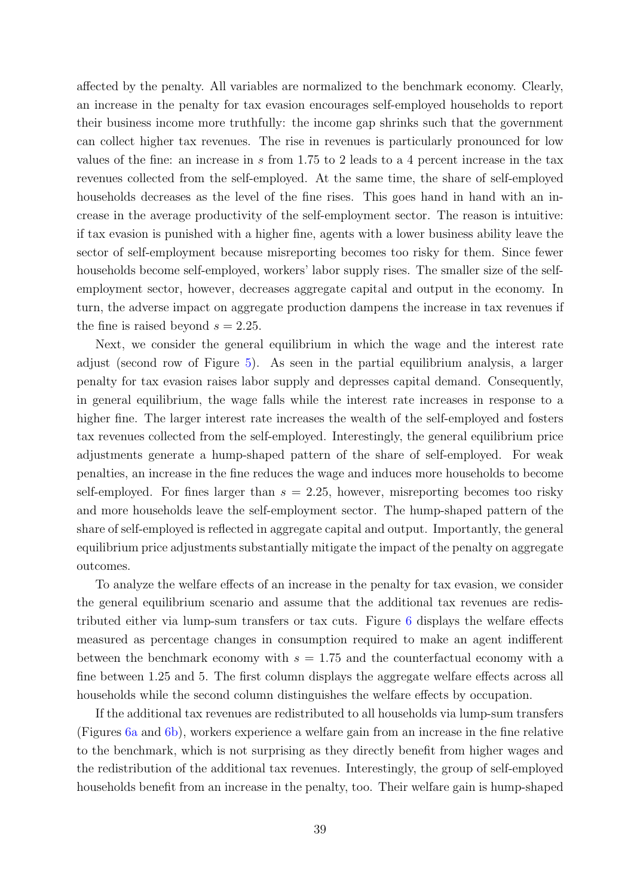affected by the penalty. All variables are normalized to the benchmark economy. Clearly, an increase in the penalty for tax evasion encourages self-employed households to report their business income more truthfully: the income gap shrinks such that the government can collect higher tax revenues. The rise in revenues is particularly pronounced for low values of the fine: an increase in $s$ from 1.75 to 2 leads to a 4 percent increase in the tax revenues collected from the self-employed. At the same time, the share of self-employed households decreases as the level of the fine rises. This goes hand in hand with an increase in the average productivity of the self-employment sector. The reason is intuitive: if tax evasion is punished with a higher fine, agents with a lower business ability leave the sector of self-employment because misreporting becomes too risky for them. Since fewer households become self-employed, workers' labor supply rises. The smaller size of the self-employment sector, however, decreases aggregate capital and output in the economy. In turn, the adverse impact on aggregate production dampens the increase in tax revenues if the fine is raised beyond $s = 2.25$.

Next, we consider the general equilibrium in which the wage and the interest rate adjust (second row of Figure 5). As seen in the partial equilibrium analysis, a larger penalty for tax evasion raises labor supply and depresses capital demand. Consequently, in general equilibrium, the wage falls while the interest rate increases in response to a higher fine. The larger interest rate increases the wealth of the self-employed and fosters tax revenues collected from the self-employed. Interestingly, the general equilibrium price adjustments generate a hump-shaped pattern of the share of self-employed. For weak penalties, an increase in the fine reduces the wage and induces more households to become self-employed. For fines larger than $s = 2.25$, however, misreporting becomes too risky and more households leave the self-employment sector. The hump-shaped pattern of the share of self-employed is reflected in aggregate capital and output. Importantly, the general equilibrium price adjustments substantially mitigate the impact of the penalty on aggregate outcomes.

To analyze the welfare effects of an increase in the penalty for tax evasion, we consider the general equilibrium scenario and assume that the additional tax revenues are redistributed either via lump-sum transfers or tax cuts. Figure 6 displays the welfare effects measured as percentage changes in consumption required to make an agent indifferent between the benchmark economy with $s = 1.75$ and the counterfactual economy with a fine between 1.25 and 5. The first column displays the aggregate welfare effects across all households while the second column distinguishes the welfare effects by occupation.

If the additional tax revenues are redistributed to all households via lump-sum transfers (Figures 6a and 6b), workers experience a welfare gain from an increase in the fine relative to the benchmark, which is not surprising as they directly benefit from higher wages and the redistribution of the additional tax revenues. Interestingly, the group of self-employed households benefit from an increase in the penalty, too. Their welfare gain is hump-shaped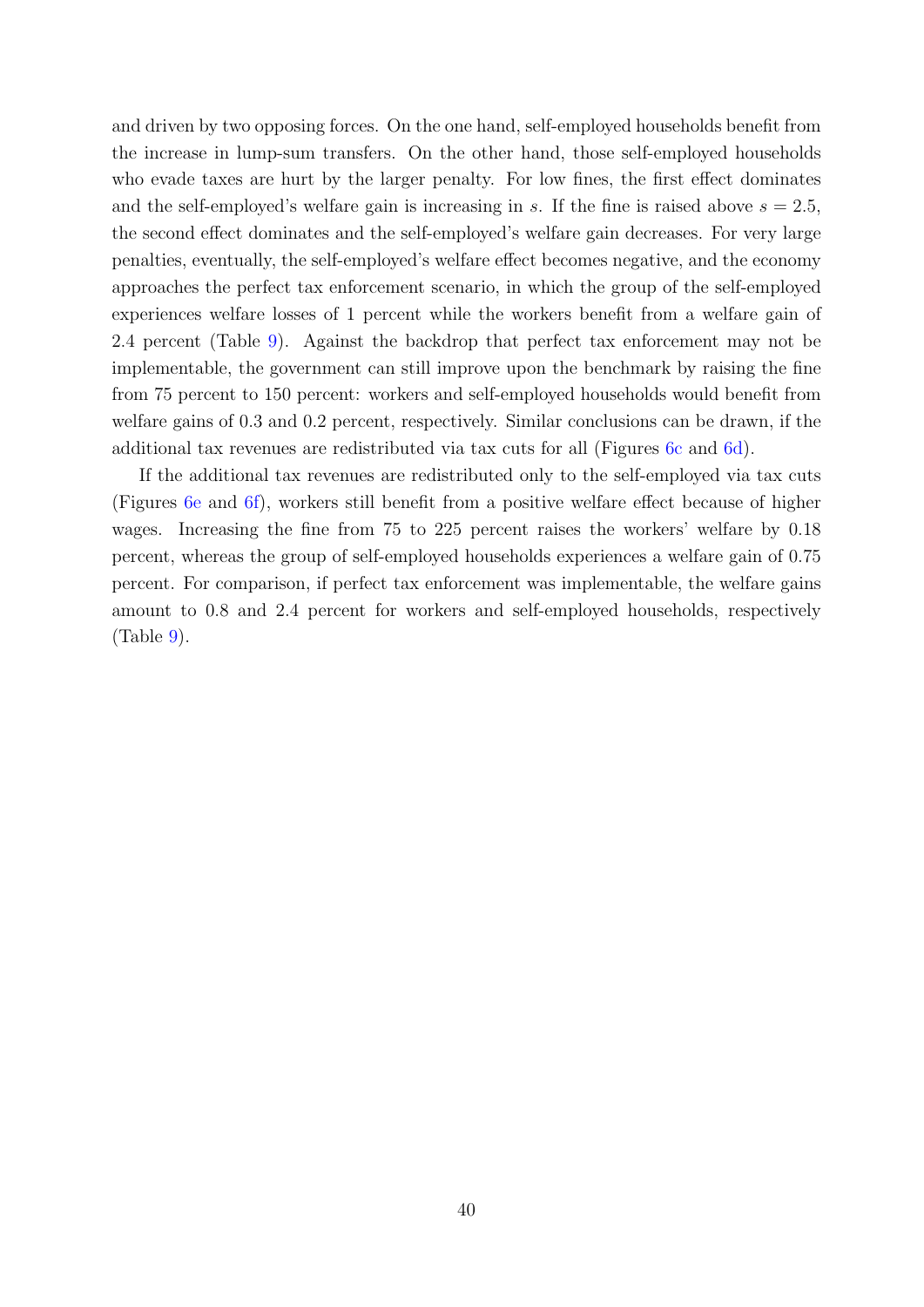and driven by two opposing forces. On the one hand, self-employed households benefit from the increase in lump-sum transfers. On the other hand, those self-employed households who evade taxes are hurt by the larger penalty. For low fines, the first effect dominates and the self-employed's welfare gain is increasing in $s$. If the fine is raised above $s = 2.5$, the second effect dominates and the self-employed's welfare gain decreases. For very large penalties, eventually, the self-employed's welfare effect becomes negative, and the economy approaches the perfect tax enforcement scenario, in which the group of the self-employed experiences welfare losses of 1 percent while the workers benefit from a welfare gain of 2.4 percent (Table 9). Against the backdrop that perfect tax enforcement may not be implementable, the government can still improve upon the benchmark by raising the fine from 75 percent to 150 percent: workers and self-employed households would benefit from welfare gains of 0.3 and 0.2 percent, respectively. Similar conclusions can be drawn, if the additional tax revenues are redistributed via tax cuts for all (Figures 6c and 6d).

If the additional tax revenues are redistributed only to the self-employed via tax cuts (Figures 6e and 6f), workers still benefit from a positive welfare effect because of higher wages. Increasing the fine from 75 to 225 percent raises the workers' welfare by 0.18 percent, whereas the group of self-employed households experiences a welfare gain of 0.75 percent. For comparison, if perfect tax enforcement was implementable, the welfare gains amount to 0.8 and 2.4 percent for workers and self-employed households, respectively (Table 9).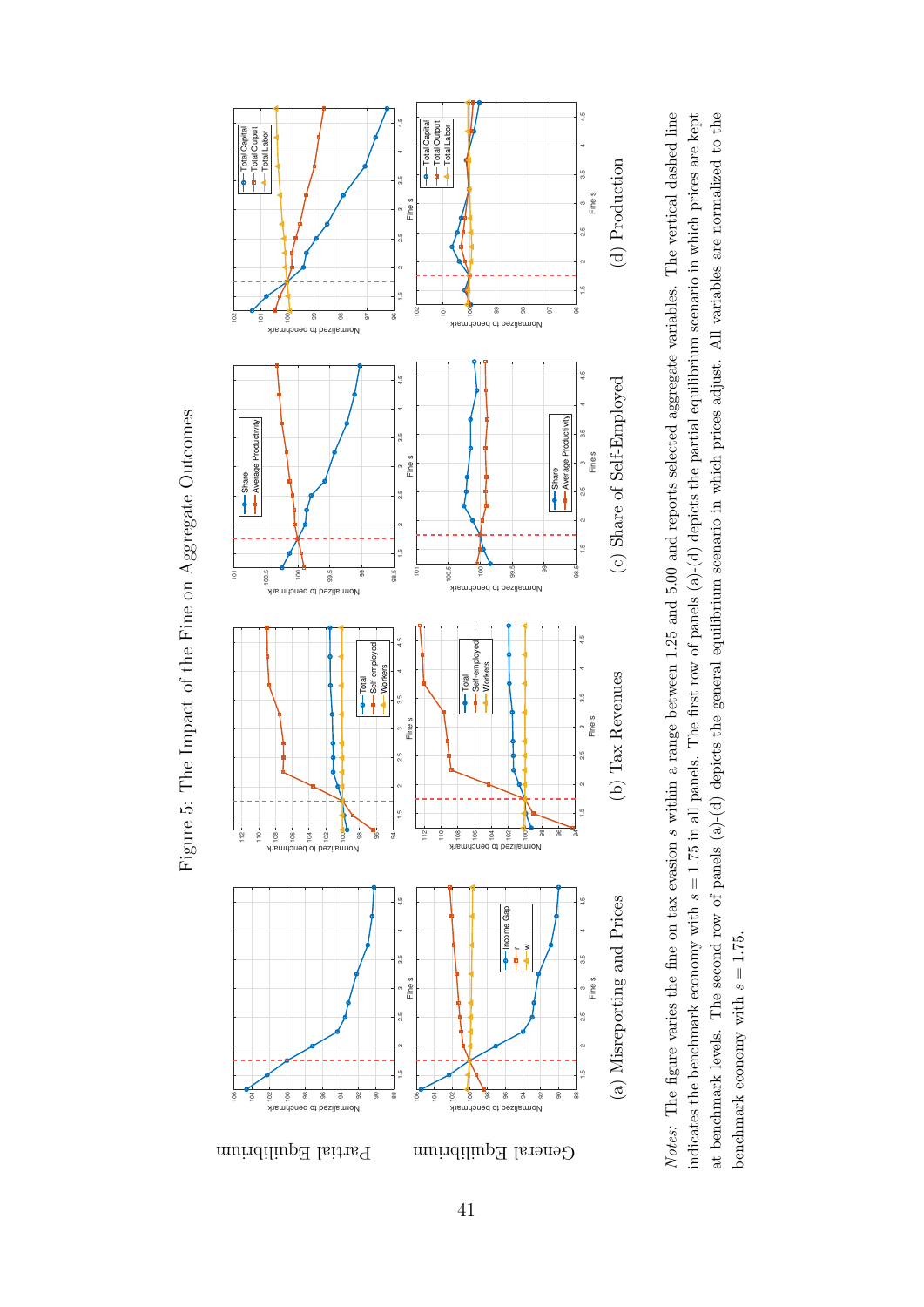Figure 5: The Impact of the Fine on Aggregate Outcomes

Partial Equilibrium

General Equilibrium

(a) Misreporting and Prices

(b) Tax Revenues

(c) Share of Self-Employed

(d) Production

*Notes:* The figure varies the fine on tax evasion $s$ within a range between 1.25 and 5.00 and reports selected aggregate variables. The vertical dashed line indicates the benchmark economy with $s = 1.75$ in all panels. The first row of panels (a)-(d) depicts the partial equilibrium scenario in which prices are kept at benchmark levels. The second row of panels (a)-(d) depicts the general equilibrium scenario in which prices adjust. All variables are normalized to the benchmark economy with $s = 1.75$.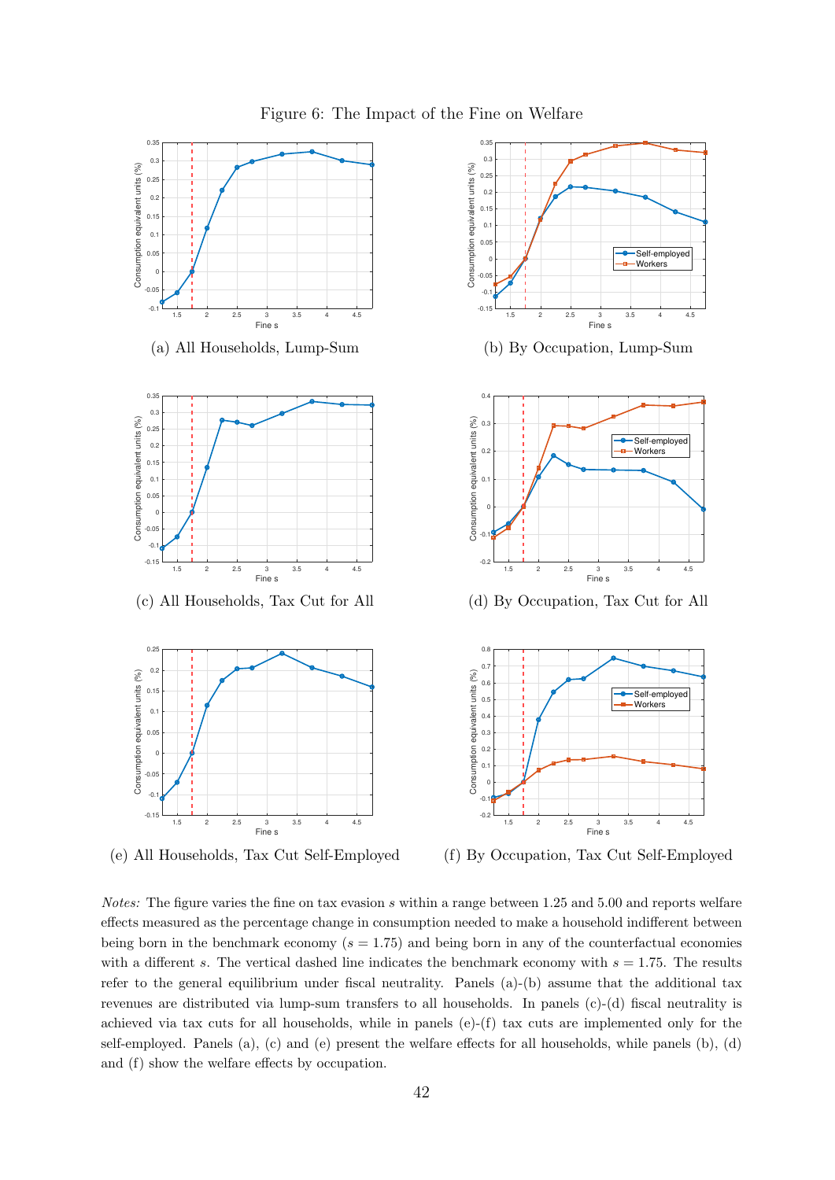Figure 6: The Impact of the Fine on Welfare

(a) All Households, Lump-Sum

(b) By Occupation, Lump-Sum

(c) All Households, Tax Cut for All

(d) By Occupation, Tax Cut for All

(e) All Households, Tax Cut Self-Employed

(f) By Occupation, Tax Cut Self-Employed

*Notes:* The figure varies the fine on tax evasion $s$ within a range between 1.25 and 5.00 and reports welfare effects measured as the percentage change in consumption needed to make a household indifferent between being born in the benchmark economy ($s = 1.75$) and being born in any of the counterfactual economies with a different $s$. The vertical dashed line indicates the benchmark economy with $s = 1.75$. The results refer to the general equilibrium under fiscal neutrality. Panels (a)-(b) assume that the additional tax revenues are distributed via lump-sum transfers to all households. In panels (c)-(d) fiscal neutrality is achieved via tax cuts for all households, while in panels (e)-(f) tax cuts are implemented only for the self-employed. Panels (a), (c) and (e) present the welfare effects for all households, while panels (b), (d) and (f) show the welfare effects by occupation.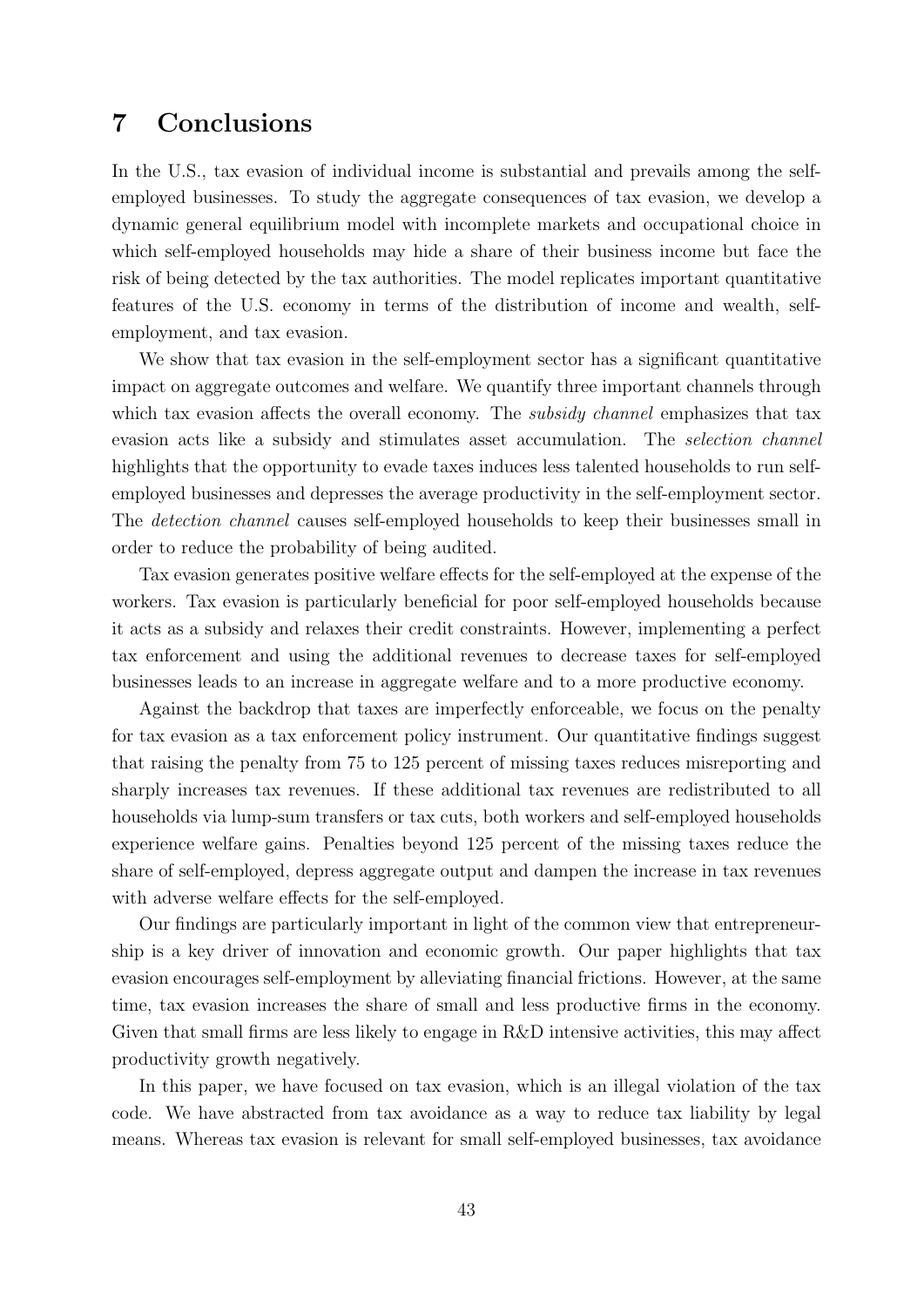## 7 Conclusions

In the U.S., tax evasion of individual income is substantial and prevails among the self-employed businesses. To study the aggregate consequences of tax evasion, we develop a dynamic general equilibrium model with incomplete markets and occupational choice in which self-employed households may hide a share of their business income but face the risk of being detected by the tax authorities. The model replicates important quantitative features of the U.S. economy in terms of the distribution of income and wealth, self-employment, and tax evasion.

We show that tax evasion in the self-employment sector has a significant quantitative impact on aggregate outcomes and welfare. We quantify three important channels through which tax evasion affects the overall economy. The *subsidy channel* emphasizes that tax evasion acts like a subsidy and stimulates asset accumulation. The *selection channel* highlights that the opportunity to evade taxes induces less talented households to run self-employed businesses and depresses the average productivity in the self-employment sector. The *detection channel* causes self-employed households to keep their businesses small in order to reduce the probability of being audited.

Tax evasion generates positive welfare effects for the self-employed at the expense of the workers. Tax evasion is particularly beneficial for poor self-employed households because it acts as a subsidy and relaxes their credit constraints. However, implementing a perfect tax enforcement and using the additional revenues to decrease taxes for self-employed businesses leads to an increase in aggregate welfare and to a more productive economy.

Against the backdrop that taxes are imperfectly enforceable, we focus on the penalty for tax evasion as a tax enforcement policy instrument. Our quantitative findings suggest that raising the penalty from 75 to 125 percent of missing taxes reduces misreporting and sharply increases tax revenues. If these additional tax revenues are redistributed to all households via lump-sum transfers or tax cuts, both workers and self-employed households experience welfare gains. Penalties beyond 125 percent of the missing taxes reduce the share of self-employed, depress aggregate output and dampen the increase in tax revenues with adverse welfare effects for the self-employed.

Our findings are particularly important in light of the common view that entrepreneurship is a key driver of innovation and economic growth. Our paper highlights that tax evasion encourages self-employment by alleviating financial frictions. However, at the same time, tax evasion increases the share of small and less productive firms in the economy. Given that small firms are less likely to engage in R&D intensive activities, this may affect productivity growth negatively.

In this paper, we have focused on tax evasion, which is an illegal violation of the tax code. We have abstracted from tax avoidance as a way to reduce tax liability by legal means. Whereas tax evasion is relevant for small self-employed businesses, tax avoidance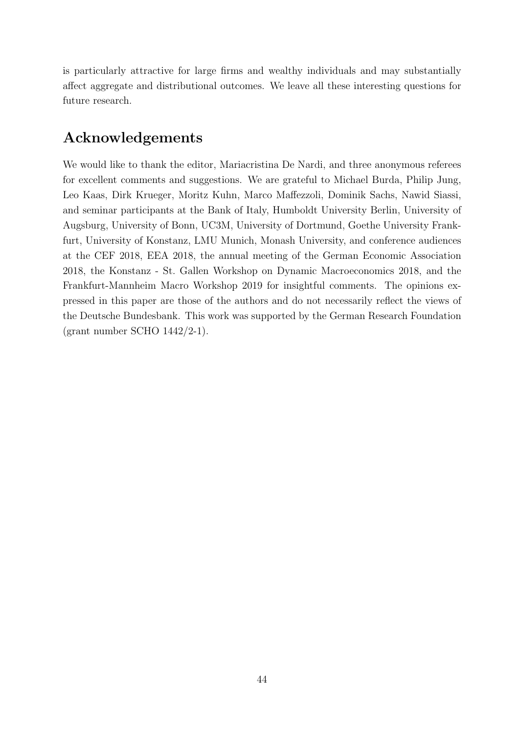is particularly attractive for large firms and wealthy individuals and may substantially affect aggregate and distributional outcomes. We leave all these interesting questions for future research.

## Acknowledgements

We would like to thank the editor, Mariacristina De Nardi, and three anonymous referees for excellent comments and suggestions. We are grateful to Michael Burda, Philip Jung, Leo Kaas, Dirk Krueger, Moritz Kuhn, Marco Maffezzoli, Dominik Sachs, Nawid Siassi, and seminar participants at the Bank of Italy, Humboldt University Berlin, University of Augsburg, University of Bonn, UC3M, University of Dortmund, Goethe University Frankfurt, University of Konstanz, LMU Munich, Monash University, and conference audiences at the CEF 2018, EEA 2018, the annual meeting of the German Economic Association 2018, the Konstanz - St. Gallen Workshop on Dynamic Macroeconomics 2018, and the Frankfurt-Mannheim Macro Workshop 2019 for insightful comments. The opinions expressed in this paper are those of the authors and do not necessarily reflect the views of the Deutsche Bundesbank. This work was supported by the German Research Foundation (grant number SCHO 1442/2-1).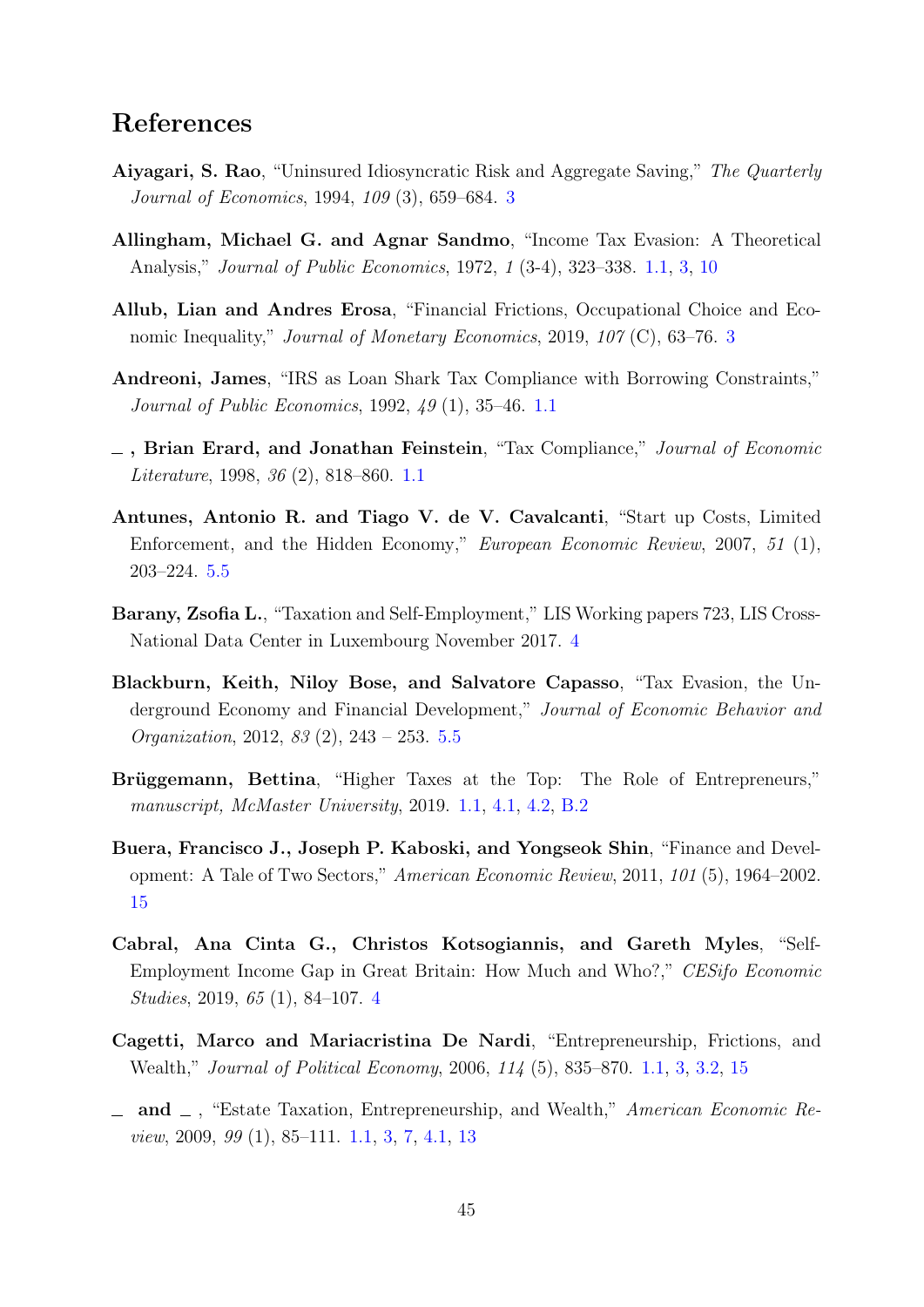## References

**Aiyagari, S. Rao**, "Uninsured Idiosyncratic Risk and Aggregate Saving," *The Quarterly Journal of Economics*, 1994, *109* (3), 659–684. 3

**Allingham, Michael G. and Agnar Sandmo**, "Income Tax Evasion: A Theoretical Analysis," *Journal of Public Economics*, 1972, *1* (3-4), 323–338. 1.1, 3, 10

**Allub, Lian and Andres Erosa**, "Financial Frictions, Occupational Choice and Economic Inequality," *Journal of Monetary Economics*, 2019, *107* (C), 63–76. 3

**Andreoni, James**, "IRS as Loan Shark Tax Compliance with Borrowing Constraints," *Journal of Public Economics*, 1992, *49* (1), 35–46. 1.1

**_ , Brian Erard, and Jonathan Feinstein**, "Tax Compliance," *Journal of Economic Literature*, 1998, *36* (2), 818–860. 1.1

**Antunes, Antonio R. and Tiago V. de V. Cavalcanti**, "Start up Costs, Limited Enforcement, and the Hidden Economy," *European Economic Review*, 2007, *51* (1), 203–224. 5.5

**Barany, Zsofia L.**, "Taxation and Self-Employment," LIS Working papers 723, LIS Cross-National Data Center in Luxembourg November 2017. 4

**Blackburn, Keith, Niloy Bose, and Salvatore Capasso**, "Tax Evasion, the Underground Economy and Financial Development," *Journal of Economic Behavior and Organization*, 2012, *83* (2), 243 – 253. 5.5

**Brüggemann, Bettina**, "Higher Taxes at the Top: The Role of Entrepreneurs," *manuscript, McMaster University*, 2019. 1.1, 4.1, 4.2, B.2

**Buera, Francisco J., Joseph P. Kaboski, and Yongseok Shin**, "Finance and Development: A Tale of Two Sectors," *American Economic Review*, 2011, *101* (5), 1964–2002. 15

**Cabral, Ana Cinta G., Christos Kotsogiannis, and Gareth Myles**, "Self-Employment Income Gap in Great Britain: How Much and Who?," *CESifo Economic Studies*, 2019, *65* (1), 84–107. 4

**Cagetti, Marco and Mariacristina De Nardi**, "Entrepreneurship, Frictions, and Wealth," *Journal of Political Economy*, 2006, *114* (5), 835–870. 1.1, 3, 3.2, 15

**_ and _** , "Estate Taxation, Entrepreneurship, and Wealth," *American Economic Review*, 2009, *99* (1), 85–111. 1.1, 3, 7, 4.1, 13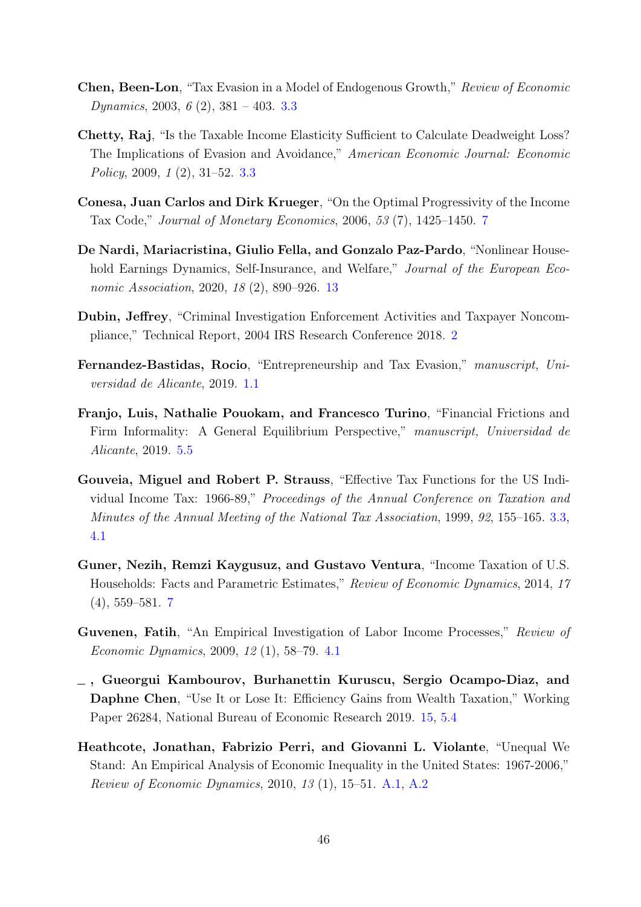**Chen, Been-Lon**, "Tax Evasion in a Model of Endogenous Growth," *Review of Economic Dynamics*, 2003, *6* (2), 381 – 403. 3.3

**Chetty, Raj**, "Is the Taxable Income Elasticity Sufficient to Calculate Deadweight Loss? The Implications of Evasion and Avoidance," *American Economic Journal: Economic Policy*, 2009, *1* (2), 31–52. 3.3

**Conesa, Juan Carlos and Dirk Krueger**, "On the Optimal Progressivity of the Income Tax Code," *Journal of Monetary Economics*, 2006, *53* (7), 1425–1450. 7

**De Nardi, Mariacristina, Giulio Fella, and Gonzalo Paz-Pardo**, "Nonlinear Household Earnings Dynamics, Self-Insurance, and Welfare," *Journal of the European Economic Association*, 2020, *18* (2), 890–926. 13

**Dubin, Jeffrey**, "Criminal Investigation Enforcement Activities and Taxpayer Noncompliance," Technical Report, 2004 IRS Research Conference 2018. 2

**Fernandez-Bastidas, Rocio**, "Entrepreneurship and Tax Evasion," *manuscript, Universidad de Alicante*, 2019. 1.1

**Franjo, Luis, Nathalie Pouokam, and Francesco Turino**, "Financial Frictions and Firm Informality: A General Equilibrium Perspective," *manuscript, Universidad de Alicante*, 2019. 5.5

**Gouveia, Miguel and Robert P. Strauss**, "Effective Tax Functions for the US Individual Income Tax: 1966-89," *Proceedings of the Annual Conference on Taxation and Minutes of the Annual Meeting of the National Tax Association*, 1999, *92*, 155–165. 3.3, 4.1

**Guner, Nezih, Remzi Kaygusuz, and Gustavo Ventura**, "Income Taxation of U.S. Households: Facts and Parametric Estimates," *Review of Economic Dynamics*, 2014, *17* (4), 559–581. 7

**Guvenen, Fatih**, "An Empirical Investigation of Labor Income Processes," *Review of Economic Dynamics*, 2009, *12* (1), 58–79. 4.1

**_ , Gueorgui Kambourov, Burhanettin Kuruscu, Sergio Ocampo-Diaz, and Daphne Chen**, "Use It or Lose It: Efficiency Gains from Wealth Taxation," Working Paper 26284, National Bureau of Economic Research 2019. 15, 5.4

**Heathcote, Jonathan, Fabrizio Perri, and Giovanni L. Violante**, "Unequal We Stand: An Empirical Analysis of Economic Inequality in the United States: 1967-2006," *Review of Economic Dynamics*, 2010, *13* (1), 15–51. A.1, A.2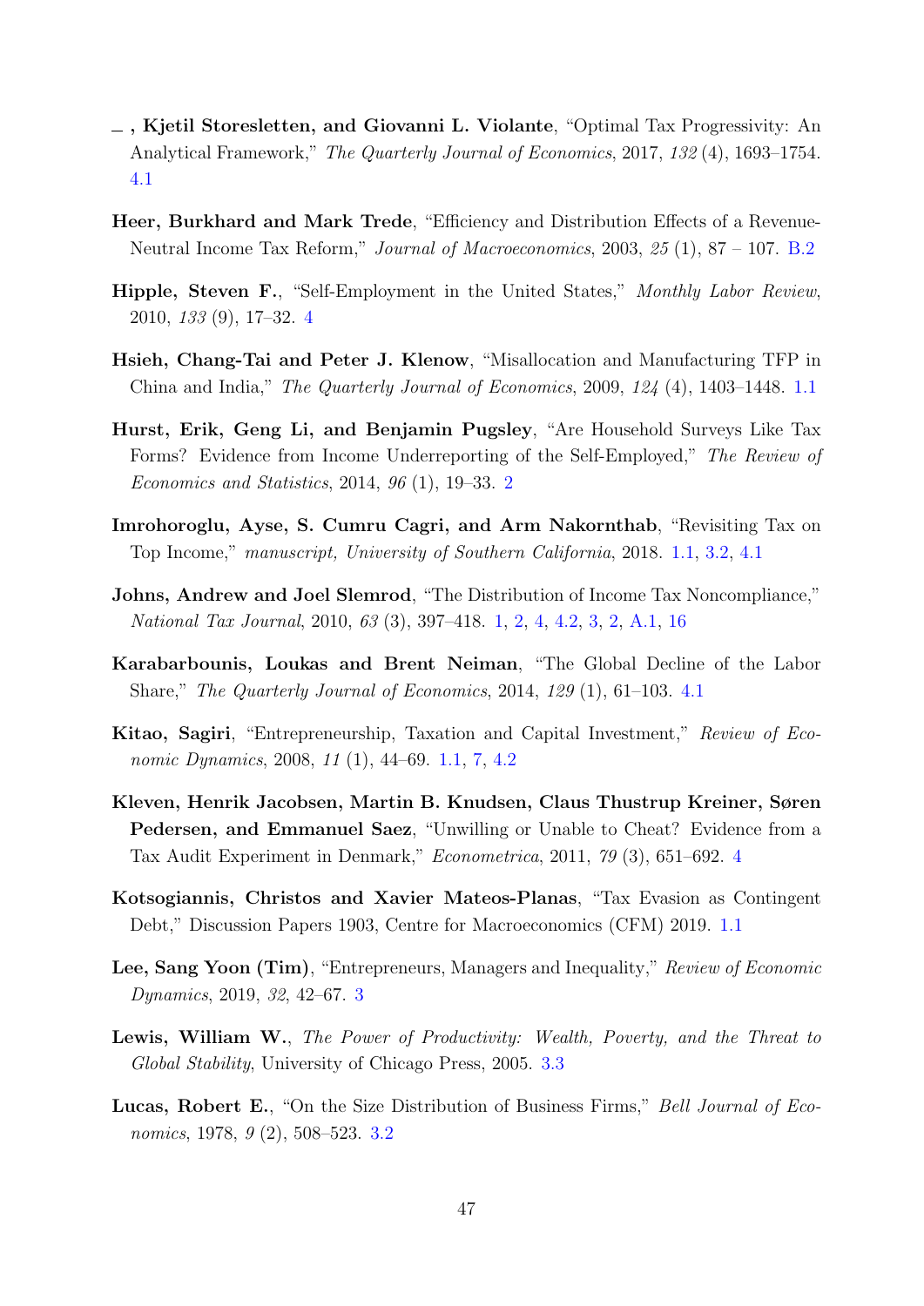**\_ , Kjetil Storesletten, and Giovanni L. Violante**, "Optimal Tax Progressivity: An Analytical Framework," *The Quarterly Journal of Economics*, 2017, *132* (4), 1693–1754. 4.1

**Heer, Burkhard and Mark Trede**, "Efficiency and Distribution Effects of a Revenue-Neutral Income Tax Reform," *Journal of Macroeconomics*, 2003, *25* (1), 87 – 107. B.2

**Hipple, Steven F.**, "Self-Employment in the United States," *Monthly Labor Review*, 2010, *133* (9), 17–32. 4

**Hsieh, Chang-Tai and Peter J. Klenow**, "Misallocation and Manufacturing TFP in China and India," *The Quarterly Journal of Economics*, 2009, *124* (4), 1403–1448. 1.1

**Hurst, Erik, Geng Li, and Benjamin Pugsley**, "Are Household Surveys Like Tax Forms? Evidence from Income Underreporting of the Self-Employed," *The Review of Economics and Statistics*, 2014, *96* (1), 19–33. 2

**Imrohoroglu, Ayse, S. Cumru Cagri, and Arm Nakornthab**, "Revisiting Tax on Top Income," *manuscript, University of Southern California*, 2018. 1.1, 3.2, 4.1

**Johns, Andrew and Joel Slemrod**, "The Distribution of Income Tax Noncompliance," *National Tax Journal*, 2010, *63* (3), 397–418. 1, 2, 4, 4.2, 3, 2, A.1, 16

**Karabarbounis, Loukas and Brent Neiman**, "The Global Decline of the Labor Share," *The Quarterly Journal of Economics*, 2014, *129* (1), 61–103. 4.1

**Kitao, Sagiri**, "Entrepreneurship, Taxation and Capital Investment," *Review of Economic Dynamics*, 2008, *11* (1), 44–69. 1.1, 7, 4.2

**Kleven, Henrik Jacobsen, Martin B. Knudsen, Claus Thustrup Kreiner, Søren Pedersen, and Emmanuel Saez**, "Unwilling or Unable to Cheat? Evidence from a Tax Audit Experiment in Denmark," *Econometrica*, 2011, *79* (3), 651–692. 4

**Kotsogiannis, Christos and Xavier Mateos-Planas**, "Tax Evasion as Contingent Debt," Discussion Papers 1903, Centre for Macroeconomics (CFM) 2019. 1.1

**Lee, Sang Yoon (Tim)**, "Entrepreneurs, Managers and Inequality," *Review of Economic Dynamics*, 2019, *32*, 42–67. 3

**Lewis, William W.**, *The Power of Productivity: Wealth, Poverty, and the Threat to Global Stability*, University of Chicago Press, 2005. 3.3

**Lucas, Robert E.**, "On the Size Distribution of Business Firms," *Bell Journal of Economics*, 1978, *9* (2), 508–523. 3.2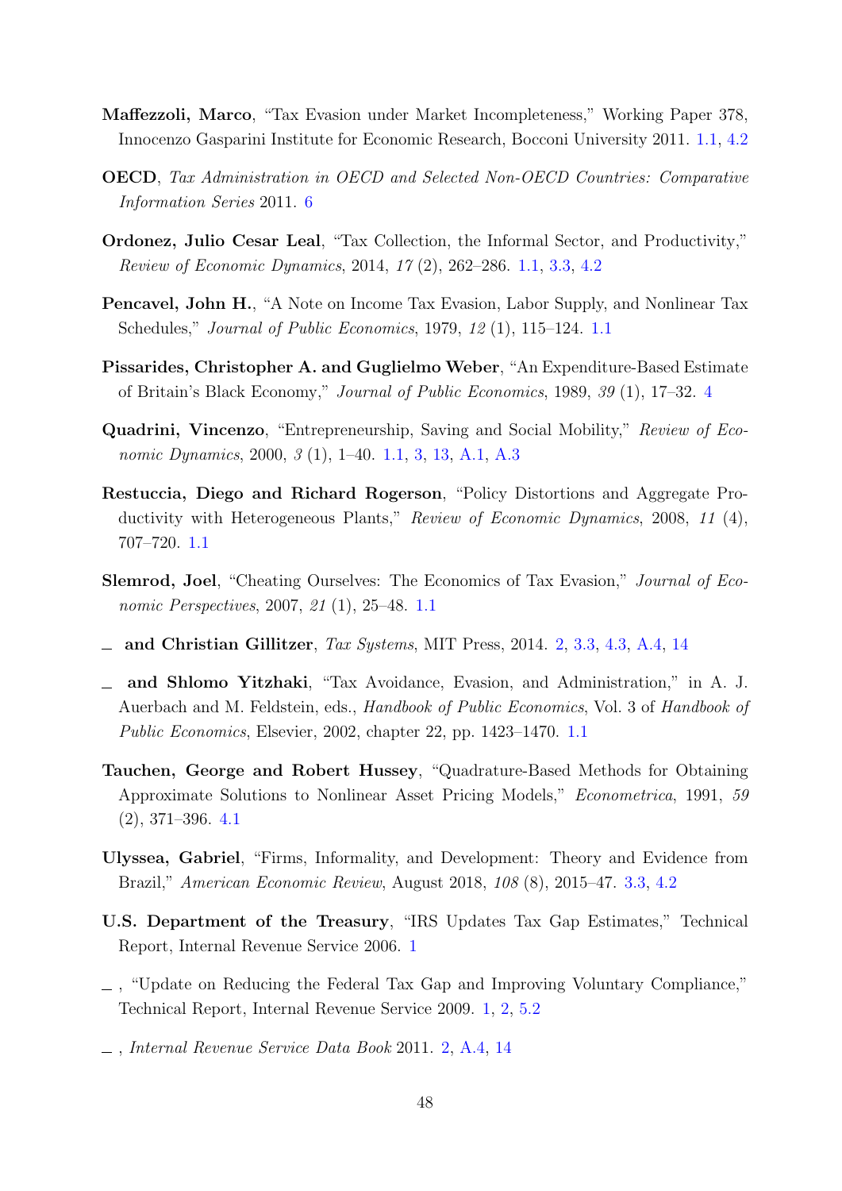**Maffezzoli, Marco**, "Tax Evasion under Market Incompleteness," Working Paper 378, Innocenzo Gasparini Institute for Economic Research, Bocconi University 2011. 1.1, 4.2

**OECD**, *Tax Administration in OECD and Selected Non-OECD Countries: Comparative Information Series* 2011. 6

**Ordonez, Julio Cesar Leal**, "Tax Collection, the Informal Sector, and Productivity," *Review of Economic Dynamics*, 2014, *17* (2), 262–286. 1.1, 3.3, 4.2

**Pencavel, John H.**, "A Note on Income Tax Evasion, Labor Supply, and Nonlinear Tax Schedules," *Journal of Public Economics*, 1979, *12* (1), 115–124. 1.1

**Pissarides, Christopher A. and Guglielmo Weber**, "An Expenditure-Based Estimate of Britain's Black Economy," *Journal of Public Economics*, 1989, *39* (1), 17–32. 4

**Quadrini, Vincenzo**, "Entrepreneurship, Saving and Social Mobility," *Review of Economic Dynamics*, 2000, *3* (1), 1–40. 1.1, 3, 13, A.1, A.3

**Restuccia, Diego and Richard Rogerson**, "Policy Distortions and Aggregate Productivity with Heterogeneous Plants," *Review of Economic Dynamics*, 2008, *11* (4), 707–720. 1.1

**Slemrod, Joel**, "Cheating Ourselves: The Economics of Tax Evasion," *Journal of Economic Perspectives*, 2007, *21* (1), 25–48. 1.1

**\_ and Christian Gillitzer**, *Tax Systems*, MIT Press, 2014. 2, 3.3, 4.3, A.4, 14

**\_ and Shlomo Yitzhaki**, "Tax Avoidance, Evasion, and Administration," in A. J. Auerbach and M. Feldstein, eds., *Handbook of Public Economics*, Vol. 3 of *Handbook of Public Economics*, Elsevier, 2002, chapter 22, pp. 1423–1470. 1.1

**Tauchen, George and Robert Hussey**, "Quadrature-Based Methods for Obtaining Approximate Solutions to Nonlinear Asset Pricing Models," *Econometrica*, 1991, *59* (2), 371–396. 4.1

**Ulyssea, Gabriel**, "Firms, Informality, and Development: Theory and Evidence from Brazil," *American Economic Review*, August 2018, *108* (8), 2015–47. 3.3, 4.2

**U.S. Department of the Treasury**, "IRS Updates Tax Gap Estimates," Technical Report, Internal Revenue Service 2006. 1

\_ , "Update on Reducing the Federal Tax Gap and Improving Voluntary Compliance," Technical Report, Internal Revenue Service 2009. 1, 2, 5.2

\_ , *Internal Revenue Service Data Book* 2011. 2, A.4, 14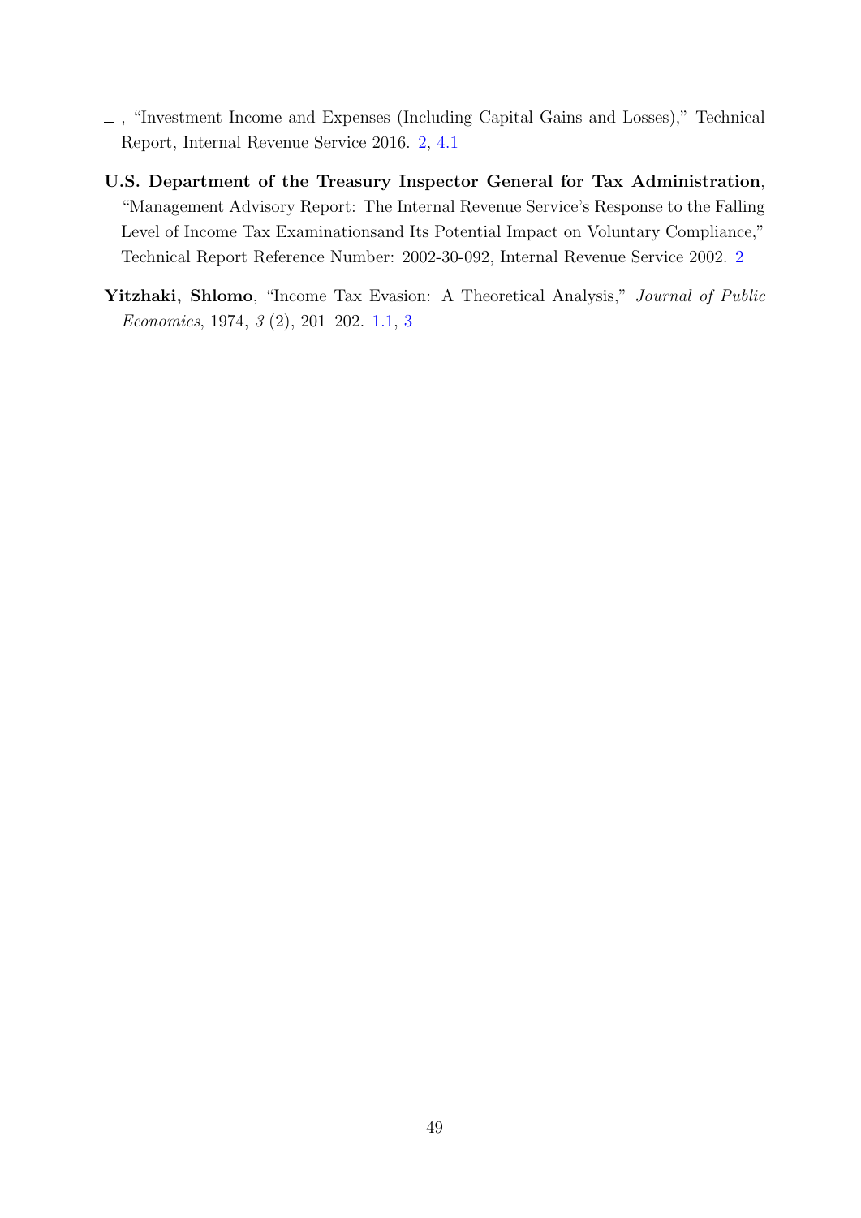—, "Investment Income and Expenses (Including Capital Gains and Losses)," Technical Report, Internal Revenue Service 2016. 2, 4.1

**U.S. Department of the Treasury Inspector General for Tax Administration**, "Management Advisory Report: The Internal Revenue Service's Response to the Falling Level of Income Tax Examinationsand Its Potential Impact on Voluntary Compliance," Technical Report Reference Number: 2002-30-092, Internal Revenue Service 2002. 2

**Yitzhaki, Shlomo**, "Income Tax Evasion: A Theoretical Analysis," *Journal of Public Economics*, 1974, *3* (2), 201–202. 1.1, 3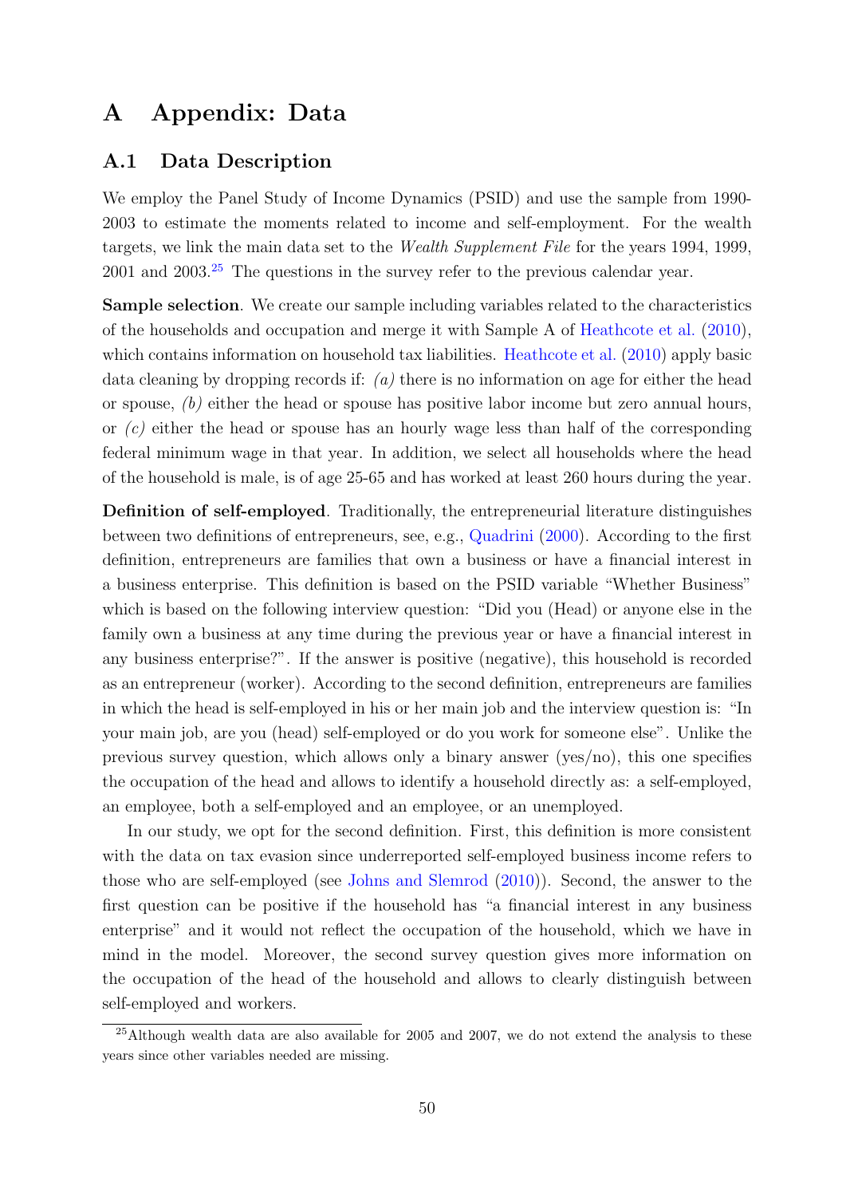# A Appendix: Data

## A.1 Data Description

We employ the Panel Study of Income Dynamics (PSID) and use the sample from 1990-2003 to estimate the moments related to income and self-employment. For the wealth targets, we link the main data set to the *Wealth Supplement File* for the years 1994, 1999, 2001 and 2003.[25] The questions in the survey refer to the previous calendar year.

**Sample selection**. We create our sample including variables related to the characteristics of the households and occupation and merge it with Sample A of Heathcote et al. (2010), which contains information on household tax liabilities. Heathcote et al. (2010) apply basic data cleaning by dropping records if: *(a)* there is no information on age for either the head or spouse, *(b)* either the head or spouse has positive labor income but zero annual hours, or *(c)* either the head or spouse has an hourly wage less than half of the corresponding federal minimum wage in that year. In addition, we select all households where the head of the household is male, is of age 25-65 and has worked at least 260 hours during the year.

**Definition of self-employed**. Traditionally, the entrepreneurial literature distinguishes between two definitions of entrepreneurs, see, e.g., Quadrini (2000). According to the first definition, entrepreneurs are families that own a business or have a financial interest in a business enterprise. This definition is based on the PSID variable "Whether Business" which is based on the following interview question: "Did you (Head) or anyone else in the family own a business at any time during the previous year or have a financial interest in any business enterprise?". If the answer is positive (negative), this household is recorded as an entrepreneur (worker). According to the second definition, entrepreneurs are families in which the head is self-employed in his or her main job and the interview question is: "In your main job, are you (head) self-employed or do you work for someone else". Unlike the previous survey question, which allows only a binary answer (yes/no), this one specifies the occupation of the head and allows to identify a household directly as: a self-employed, an employee, both a self-employed and an employee, or an unemployed.

In our study, we opt for the second definition. First, this definition is more consistent with the data on tax evasion since underreported self-employed business income refers to those who are self-employed (see Johns and Slemrod (2010)). Second, the answer to the first question can be positive if the household has "a financial interest in any business enterprise" and it would not reflect the occupation of the household, which we have in mind in the model. Moreover, the second survey question gives more information on the occupation of the head of the household and allows to clearly distinguish between self-employed and workers.

[25] Although wealth data are also available for 2005 and 2007, we do not extend the analysis to these years since other variables needed are missing.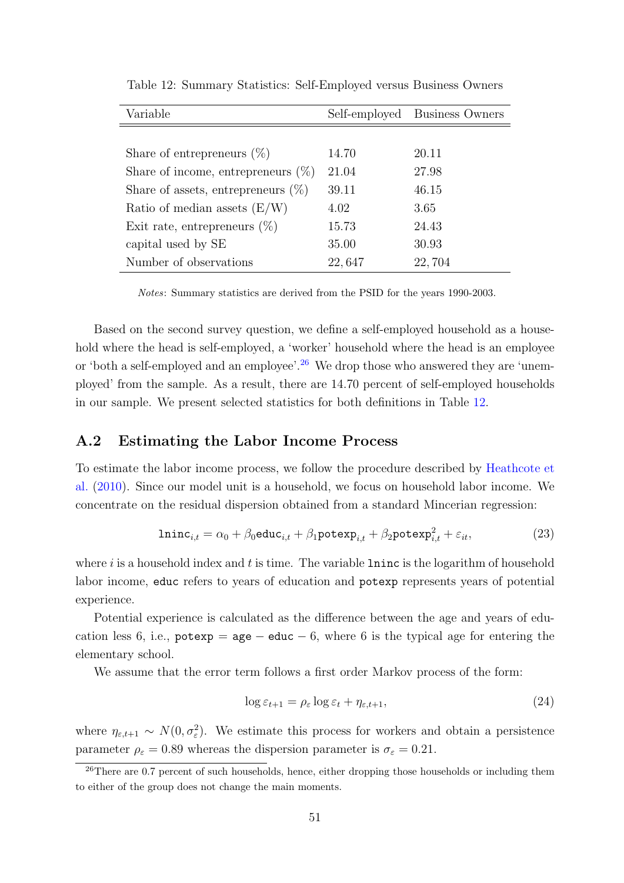Table 12: Summary Statistics: Self-Employed versus Business Owners

| Variable | Self-employed | Business Owners |
|---|---|---|
| Share of entrepreneurs (%) | 14.70 | 20.11 |
| Share of income, entrepreneurs (%) | 21.04 | 27.98 |
| Share of assets, entrepreneurs (%) | 39.11 | 46.15 |
| Ratio of median assets (E/W) | 4.02 | 3.65 |
| Exit rate, entrepreneurs (%) | 15.73 | 24.43 |
| capital used by SE | 35.00 | 30.93 |
| Number of observations | 22,647 | 22,704 |

*Notes*: Summary statistics are derived from the PSID for the years 1990-2003.

Based on the second survey question, we define a self-employed household as a household where the head is self-employed, a 'worker' household where the head is an employee or 'both a self-employed and an employee'.[26] We drop those who answered they are 'unemployed' from the sample. As a result, there are 14.70 percent of self-employed households in our sample. We present selected statistics for both definitions in Table 12.

## A.2 Estimating the Labor Income Process

To estimate the labor income process, we follow the procedure described by Heathcote et al. (2010). Since our model unit is a household, we focus on household labor income. We concentrate on the residual dispersion obtained from a standard Mincerian regression:

$$\texttt{lninc}_{i,t} = \alpha_0 + \beta_0 \texttt{educ}_{i,t} + \beta_1 \texttt{potexp}_{i,t} + \beta_2 \texttt{potexp}^2_{i,t} + \varepsilon_{it}, \tag{23}$$

where $i$ is a household index and $t$ is time. The variable `lninc` is the logarithm of household labor income, `educ` refers to years of education and `potexp` represents years of potential experience.

Potential experience is calculated as the difference between the age and years of education less 6, i.e., `potexp` = `age` − `educ` − 6, where 6 is the typical age for entering the elementary school.

We assume that the error term follows a first order Markov process of the form:

$$\log \varepsilon_{t+1} = \rho_\varepsilon \log \varepsilon_t + \eta_{\varepsilon,t+1}, \tag{24}$$

where $\eta_{\varepsilon,t+1} \sim N(0, \sigma_\varepsilon^2)$. We estimate this process for workers and obtain a persistence parameter $\rho_\varepsilon = 0.89$ whereas the dispersion parameter is $\sigma_\varepsilon = 0.21$.

[26] There are 0.7 percent of such households, hence, either dropping those households or including them to either of the group does not change the main moments.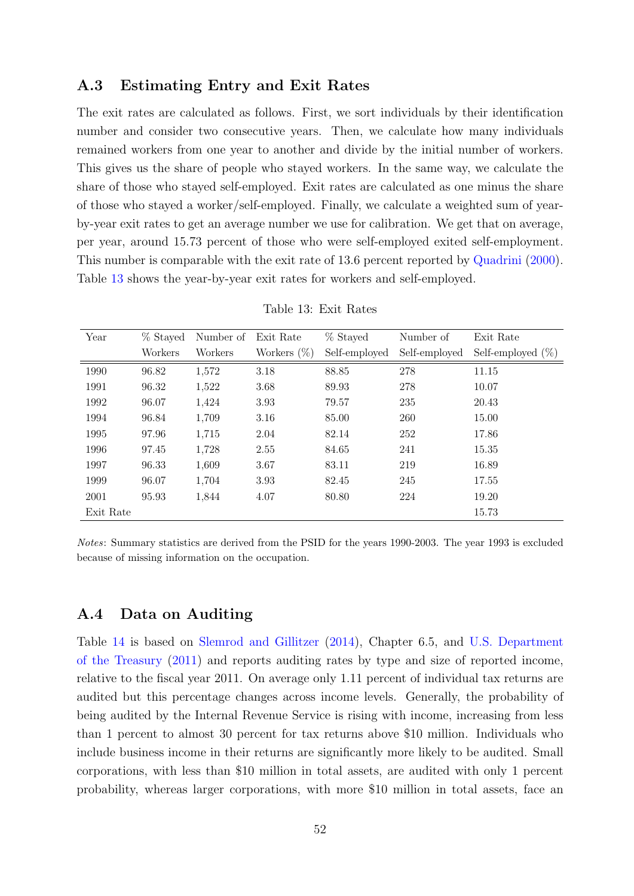## A.3 Estimating Entry and Exit Rates

The exit rates are calculated as follows. First, we sort individuals by their identification number and consider two consecutive years. Then, we calculate how many individuals remained workers from one year to another and divide by the initial number of workers. This gives us the share of people who stayed workers. In the same way, we calculate the share of those who stayed self-employed. Exit rates are calculated as one minus the share of those who stayed a worker/self-employed. Finally, we calculate a weighted sum of year-by-year exit rates to get an average number we use for calibration. We get that on average, per year, around 15.73 percent of those who were self-employed exited self-employment. This number is comparable with the exit rate of 13.6 percent reported by Quadrini (2000). Table 13 shows the year-by-year exit rates for workers and self-employed.

Table 13: Exit Rates

| Year | % Stayed Workers | Number of Workers | Exit Rate Workers (%) | % Stayed Self-employed | Number of Self-employed | Exit Rate Self-employed (%) |
|---|---|---|---|---|---|---|
| 1990 | 96.82 | 1,572 | 3.18 | 88.85 | 278 | 11.15 |
| 1991 | 96.32 | 1,522 | 3.68 | 89.93 | 278 | 10.07 |
| 1992 | 96.07 | 1,424 | 3.93 | 79.57 | 235 | 20.43 |
| 1994 | 96.84 | 1,709 | 3.16 | 85.00 | 260 | 15.00 |
| 1995 | 97.96 | 1,715 | 2.04 | 82.14 | 252 | 17.86 |
| 1996 | 97.45 | 1,728 | 2.55 | 84.65 | 241 | 15.35 |
| 1997 | 96.33 | 1,609 | 3.67 | 83.11 | 219 | 16.89 |
| 1999 | 96.07 | 1,704 | 3.93 | 82.45 | 245 | 17.55 |
| 2001 | 95.93 | 1,844 | 4.07 | 80.80 | 224 | 19.20 |
| Exit Rate | | | | | | 15.73 |

*Notes*: Summary statistics are derived from the PSID for the years 1990-2003. The year 1993 is excluded because of missing information on the occupation.

## A.4 Data on Auditing

Table 14 is based on Slemrod and Gillitzer (2014), Chapter 6.5, and U.S. Department of the Treasury (2011) and reports auditing rates by type and size of reported income, relative to the fiscal year 2011. On average only 1.11 percent of individual tax returns are audited but this percentage changes across income levels. Generally, the probability of being audited by the Internal Revenue Service is rising with income, increasing from less than 1 percent to almost 30 percent for tax returns above $10 million. Individuals who include business income in their returns are significantly more likely to be audited. Small corporations, with less than $10 million in total assets, are audited with only 1 percent probability, whereas larger corporations, with more $10 million in total assets, face an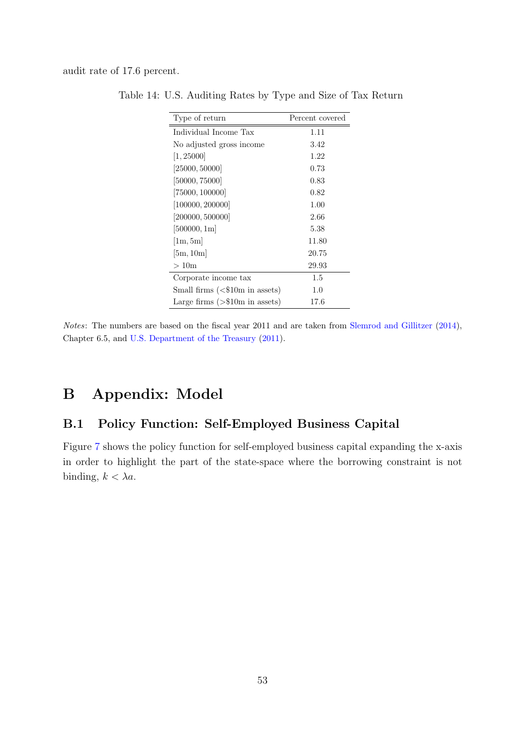audit rate of 17.6 percent.

Table 14: U.S. Auditing Rates by Type and Size of Tax Return

| Type of return | Percent covered |
|---|---|
| Individual Income Tax | 1.11 |
| No adjusted gross income | 3.42 |
| $[1, 25000]$ | 1.22 |
| $[25000, 50000]$ | 0.73 |
| $[50000, 75000]$ | 0.83 |
| $[75000, 100000]$ | 0.82 |
| $[100000, 200000]$ | 1.00 |
| $[200000, 500000]$ | 2.66 |
| $[500000, 1\text{m}]$ | 5.38 |
| $[1\text{m}, 5\text{m}]$ | 11.80 |
| $[5\text{m}, 10\text{m}]$ | 20.75 |
| $> 10\text{m}$ | 29.93 |
| Corporate income tax | 1.5 |
| Small firms (<\$10m in assets) | 1.0 |
| Large firms (>\$10m in assets) | 17.6 |

*Notes*: The numbers are based on the fiscal year 2011 and are taken from Slemrod and Gillitzer (2014), Chapter 6.5, and U.S. Department of the Treasury (2011).

# B Appendix: Model

## B.1 Policy Function: Self-Employed Business Capital

Figure 7 shows the policy function for self-employed business capital expanding the x-axis in order to highlight the part of the state-space where the borrowing constraint is not binding, $k < \lambda a$.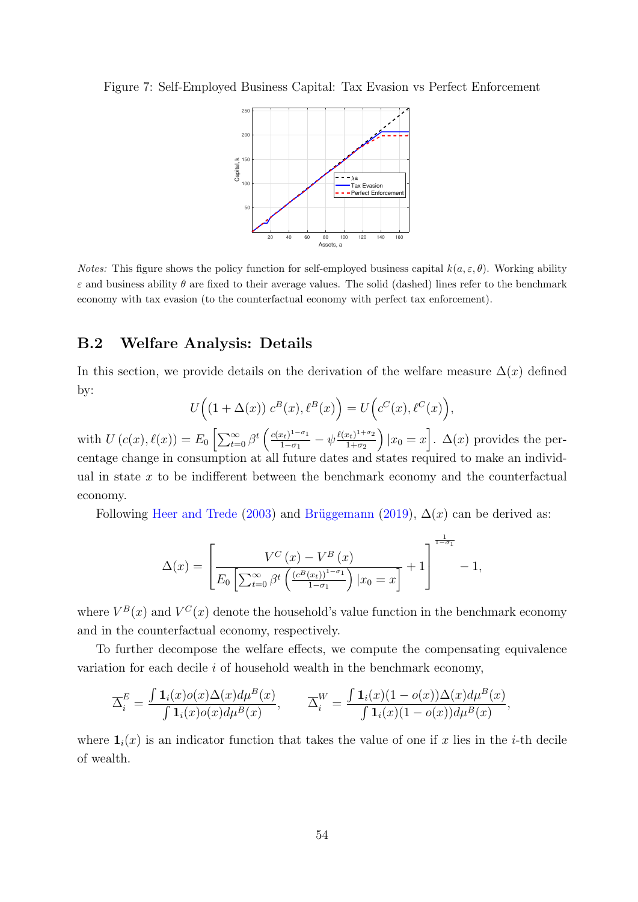Figure 7: Self-Employed Business Capital: Tax Evasion vs Perfect Enforcement

*Notes:* This figure shows the policy function for self-employed business capital $k(a, \varepsilon, \theta)$. Working ability $\varepsilon$ and business ability $\theta$ are fixed to their average values. The solid (dashed) lines refer to the benchmark economy with tax evasion (to the counterfactual economy with perfect tax enforcement).

## B.2 Welfare Analysis: Details

In this section, we provide details on the derivation of the welfare measure $\Delta(x)$ defined by:

$$U\Big((1+\Delta(x))\, c^B(x), \ell^B(x)\Big) = U\Big(c^C(x), \ell^C(x)\Big),$$

with $U\left(c(x), \ell(x)\right) = E_0\left[\sum_{t=0}^{\infty} \beta^t \left(\frac{c(x_t)^{1-\sigma_1}}{1-\sigma_1} - \psi \frac{\ell(x_t)^{1+\sigma_2}}{1+\sigma_2}\right) | x_0 = x\right]$. $\Delta(x)$ provides the percentage change in consumption at all future dates and states required to make an individual in state $x$ to be indifferent between the benchmark economy and the counterfactual economy.

Following Heer and Trede (2003) and Brüggemann (2019), $\Delta(x)$ can be derived as:

$$\Delta(x) = \left[\frac{V^C(x) - V^B(x)}{E_0\left[\sum_{t=0}^{\infty} \beta^t \left(\frac{(c^B(x_t))^{1-\sigma_1}}{1-\sigma_1}\right) | x_0 = x\right]} + 1\right]^{\frac{1}{1-\sigma_1}} - 1,$$

where $V^B(x)$ and $V^C(x)$ denote the household's value function in the benchmark economy and in the counterfactual economy, respectively.

To further decompose the welfare effects, we compute the compensating equivalence variation for each decile $i$ of household wealth in the benchmark economy,

$$\overline{\Delta}_i^E = \frac{\int \mathbf{1}_i(x) o(x) \Delta(x) d\mu^B(x)}{\int \mathbf{1}_i(x) o(x) d\mu^B(x)}, \qquad \overline{\Delta}_i^W = \frac{\int \mathbf{1}_i(x)(1-o(x)) \Delta(x) d\mu^B(x)}{\int \mathbf{1}_i(x)(1-o(x)) d\mu^B(x)},$$

where $\mathbf{1}_i(x)$ is an indicator function that takes the value of one if $x$ lies in the $i$-th decile of wealth.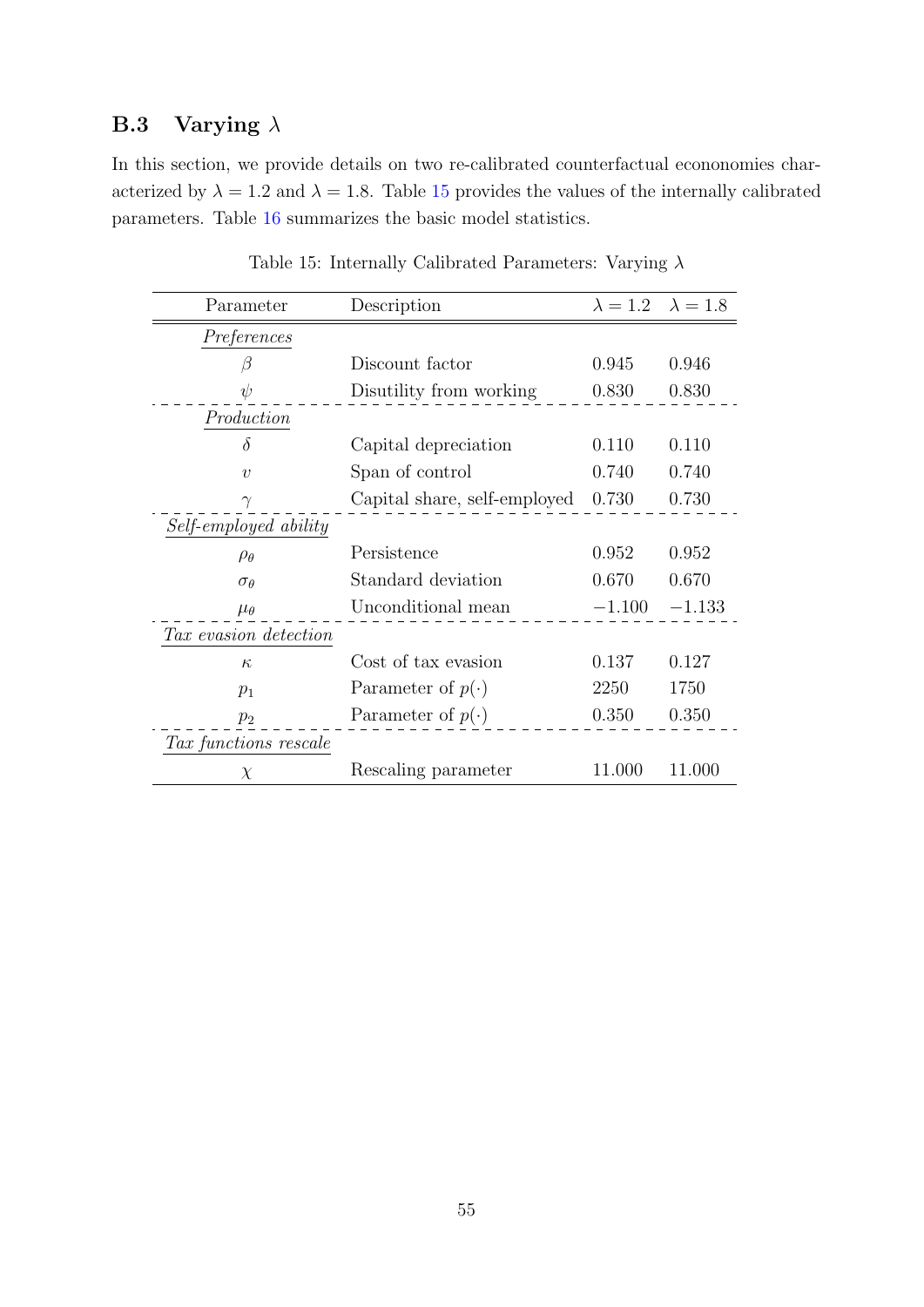### B.3 Varying $\lambda$

In this section, we provide details on two re-calibrated counterfactual econonomies characterized by $\lambda = 1.2$ and $\lambda = 1.8$. Table 15 provides the values of the internally calibrated parameters. Table 16 summarizes the basic model statistics.

Table 15: Internally Calibrated Parameters: Varying $\lambda$

| Parameter | Description | $\lambda = 1.2$ | $\lambda = 1.8$ |
|---|---|---|---|
| *Preferences* | | | |
| $\beta$ | Discount factor | 0.945 | 0.946 |
| $\psi$ | Disutility from working | 0.830 | 0.830 |
| *Production* | | | |
| $\delta$ | Capital depreciation | 0.110 | 0.110 |
| $\upsilon$ | Span of control | 0.740 | 0.740 |
| $\gamma$ | Capital share, self-employed | 0.730 | 0.730 |
| *Self-employed ability* | | | |
| $\rho_\theta$ | Persistence | 0.952 | 0.952 |
| $\sigma_\theta$ | Standard deviation | 0.670 | 0.670 |
| $\mu_\theta$ | Unconditional mean | $-1.100$ | $-1.133$ |
| *Tax evasion detection* | | | |
| $\kappa$ | Cost of tax evasion | 0.137 | 0.127 |
| $p_1$ | Parameter of $p(\cdot)$ | 2250 | 1750 |
| $p_2$ | Parameter of $p(\cdot)$ | 0.350 | 0.350 |
| *Tax functions rescale* | | | |
| $\chi$ | Rescaling parameter | 11.000 | 11.000 |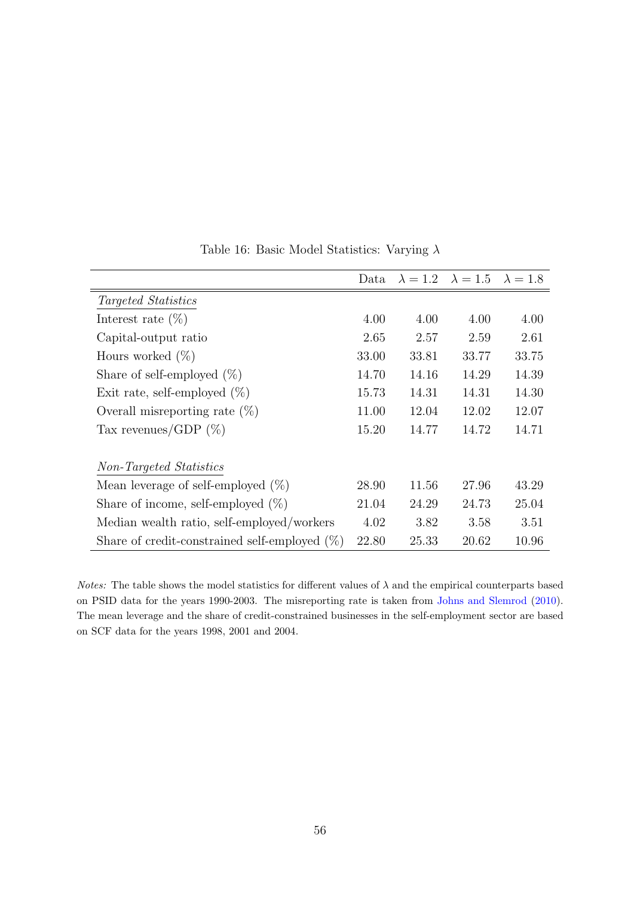Table 16: Basic Model Statistics: Varying $\lambda$

| | Data | $\lambda = 1.2$ | $\lambda = 1.5$ | $\lambda = 1.8$ |
|---|---|---|---|---|
| *Targeted Statistics* | | | | |
| Interest rate (%) | 4.00 | 4.00 | 4.00 | 4.00 |
| Capital-output ratio | 2.65 | 2.57 | 2.59 | 2.61 |
| Hours worked (%) | 33.00 | 33.81 | 33.77 | 33.75 |
| Share of self-employed (%) | 14.70 | 14.16 | 14.29 | 14.39 |
| Exit rate, self-employed (%) | 15.73 | 14.31 | 14.31 | 14.30 |
| Overall misreporting rate (%) | 11.00 | 12.04 | 12.02 | 12.07 |
| Tax revenues/GDP (%) | 15.20 | 14.77 | 14.72 | 14.71 |
| *Non-Targeted Statistics* | | | | |
| Mean leverage of self-employed (%) | 28.90 | 11.56 | 27.96 | 43.29 |
| Share of income, self-employed (%) | 21.04 | 24.29 | 24.73 | 25.04 |
| Median wealth ratio, self-employed/workers | 4.02 | 3.82 | 3.58 | 3.51 |
| Share of credit-constrained self-employed (%) | 22.80 | 25.33 | 20.62 | 10.96 |

*Notes:* The table shows the model statistics for different values of $\lambda$ and the empirical counterparts based on PSID data for the years 1990-2003. The misreporting rate is taken from Johns and Slemrod (2010). The mean leverage and the share of credit-constrained businesses in the self-employment sector are based on SCF data for the years 1998, 2001 and 2004.